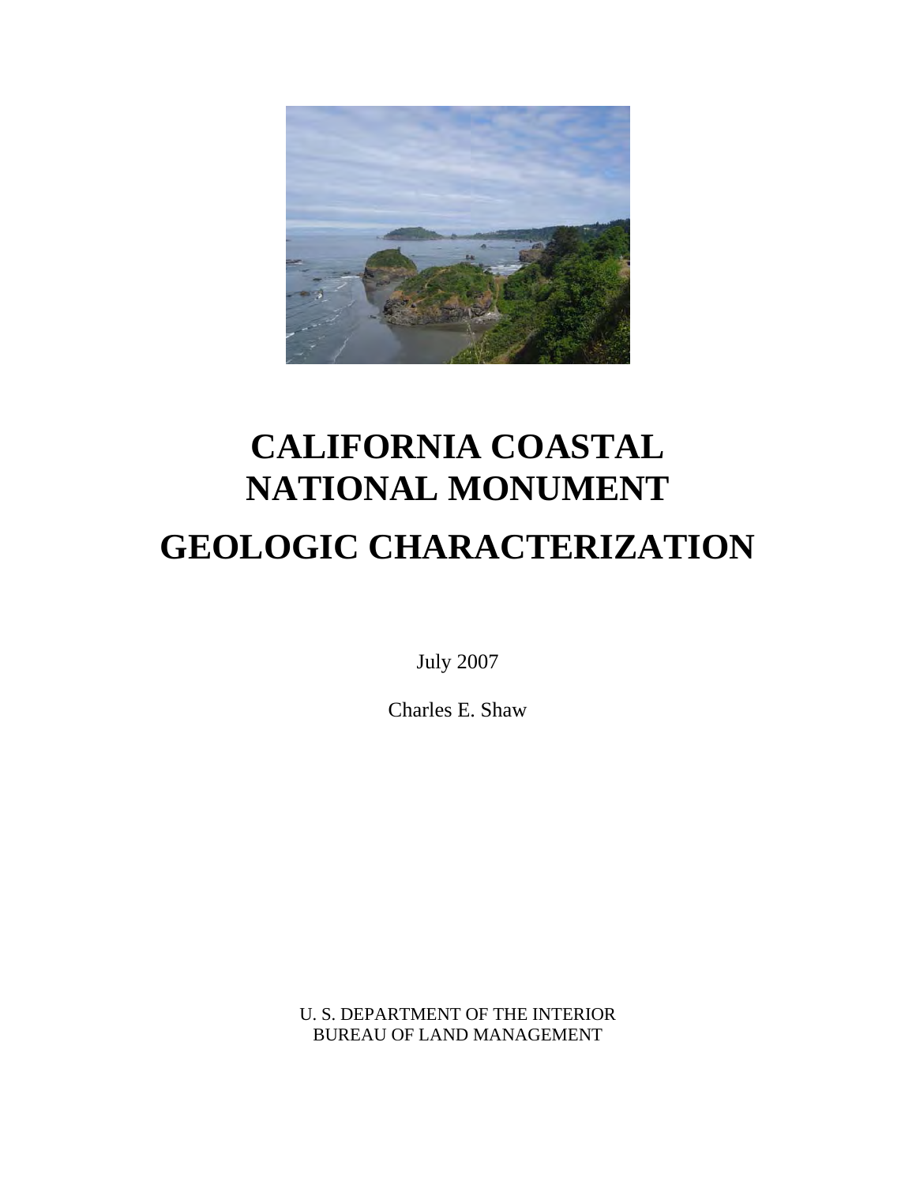# CALIFORNIA COASTAL NATIONAL MONUMENT

# GEOLOGIC CHARACTERIZATION

July 2007

Charles E. Shaw

U. S. DEPARTMENT OF THE INTERIOR
BUREAU OF LAND MANAGEMENT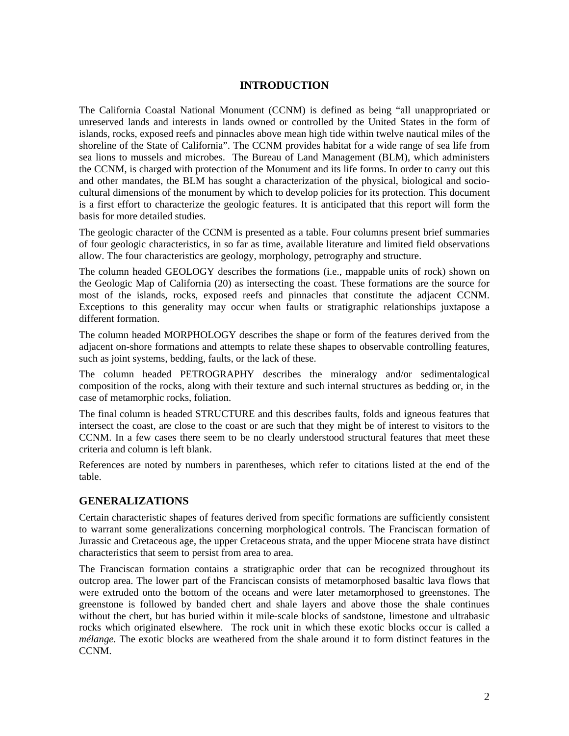## INTRODUCTION

The California Coastal National Monument (CCNM) is defined as being "all unappropriated or unreserved lands and interests in lands owned or controlled by the United States in the form of islands, rocks, exposed reefs and pinnacles above mean high tide within twelve nautical miles of the shoreline of the State of California". The CCNM provides habitat for a wide range of sea life from sea lions to mussels and microbes. The Bureau of Land Management (BLM), which administers the CCNM, is charged with protection of the Monument and its life forms. In order to carry out this and other mandates, the BLM has sought a characterization of the physical, biological and socio-cultural dimensions of the monument by which to develop policies for its protection. This document is a first effort to characterize the geologic features. It is anticipated that this report will form the basis for more detailed studies.

The geologic character of the CCNM is presented as a table. Four columns present brief summaries of four geologic characteristics, in so far as time, available literature and limited field observations allow. The four characteristics are geology, morphology, petrography and structure.

The column headed GEOLOGY describes the formations (i.e., mappable units of rock) shown on the Geologic Map of California (20) as intersecting the coast. These formations are the source for most of the islands, rocks, exposed reefs and pinnacles that constitute the adjacent CCNM. Exceptions to this generality may occur when faults or stratigraphic relationships juxtapose a different formation.

The column headed MORPHOLOGY describes the shape or form of the features derived from the adjacent on-shore formations and attempts to relate these shapes to observable controlling features, such as joint systems, bedding, faults, or the lack of these.

The column headed PETROGRAPHY describes the mineralogy and/or sedimentalogical composition of the rocks, along with their texture and such internal structures as bedding or, in the case of metamorphic rocks, foliation.

The final column is headed STRUCTURE and this describes faults, folds and igneous features that intersect the coast, are close to the coast or are such that they might be of interest to visitors to the CCNM. In a few cases there seem to be no clearly understood structural features that meet these criteria and column is left blank.

References are noted by numbers in parentheses, which refer to citations listed at the end of the table.

## GENERALIZATIONS

Certain characteristic shapes of features derived from specific formations are sufficiently consistent to warrant some generalizations concerning morphological controls. The Franciscan formation of Jurassic and Cretaceous age, the upper Cretaceous strata, and the upper Miocene strata have distinct characteristics that seem to persist from area to area.

The Franciscan formation contains a stratigraphic order that can be recognized throughout its outcrop area. The lower part of the Franciscan consists of metamorphosed basaltic lava flows that were extruded onto the bottom of the oceans and were later metamorphosed to greenstones. The greenstone is followed by banded chert and shale layers and above those the shale continues without the chert, but has buried within it mile-scale blocks of sandstone, limestone and ultrabasic rocks which originated elsewhere. The rock unit in which these exotic blocks occur is called a *mélange.* The exotic blocks are weathered from the shale around it to form distinct features in the CCNM.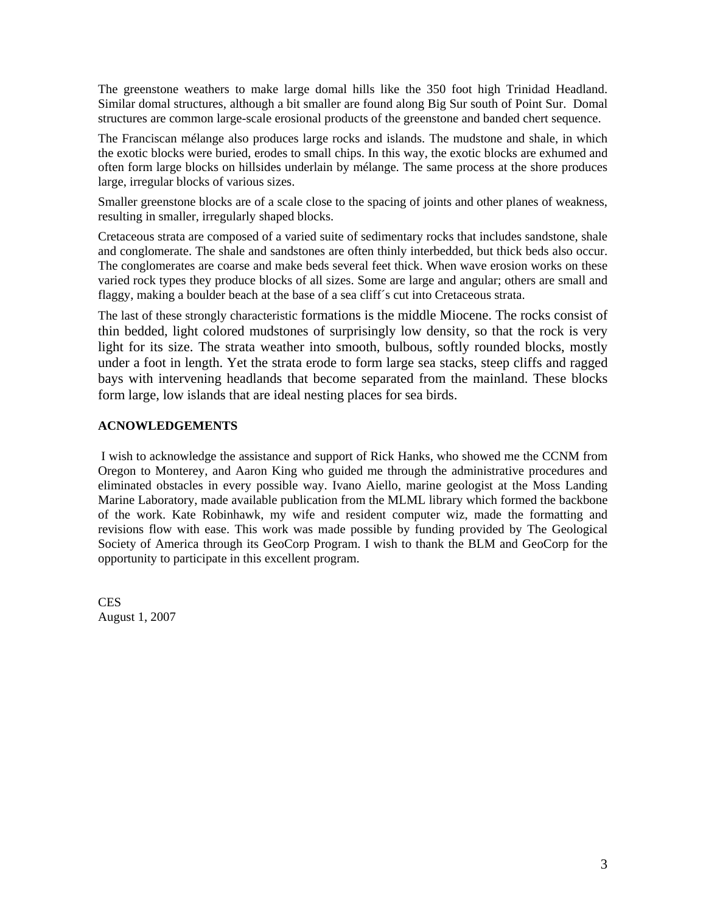The greenstone weathers to make large domal hills like the 350 foot high Trinidad Headland. Similar domal structures, although a bit smaller are found along Big Sur south of Point Sur. Domal structures are common large-scale erosional products of the greenstone and banded chert sequence.

The Franciscan mélange also produces large rocks and islands. The mudstone and shale, in which the exotic blocks were buried, erodes to small chips. In this way, the exotic blocks are exhumed and often form large blocks on hillsides underlain by mélange. The same process at the shore produces large, irregular blocks of various sizes.

Smaller greenstone blocks are of a scale close to the spacing of joints and other planes of weakness, resulting in smaller, irregularly shaped blocks.

Cretaceous strata are composed of a varied suite of sedimentary rocks that includes sandstone, shale and conglomerate. The shale and sandstones are often thinly interbedded, but thick beds also occur. The conglomerates are coarse and make beds several feet thick. When wave erosion works on these varied rock types they produce blocks of all sizes. Some are large and angular; others are small and flaggy, making a boulder beach at the base of a sea cliff´s cut into Cretaceous strata.

The last of these strongly characteristic formations is the middle Miocene. The rocks consist of thin bedded, light colored mudstones of surprisingly low density, so that the rock is very light for its size. The strata weather into smooth, bulbous, softly rounded blocks, mostly under a foot in length. Yet the strata erode to form large sea stacks, steep cliffs and ragged bays with intervening headlands that become separated from the mainland. These blocks form large, low islands that are ideal nesting places for sea birds.

**ACNOWLEDGEMENTS**

I wish to acknowledge the assistance and support of Rick Hanks, who showed me the CCNM from Oregon to Monterey, and Aaron King who guided me through the administrative procedures and eliminated obstacles in every possible way. Ivano Aiello, marine geologist at the Moss Landing Marine Laboratory, made available publication from the MLML library which formed the backbone of the work. Kate Robinhawk, my wife and resident computer wiz, made the formatting and revisions flow with ease. This work was made possible by funding provided by The Geological Society of America through its GeoCorp Program. I wish to thank the BLM and GeoCorp for the opportunity to participate in this excellent program.

CES
August 1, 2007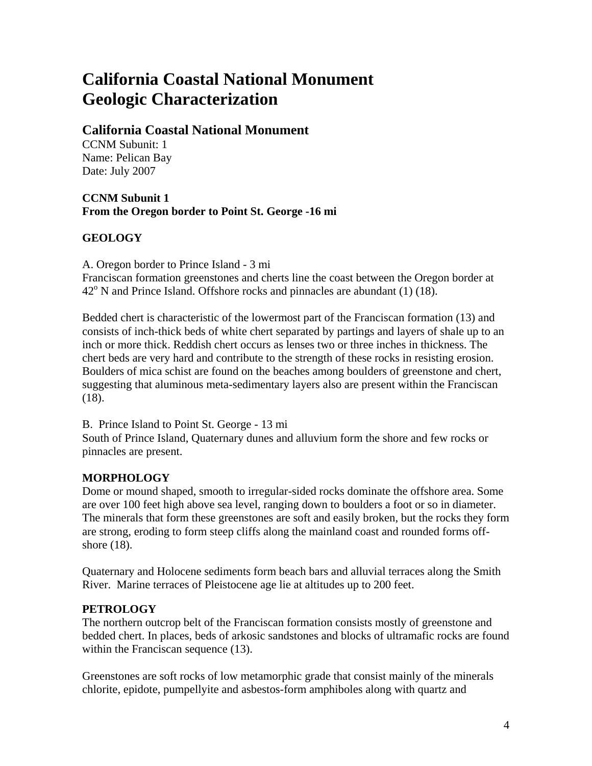# California Coastal National Monument Geologic Characterization

## California Coastal National Monument

CCNM Subunit: 1
Name: Pelican Bay
Date: July 2007

**CCNM Subunit 1**
**From the Oregon border to Point St. George -16 mi**

### GEOLOGY

A. Oregon border to Prince Island - 3 mi
Franciscan formation greenstones and cherts line the coast between the Oregon border at 42$^{o}$ N and Prince Island. Offshore rocks and pinnacles are abundant (1) (18).

Bedded chert is characteristic of the lowermost part of the Franciscan formation (13) and consists of inch-thick beds of white chert separated by partings and layers of shale up to an inch or more thick. Reddish chert occurs as lenses two or three inches in thickness. The chert beds are very hard and contribute to the strength of these rocks in resisting erosion. Boulders of mica schist are found on the beaches among boulders of greenstone and chert, suggesting that aluminous meta-sedimentary layers also are present within the Franciscan (18).

B. Prince Island to Point St. George - 13 mi
South of Prince Island, Quaternary dunes and alluvium form the shore and few rocks or pinnacles are present.

### MORPHOLOGY

Dome or mound shaped, smooth to irregular-sided rocks dominate the offshore area. Some are over 100 feet high above sea level, ranging down to boulders a foot or so in diameter. The minerals that form these greenstones are soft and easily broken, but the rocks they form are strong, eroding to form steep cliffs along the mainland coast and rounded forms off-shore (18).

Quaternary and Holocene sediments form beach bars and alluvial terraces along the Smith River. Marine terraces of Pleistocene age lie at altitudes up to 200 feet.

### PETROLOGY

The northern outcrop belt of the Franciscan formation consists mostly of greenstone and bedded chert. In places, beds of arkosic sandstones and blocks of ultramafic rocks are found within the Franciscan sequence (13).

Greenstones are soft rocks of low metamorphic grade that consist mainly of the minerals chlorite, epidote, pumpellyite and asbestos-form amphiboles along with quartz and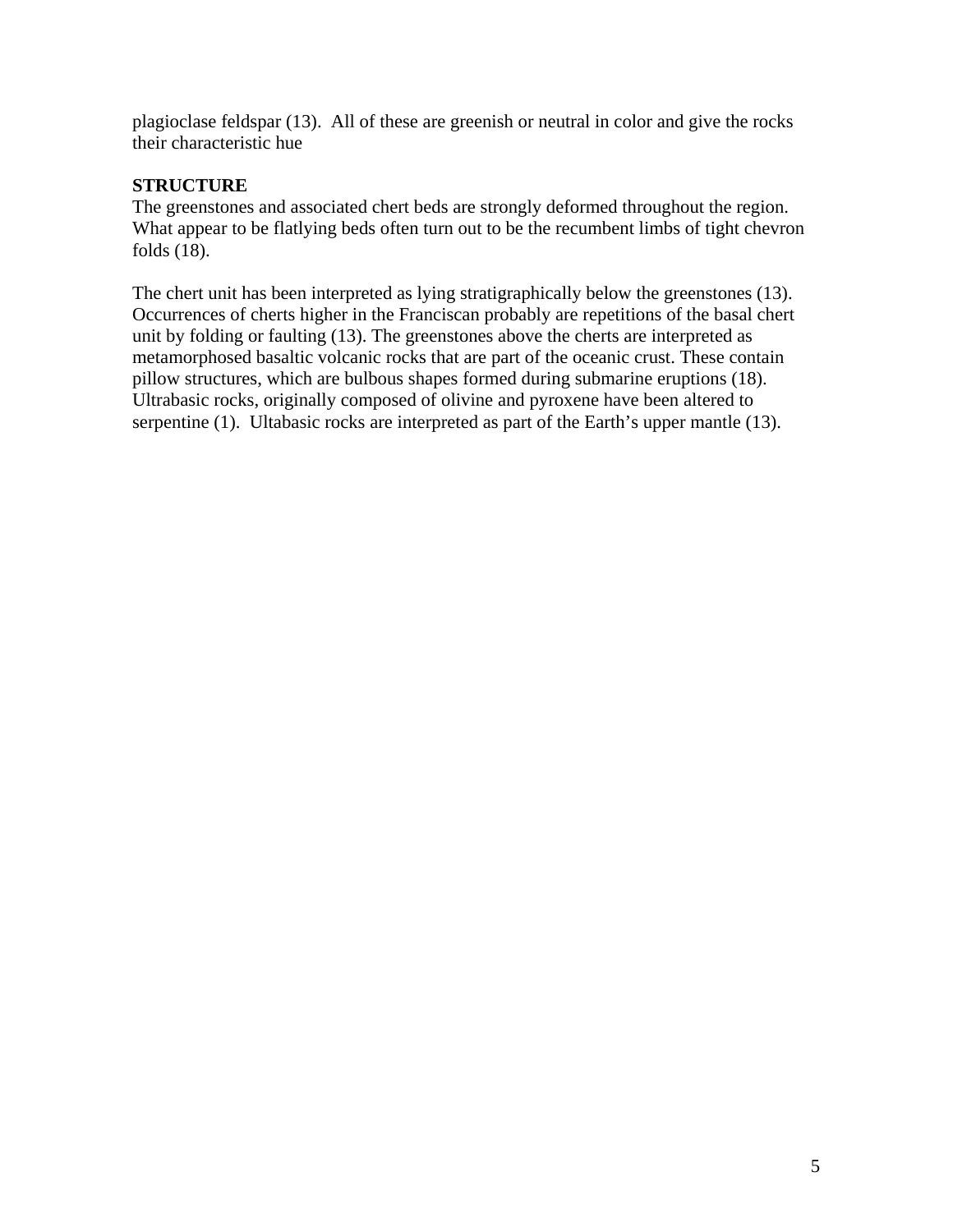plagioclase feldspar (13).  All of these are greenish or neutral in color and give the rocks their characteristic hue

**STRUCTURE**

The greenstones and associated chert beds are strongly deformed throughout the region. What appear to be flatlying beds often turn out to be the recumbent limbs of tight chevron folds (18).

The chert unit has been interpreted as lying stratigraphically below the greenstones (13). Occurrences of cherts higher in the Franciscan probably are repetitions of the basal chert unit by folding or faulting (13). The greenstones above the cherts are interpreted as metamorphosed basaltic volcanic rocks that are part of the oceanic crust. These contain pillow structures, which are bulbous shapes formed during submarine eruptions (18). Ultrabasic rocks, originally composed of olivine and pyroxene have been altered to serpentine (1).  Ultabasic rocks are interpreted as part of the Earth's upper mantle (13).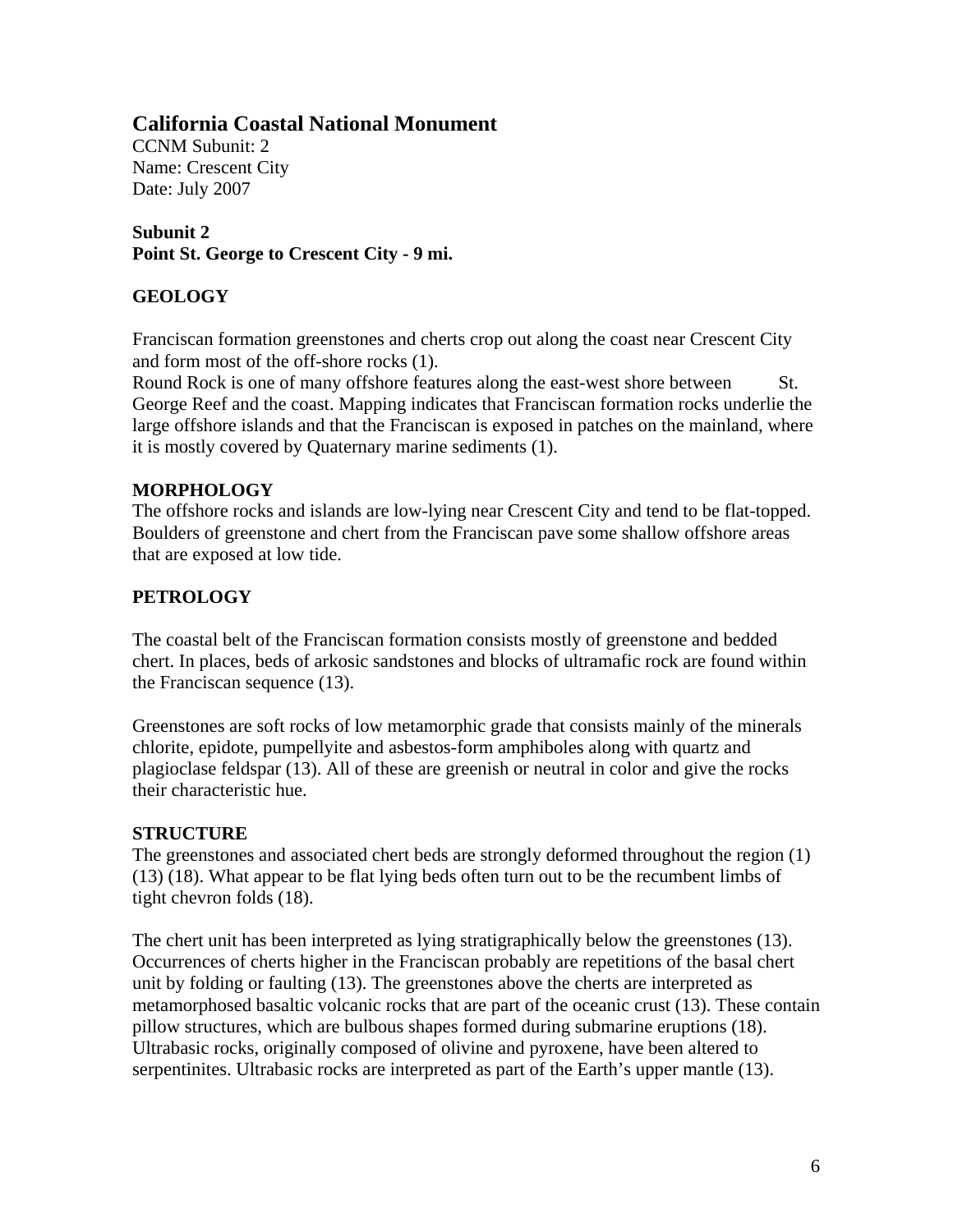## California Coastal National Monument

CCNM Subunit: 2
Name: Crescent City
Date: July 2007

**Subunit 2**
**Point St. George to Crescent City - 9 mi.**

### GEOLOGY

Franciscan formation greenstones and cherts crop out along the coast near Crescent City and form most of the off-shore rocks (1).
Round Rock is one of many offshore features along the east-west shore between St. George Reef and the coast. Mapping indicates that Franciscan formation rocks underlie the large offshore islands and that the Franciscan is exposed in patches on the mainland, where it is mostly covered by Quaternary marine sediments (1).

### MORPHOLOGY

The offshore rocks and islands are low-lying near Crescent City and tend to be flat-topped. Boulders of greenstone and chert from the Franciscan pave some shallow offshore areas that are exposed at low tide.

### PETROLOGY

The coastal belt of the Franciscan formation consists mostly of greenstone and bedded chert. In places, beds of arkosic sandstones and blocks of ultramafic rock are found within the Franciscan sequence (13).

Greenstones are soft rocks of low metamorphic grade that consists mainly of the minerals chlorite, epidote, pumpellyite and asbestos-form amphiboles along with quartz and plagioclase feldspar (13). All of these are greenish or neutral in color and give the rocks their characteristic hue.

### STRUCTURE

The greenstones and associated chert beds are strongly deformed throughout the region (1) (13) (18). What appear to be flat lying beds often turn out to be the recumbent limbs of tight chevron folds (18).

The chert unit has been interpreted as lying stratigraphically below the greenstones (13). Occurrences of cherts higher in the Franciscan probably are repetitions of the basal chert unit by folding or faulting (13). The greenstones above the cherts are interpreted as metamorphosed basaltic volcanic rocks that are part of the oceanic crust (13). These contain pillow structures, which are bulbous shapes formed during submarine eruptions (18). Ultrabasic rocks, originally composed of olivine and pyroxene, have been altered to serpentinites. Ultrabasic rocks are interpreted as part of the Earth's upper mantle (13).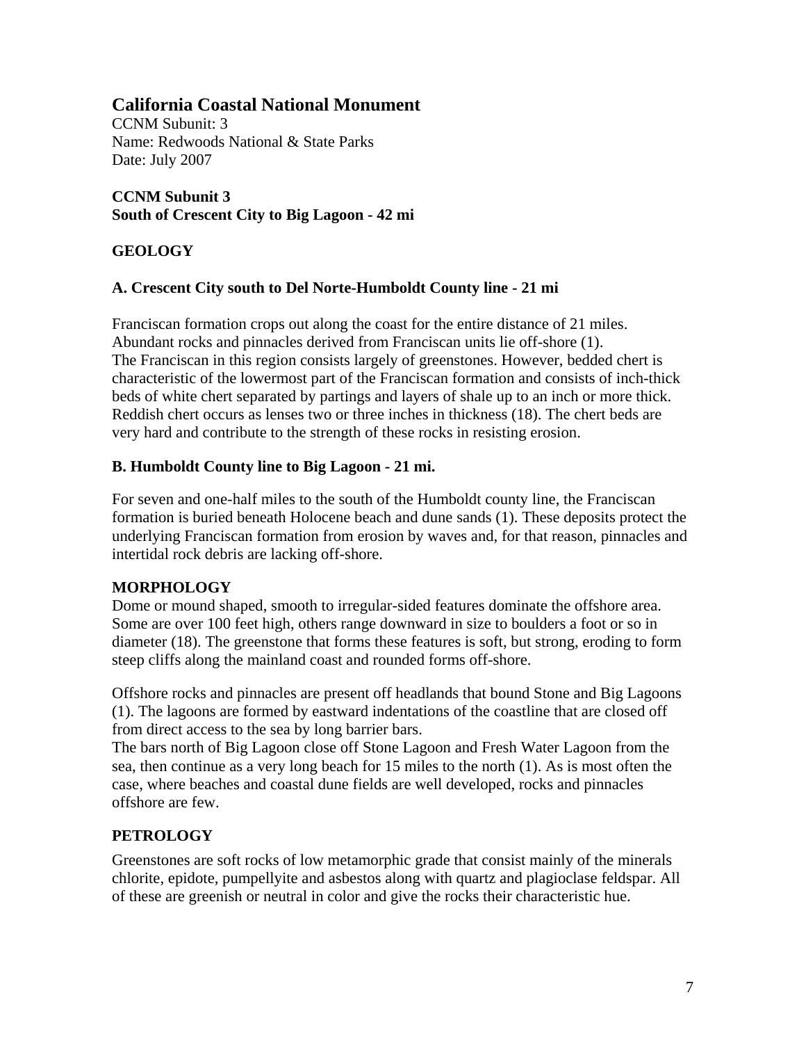## California Coastal National Monument

CCNM Subunit: 3
Name: Redwoods National & State Parks
Date: July 2007

**CCNM Subunit 3**
**South of Crescent City to Big Lagoon - 42 mi**

### GEOLOGY

#### A. Crescent City south to Del Norte-Humboldt County line - 21 mi

Franciscan formation crops out along the coast for the entire distance of 21 miles. Abundant rocks and pinnacles derived from Franciscan units lie off-shore (1). The Franciscan in this region consists largely of greenstones. However, bedded chert is characteristic of the lowermost part of the Franciscan formation and consists of inch-thick beds of white chert separated by partings and layers of shale up to an inch or more thick. Reddish chert occurs as lenses two or three inches in thickness (18). The chert beds are very hard and contribute to the strength of these rocks in resisting erosion.

#### B. Humboldt County line to Big Lagoon - 21 mi.

For seven and one-half miles to the south of the Humboldt county line, the Franciscan formation is buried beneath Holocene beach and dune sands (1). These deposits protect the underlying Franciscan formation from erosion by waves and, for that reason, pinnacles and intertidal rock debris are lacking off-shore.

### MORPHOLOGY

Dome or mound shaped, smooth to irregular-sided features dominate the offshore area. Some are over 100 feet high, others range downward in size to boulders a foot or so in diameter (18). The greenstone that forms these features is soft, but strong, eroding to form steep cliffs along the mainland coast and rounded forms off-shore.

Offshore rocks and pinnacles are present off headlands that bound Stone and Big Lagoons (1). The lagoons are formed by eastward indentations of the coastline that are closed off from direct access to the sea by long barrier bars.
The bars north of Big Lagoon close off Stone Lagoon and Fresh Water Lagoon from the sea, then continue as a very long beach for 15 miles to the north (1). As is most often the case, where beaches and coastal dune fields are well developed, rocks and pinnacles offshore are few.

### PETROLOGY

Greenstones are soft rocks of low metamorphic grade that consist mainly of the minerals chlorite, epidote, pumpellyite and asbestos along with quartz and plagioclase feldspar. All of these are greenish or neutral in color and give the rocks their characteristic hue.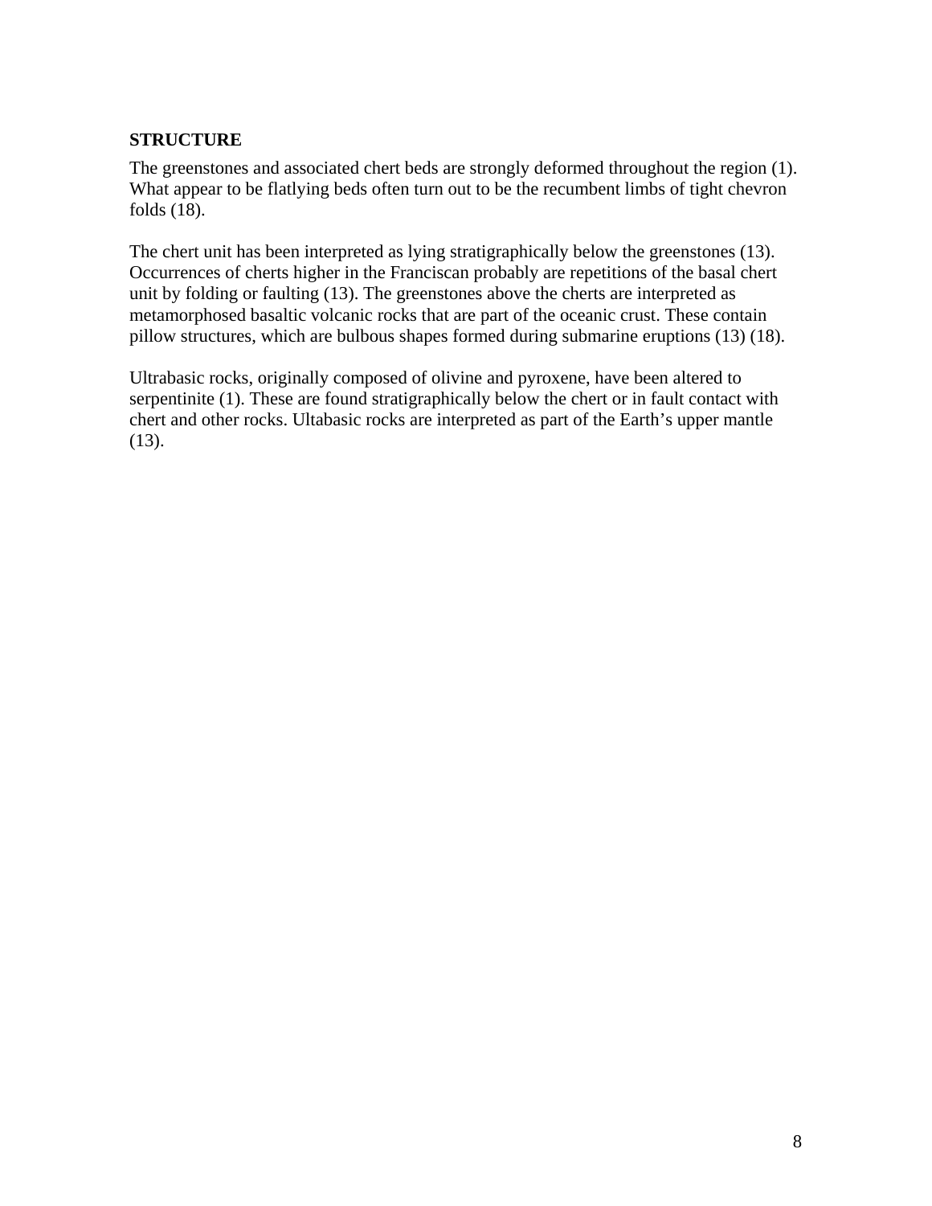**STRUCTURE**

The greenstones and associated chert beds are strongly deformed throughout the region (1). What appear to be flatlying beds often turn out to be the recumbent limbs of tight chevron folds (18).

The chert unit has been interpreted as lying stratigraphically below the greenstones (13). Occurrences of cherts higher in the Franciscan probably are repetitions of the basal chert unit by folding or faulting (13). The greenstones above the cherts are interpreted as metamorphosed basaltic volcanic rocks that are part of the oceanic crust. These contain pillow structures, which are bulbous shapes formed during submarine eruptions (13) (18).

Ultrabasic rocks, originally composed of olivine and pyroxene, have been altered to serpentinite (1). These are found stratigraphically below the chert or in fault contact with chert and other rocks. Ultabasic rocks are interpreted as part of the Earth's upper mantle (13).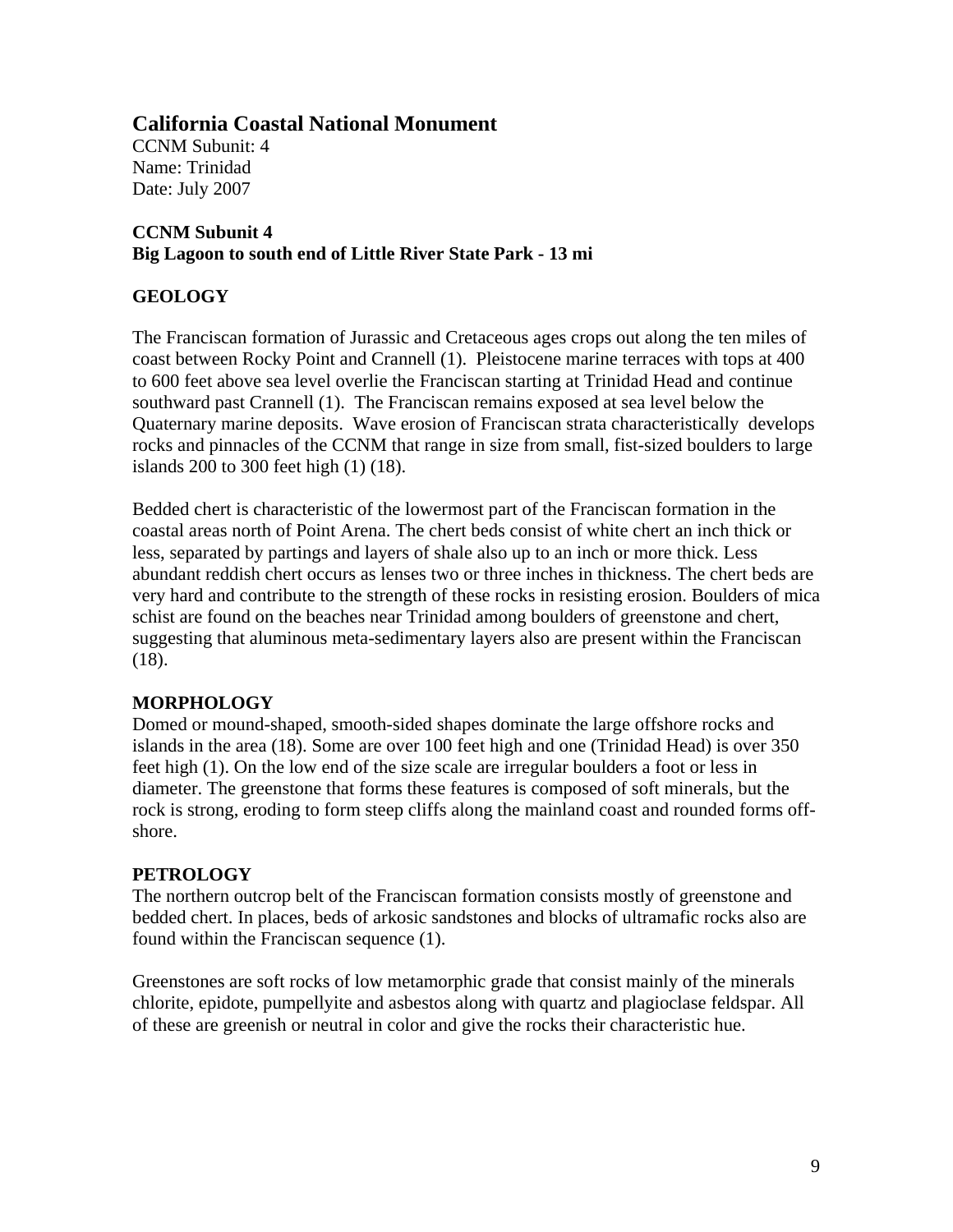## California Coastal National Monument

CCNM Subunit: 4
Name: Trinidad
Date: July 2007

**CCNM Subunit 4**
**Big Lagoon to south end of Little River State Park - 13 mi**

### GEOLOGY

The Franciscan formation of Jurassic and Cretaceous ages crops out along the ten miles of coast between Rocky Point and Crannell (1). Pleistocene marine terraces with tops at 400 to 600 feet above sea level overlie the Franciscan starting at Trinidad Head and continue southward past Crannell (1). The Franciscan remains exposed at sea level below the Quaternary marine deposits. Wave erosion of Franciscan strata characteristically develops rocks and pinnacles of the CCNM that range in size from small, fist-sized boulders to large islands 200 to 300 feet high (1) (18).

Bedded chert is characteristic of the lowermost part of the Franciscan formation in the coastal areas north of Point Arena. The chert beds consist of white chert an inch thick or less, separated by partings and layers of shale also up to an inch or more thick. Less abundant reddish chert occurs as lenses two or three inches in thickness. The chert beds are very hard and contribute to the strength of these rocks in resisting erosion. Boulders of mica schist are found on the beaches near Trinidad among boulders of greenstone and chert, suggesting that aluminous meta-sedimentary layers also are present within the Franciscan (18).

### MORPHOLOGY

Domed or mound-shaped, smooth-sided shapes dominate the large offshore rocks and islands in the area (18). Some are over 100 feet high and one (Trinidad Head) is over 350 feet high (1). On the low end of the size scale are irregular boulders a foot or less in diameter. The greenstone that forms these features is composed of soft minerals, but the rock is strong, eroding to form steep cliffs along the mainland coast and rounded forms off-shore.

### PETROLOGY

The northern outcrop belt of the Franciscan formation consists mostly of greenstone and bedded chert. In places, beds of arkosic sandstones and blocks of ultramafic rocks also are found within the Franciscan sequence (1).

Greenstones are soft rocks of low metamorphic grade that consist mainly of the minerals chlorite, epidote, pumpellyite and asbestos along with quartz and plagioclase feldspar. All of these are greenish or neutral in color and give the rocks their characteristic hue.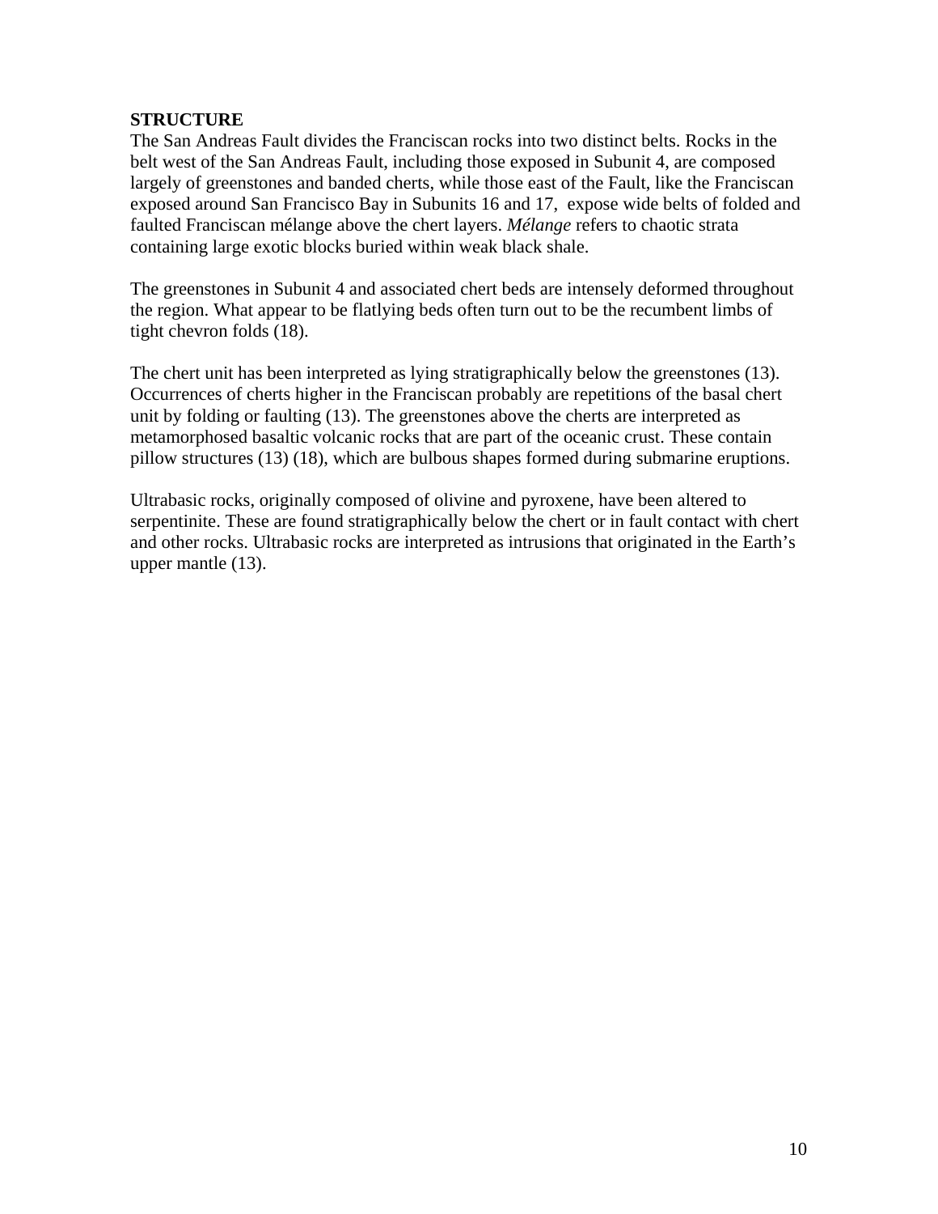**STRUCTURE**

The San Andreas Fault divides the Franciscan rocks into two distinct belts. Rocks in the belt west of the San Andreas Fault, including those exposed in Subunit 4, are composed largely of greenstones and banded cherts, while those east of the Fault, like the Franciscan exposed around San Francisco Bay in Subunits 16 and 17, expose wide belts of folded and faulted Franciscan mélange above the chert layers. *Mélange* refers to chaotic strata containing large exotic blocks buried within weak black shale.

The greenstones in Subunit 4 and associated chert beds are intensely deformed throughout the region. What appear to be flatlying beds often turn out to be the recumbent limbs of tight chevron folds (18).

The chert unit has been interpreted as lying stratigraphically below the greenstones (13). Occurrences of cherts higher in the Franciscan probably are repetitions of the basal chert unit by folding or faulting (13). The greenstones above the cherts are interpreted as metamorphosed basaltic volcanic rocks that are part of the oceanic crust. These contain pillow structures (13) (18), which are bulbous shapes formed during submarine eruptions.

Ultrabasic rocks, originally composed of olivine and pyroxene, have been altered to serpentinite. These are found stratigraphically below the chert or in fault contact with chert and other rocks. Ultrabasic rocks are interpreted as intrusions that originated in the Earth's upper mantle (13).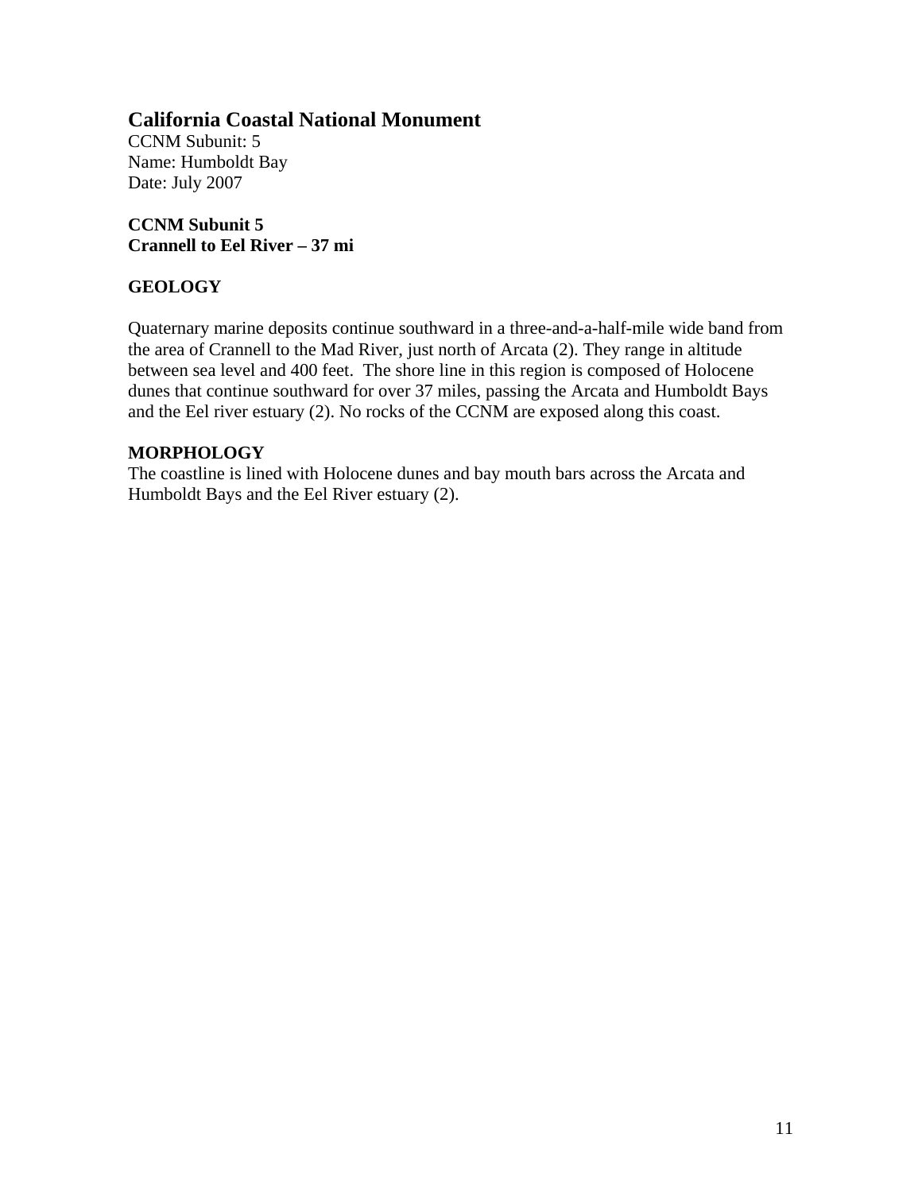## California Coastal National Monument

CCNM Subunit: 5
Name: Humboldt Bay
Date: July 2007

**CCNM Subunit 5**
**Crannell to Eel River – 37 mi**

### GEOLOGY

Quaternary marine deposits continue southward in a three-and-a-half-mile wide band from the area of Crannell to the Mad River, just north of Arcata (2). They range in altitude between sea level and 400 feet. The shore line in this region is composed of Holocene dunes that continue southward for over 37 miles, passing the Arcata and Humboldt Bays and the Eel river estuary (2). No rocks of the CCNM are exposed along this coast.

### MORPHOLOGY

The coastline is lined with Holocene dunes and bay mouth bars across the Arcata and Humboldt Bays and the Eel River estuary (2).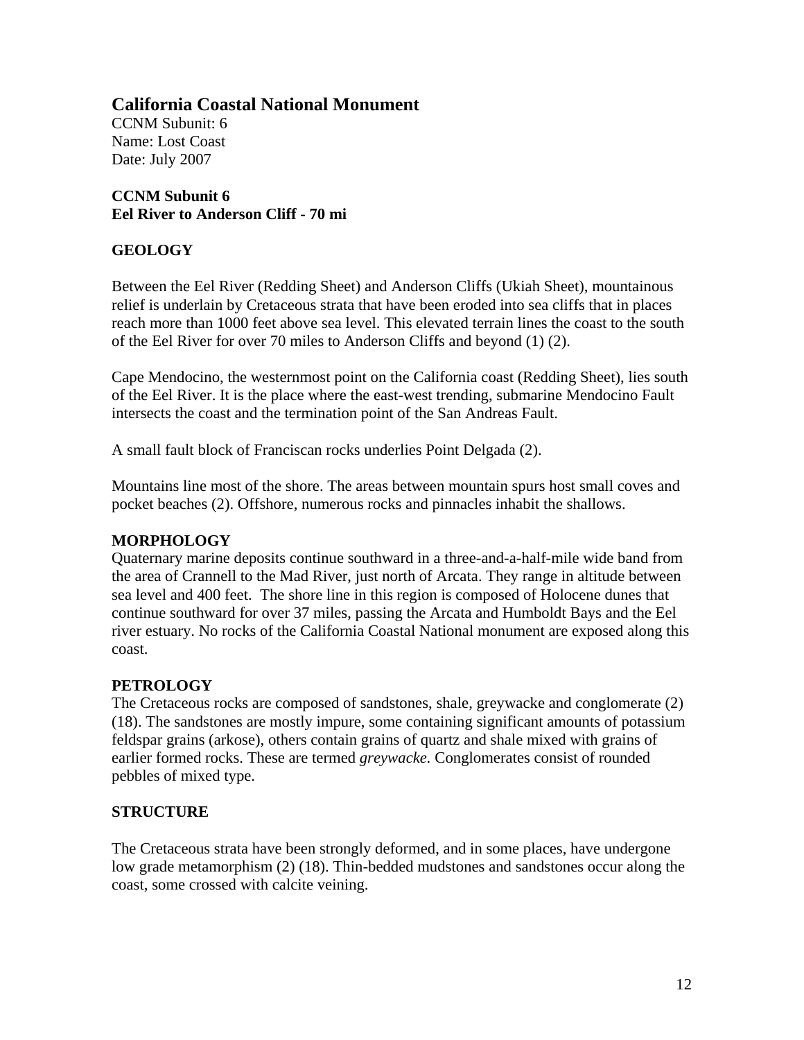# California Coastal National Monument

CCNM Subunit: 6
Name: Lost Coast
Date: July 2007

**CCNM Subunit 6**
**Eel River to Anderson Cliff - 70 mi**

## GEOLOGY

Between the Eel River (Redding Sheet) and Anderson Cliffs (Ukiah Sheet), mountainous relief is underlain by Cretaceous strata that have been eroded into sea cliffs that in places reach more than 1000 feet above sea level. This elevated terrain lines the coast to the south of the Eel River for over 70 miles to Anderson Cliffs and beyond (1) (2).

Cape Mendocino, the westernmost point on the California coast (Redding Sheet), lies south of the Eel River. It is the place where the east-west trending, submarine Mendocino Fault intersects the coast and the termination point of the San Andreas Fault.

A small fault block of Franciscan rocks underlies Point Delgada (2).

Mountains line most of the shore. The areas between mountain spurs host small coves and pocket beaches (2). Offshore, numerous rocks and pinnacles inhabit the shallows.

## MORPHOLOGY

Quaternary marine deposits continue southward in a three-and-a-half-mile wide band from the area of Crannell to the Mad River, just north of Arcata. They range in altitude between sea level and 400 feet. The shore line in this region is composed of Holocene dunes that continue southward for over 37 miles, passing the Arcata and Humboldt Bays and the Eel river estuary. No rocks of the California Coastal National monument are exposed along this coast.

## PETROLOGY

The Cretaceous rocks are composed of sandstones, shale, greywacke and conglomerate (2) (18). The sandstones are mostly impure, some containing significant amounts of potassium feldspar grains (arkose), others contain grains of quartz and shale mixed with grains of earlier formed rocks. These are termed *greywacke.* Conglomerates consist of rounded pebbles of mixed type.

## STRUCTURE

The Cretaceous strata have been strongly deformed, and in some places, have undergone low grade metamorphism (2) (18). Thin-bedded mudstones and sandstones occur along the coast, some crossed with calcite veining.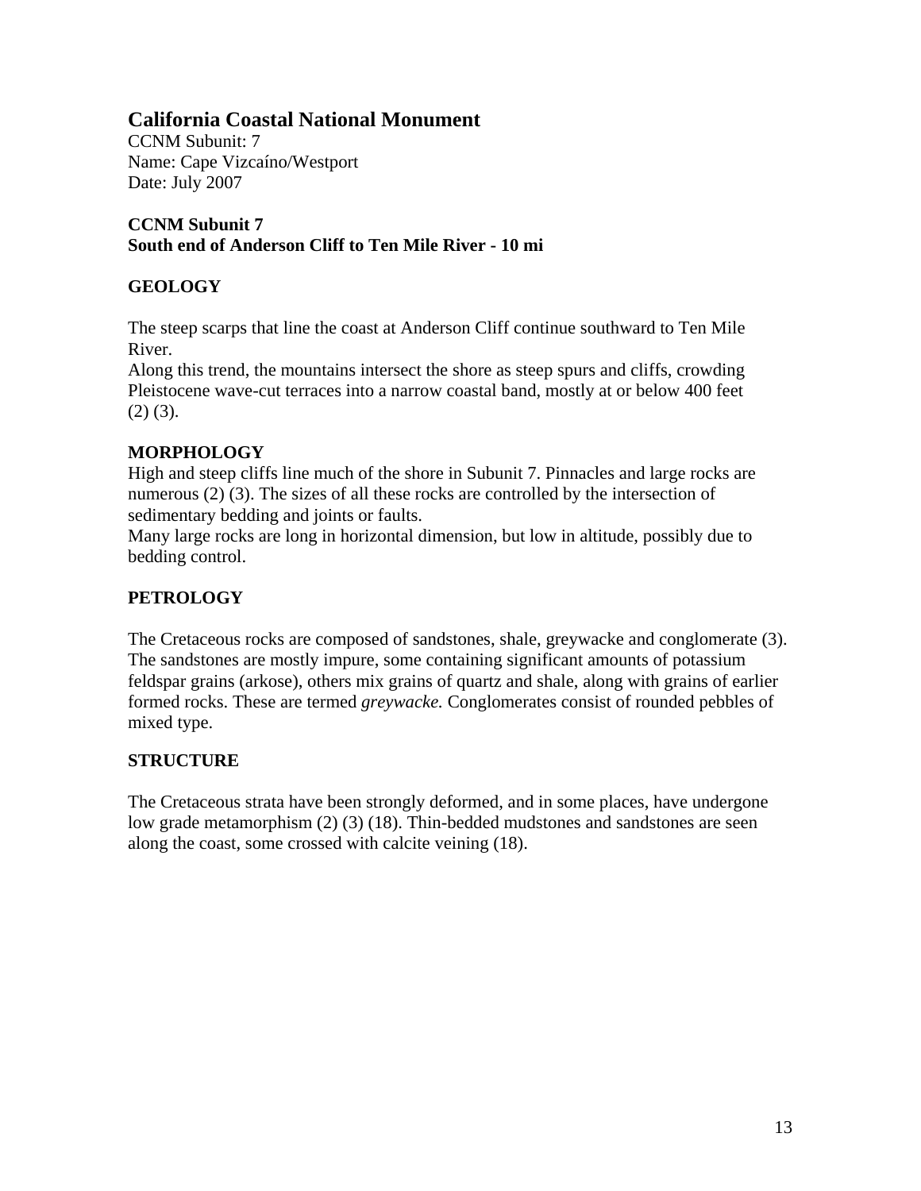## California Coastal National Monument

CCNM Subunit: 7
Name: Cape Vizcaíno/Westport
Date: July 2007

**CCNM Subunit 7**
**South end of Anderson Cliff to Ten Mile River - 10 mi**

### GEOLOGY

The steep scarps that line the coast at Anderson Cliff continue southward to Ten Mile River.
Along this trend, the mountains intersect the shore as steep spurs and cliffs, crowding Pleistocene wave-cut terraces into a narrow coastal band, mostly at or below 400 feet (2) (3).

### MORPHOLOGY

High and steep cliffs line much of the shore in Subunit 7. Pinnacles and large rocks are numerous (2) (3). The sizes of all these rocks are controlled by the intersection of sedimentary bedding and joints or faults.
Many large rocks are long in horizontal dimension, but low in altitude, possibly due to bedding control.

### PETROLOGY

The Cretaceous rocks are composed of sandstones, shale, greywacke and conglomerate (3). The sandstones are mostly impure, some containing significant amounts of potassium feldspar grains (arkose), others mix grains of quartz and shale, along with grains of earlier formed rocks. These are termed *greywacke.* Conglomerates consist of rounded pebbles of mixed type.

### STRUCTURE

The Cretaceous strata have been strongly deformed, and in some places, have undergone low grade metamorphism (2) (3) (18). Thin-bedded mudstones and sandstones are seen along the coast, some crossed with calcite veining (18).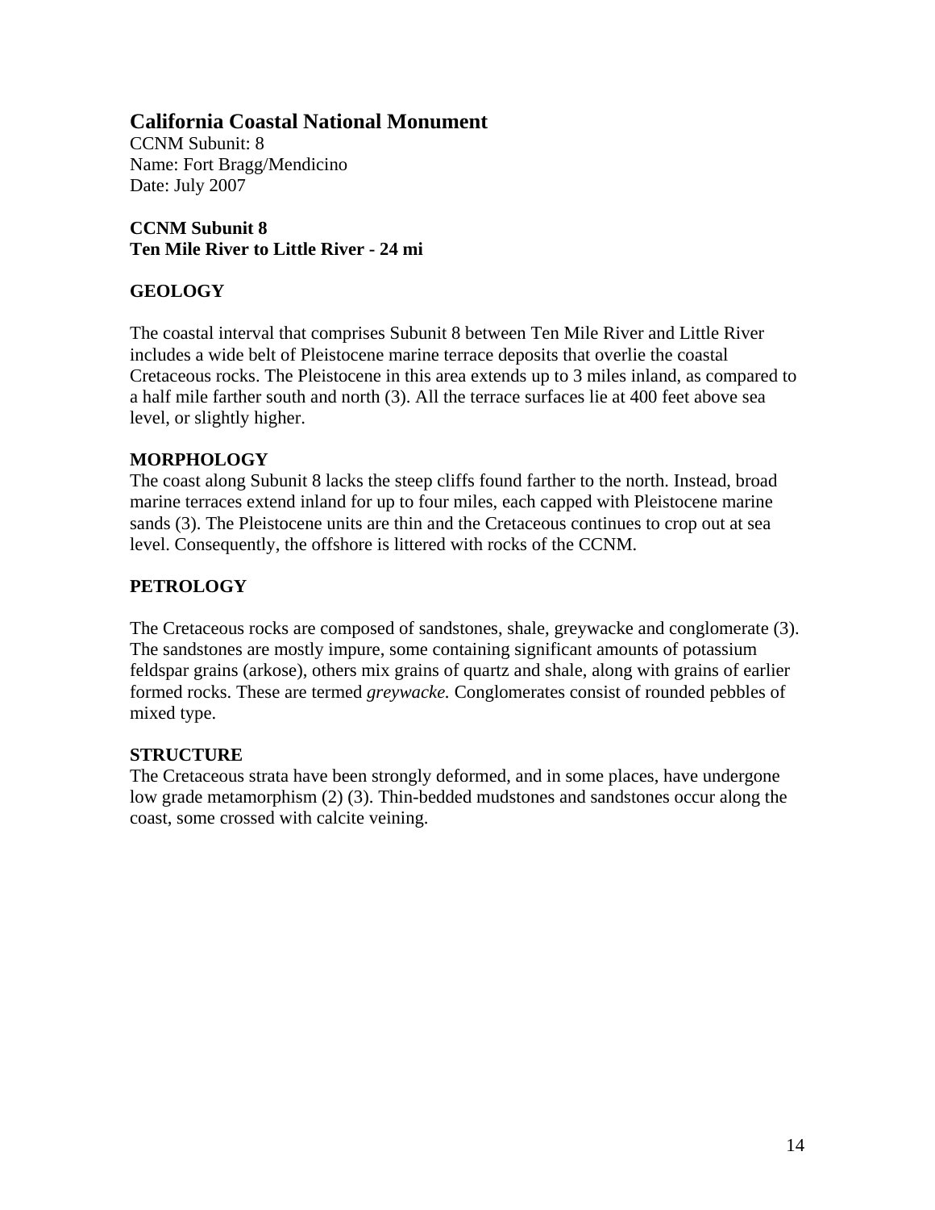## California Coastal National Monument

CCNM Subunit: 8
Name: Fort Bragg/Mendicino
Date: July 2007

**CCNM Subunit 8**
**Ten Mile River to Little River - 24 mi**

### GEOLOGY

The coastal interval that comprises Subunit 8 between Ten Mile River and Little River includes a wide belt of Pleistocene marine terrace deposits that overlie the coastal Cretaceous rocks. The Pleistocene in this area extends up to 3 miles inland, as compared to a half mile farther south and north (3). All the terrace surfaces lie at 400 feet above sea level, or slightly higher.

### MORPHOLOGY

The coast along Subunit 8 lacks the steep cliffs found farther to the north. Instead, broad marine terraces extend inland for up to four miles, each capped with Pleistocene marine sands (3). The Pleistocene units are thin and the Cretaceous continues to crop out at sea level. Consequently, the offshore is littered with rocks of the CCNM.

### PETROLOGY

The Cretaceous rocks are composed of sandstones, shale, greywacke and conglomerate (3). The sandstones are mostly impure, some containing significant amounts of potassium feldspar grains (arkose), others mix grains of quartz and shale, along with grains of earlier formed rocks. These are termed *greywacke.* Conglomerates consist of rounded pebbles of mixed type.

### STRUCTURE

The Cretaceous strata have been strongly deformed, and in some places, have undergone low grade metamorphism (2) (3). Thin-bedded mudstones and sandstones occur along the coast, some crossed with calcite veining.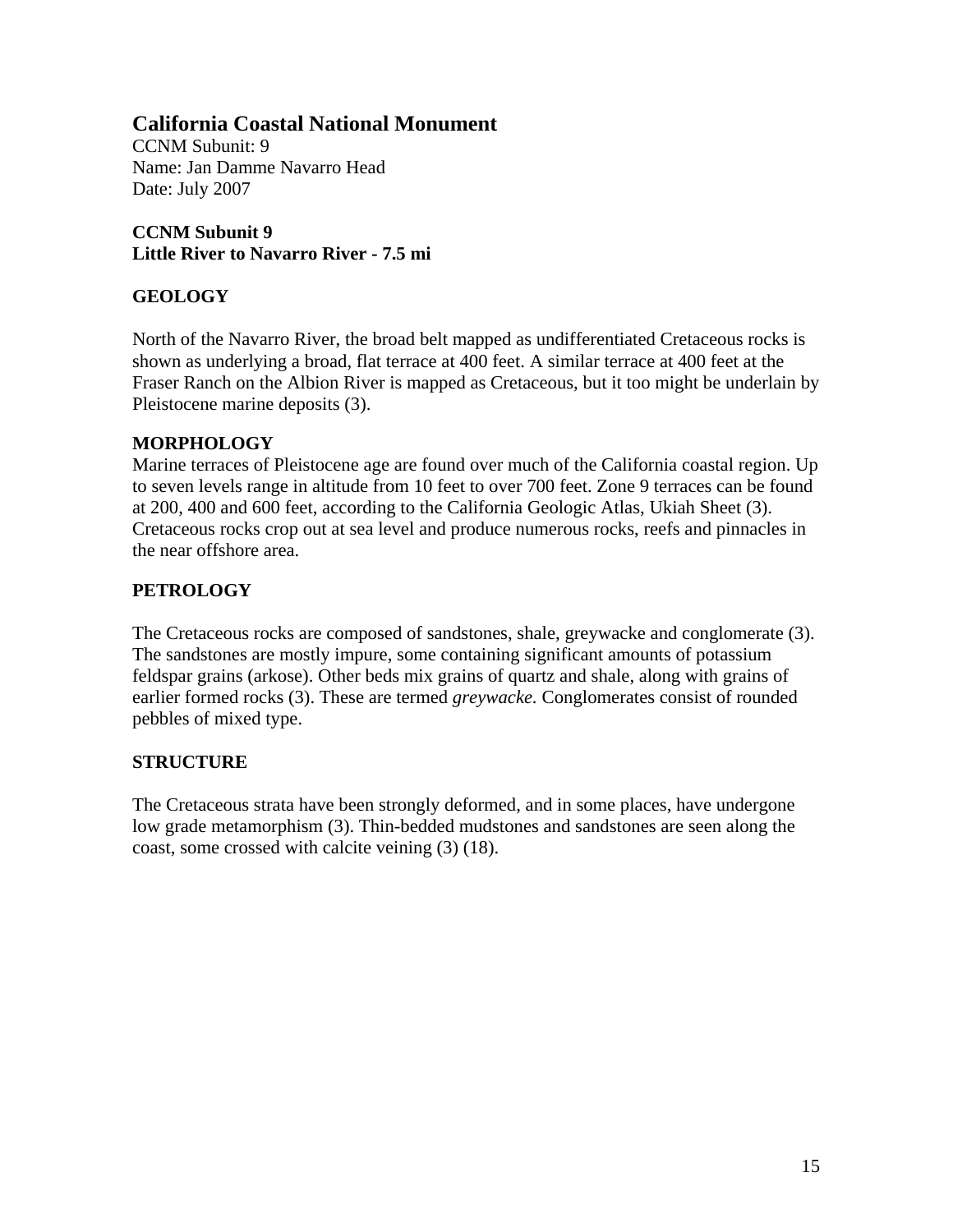## California Coastal National Monument

CCNM Subunit: 9
Name: Jan Damme Navarro Head
Date: July 2007

**CCNM Subunit 9**
**Little River to Navarro River - 7.5 mi**

### GEOLOGY

North of the Navarro River, the broad belt mapped as undifferentiated Cretaceous rocks is shown as underlying a broad, flat terrace at 400 feet. A similar terrace at 400 feet at the Fraser Ranch on the Albion River is mapped as Cretaceous, but it too might be underlain by Pleistocene marine deposits (3).

### MORPHOLOGY

Marine terraces of Pleistocene age are found over much of the California coastal region. Up to seven levels range in altitude from 10 feet to over 700 feet. Zone 9 terraces can be found at 200, 400 and 600 feet, according to the California Geologic Atlas, Ukiah Sheet (3). Cretaceous rocks crop out at sea level and produce numerous rocks, reefs and pinnacles in the near offshore area.

### PETROLOGY

The Cretaceous rocks are composed of sandstones, shale, greywacke and conglomerate (3). The sandstones are mostly impure, some containing significant amounts of potassium feldspar grains (arkose). Other beds mix grains of quartz and shale, along with grains of earlier formed rocks (3). These are termed *greywacke.* Conglomerates consist of rounded pebbles of mixed type.

### STRUCTURE

The Cretaceous strata have been strongly deformed, and in some places, have undergone low grade metamorphism (3). Thin-bedded mudstones and sandstones are seen along the coast, some crossed with calcite veining (3) (18).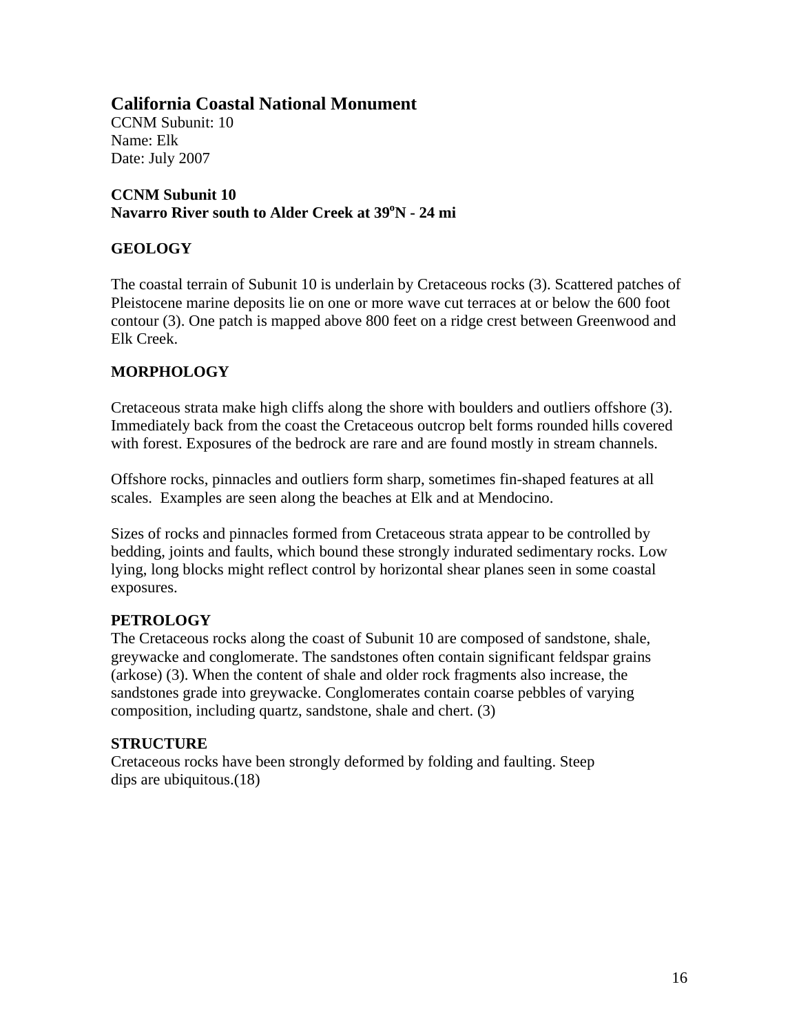## California Coastal National Monument

CCNM Subunit: 10
Name: Elk
Date: July 2007

**CCNM Subunit 10**
**Navarro River south to Alder Creek at 39$^{o}$N - 24 mi**

### GEOLOGY

The coastal terrain of Subunit 10 is underlain by Cretaceous rocks (3). Scattered patches of Pleistocene marine deposits lie on one or more wave cut terraces at or below the 600 foot contour (3). One patch is mapped above 800 feet on a ridge crest between Greenwood and Elk Creek.

### MORPHOLOGY

Cretaceous strata make high cliffs along the shore with boulders and outliers offshore (3). Immediately back from the coast the Cretaceous outcrop belt forms rounded hills covered with forest. Exposures of the bedrock are rare and are found mostly in stream channels.

Offshore rocks, pinnacles and outliers form sharp, sometimes fin-shaped features at all scales. Examples are seen along the beaches at Elk and at Mendocino.

Sizes of rocks and pinnacles formed from Cretaceous strata appear to be controlled by bedding, joints and faults, which bound these strongly indurated sedimentary rocks. Low lying, long blocks might reflect control by horizontal shear planes seen in some coastal exposures.

### PETROLOGY

The Cretaceous rocks along the coast of Subunit 10 are composed of sandstone, shale, greywacke and conglomerate. The sandstones often contain significant feldspar grains (arkose) (3). When the content of shale and older rock fragments also increase, the sandstones grade into greywacke. Conglomerates contain coarse pebbles of varying composition, including quartz, sandstone, shale and chert. (3)

### STRUCTURE

Cretaceous rocks have been strongly deformed by folding and faulting. Steep dips are ubiquitous.(18)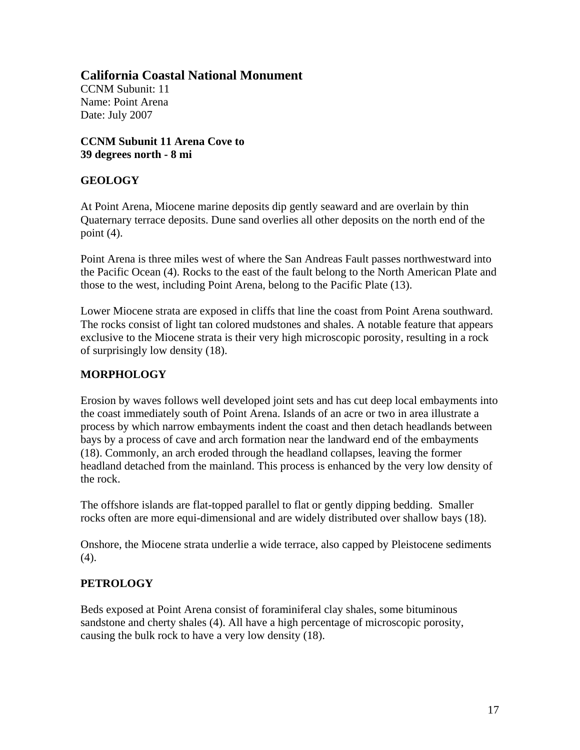## California Coastal National Monument

CCNM Subunit: 11
Name: Point Arena
Date: July 2007

**CCNM Subunit 11 Arena Cove to 39 degrees north - 8 mi**

### GEOLOGY

At Point Arena, Miocene marine deposits dip gently seaward and are overlain by thin Quaternary terrace deposits. Dune sand overlies all other deposits on the north end of the point (4).

Point Arena is three miles west of where the San Andreas Fault passes northwestward into the Pacific Ocean (4). Rocks to the east of the fault belong to the North American Plate and those to the west, including Point Arena, belong to the Pacific Plate (13).

Lower Miocene strata are exposed in cliffs that line the coast from Point Arena southward. The rocks consist of light tan colored mudstones and shales. A notable feature that appears exclusive to the Miocene strata is their very high microscopic porosity, resulting in a rock of surprisingly low density (18).

### MORPHOLOGY

Erosion by waves follows well developed joint sets and has cut deep local embayments into the coast immediately south of Point Arena. Islands of an acre or two in area illustrate a process by which narrow embayments indent the coast and then detach headlands between bays by a process of cave and arch formation near the landward end of the embayments (18). Commonly, an arch eroded through the headland collapses, leaving the former headland detached from the mainland. This process is enhanced by the very low density of the rock.

The offshore islands are flat-topped parallel to flat or gently dipping bedding. Smaller rocks often are more equi-dimensional and are widely distributed over shallow bays (18).

Onshore, the Miocene strata underlie a wide terrace, also capped by Pleistocene sediments (4).

### PETROLOGY

Beds exposed at Point Arena consist of foraminiferal clay shales, some bituminous sandstone and cherty shales (4). All have a high percentage of microscopic porosity, causing the bulk rock to have a very low density (18).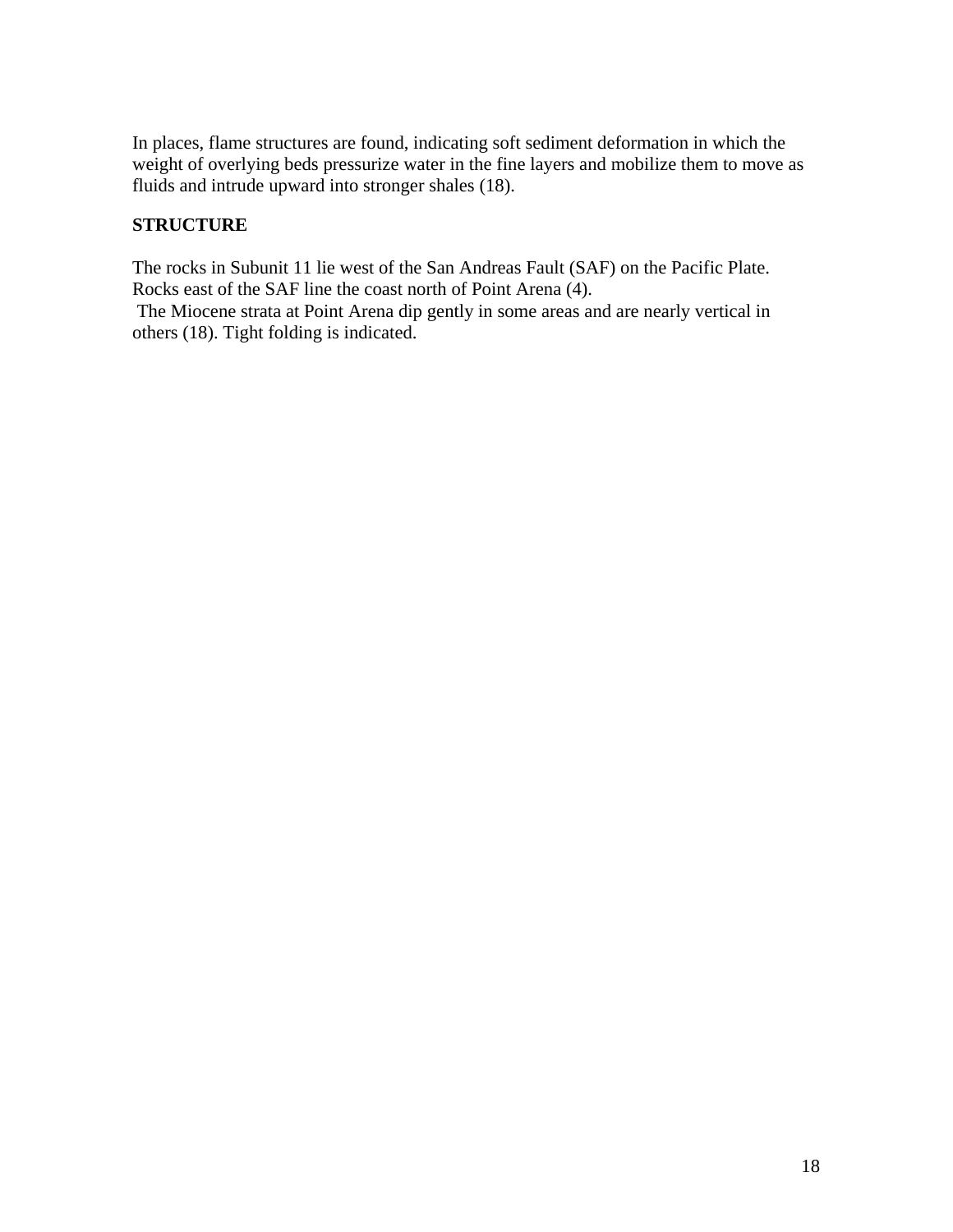In places, flame structures are found, indicating soft sediment deformation in which the weight of overlying beds pressurize water in the fine layers and mobilize them to move as fluids and intrude upward into stronger shales (18).

**STRUCTURE**

The rocks in Subunit 11 lie west of the San Andreas Fault (SAF) on the Pacific Plate. Rocks east of the SAF line the coast north of Point Arena (4).

The Miocene strata at Point Arena dip gently in some areas and are nearly vertical in others (18). Tight folding is indicated.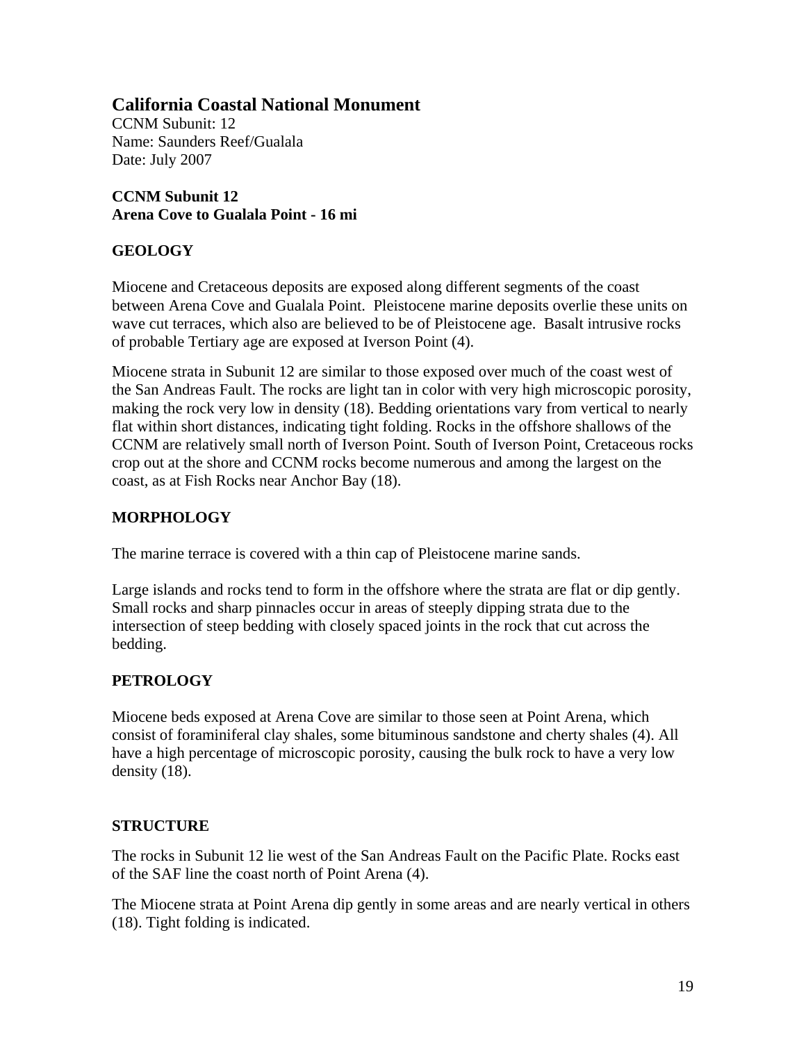# California Coastal National Monument

CCNM Subunit: 12
Name: Saunders Reef/Gualala
Date: July 2007

**CCNM Subunit 12**
**Arena Cove to Gualala Point - 16 mi**

## GEOLOGY

Miocene and Cretaceous deposits are exposed along different segments of the coast between Arena Cove and Gualala Point. Pleistocene marine deposits overlie these units on wave cut terraces, which also are believed to be of Pleistocene age. Basalt intrusive rocks of probable Tertiary age are exposed at Iverson Point (4).

Miocene strata in Subunit 12 are similar to those exposed over much of the coast west of the San Andreas Fault. The rocks are light tan in color with very high microscopic porosity, making the rock very low in density (18). Bedding orientations vary from vertical to nearly flat within short distances, indicating tight folding. Rocks in the offshore shallows of the CCNM are relatively small north of Iverson Point. South of Iverson Point, Cretaceous rocks crop out at the shore and CCNM rocks become numerous and among the largest on the coast, as at Fish Rocks near Anchor Bay (18).

## MORPHOLOGY

The marine terrace is covered with a thin cap of Pleistocene marine sands.

Large islands and rocks tend to form in the offshore where the strata are flat or dip gently. Small rocks and sharp pinnacles occur in areas of steeply dipping strata due to the intersection of steep bedding with closely spaced joints in the rock that cut across the bedding.

## PETROLOGY

Miocene beds exposed at Arena Cove are similar to those seen at Point Arena, which consist of foraminiferal clay shales, some bituminous sandstone and cherty shales (4). All have a high percentage of microscopic porosity, causing the bulk rock to have a very low density (18).

## STRUCTURE

The rocks in Subunit 12 lie west of the San Andreas Fault on the Pacific Plate. Rocks east of the SAF line the coast north of Point Arena (4).

The Miocene strata at Point Arena dip gently in some areas and are nearly vertical in others (18). Tight folding is indicated.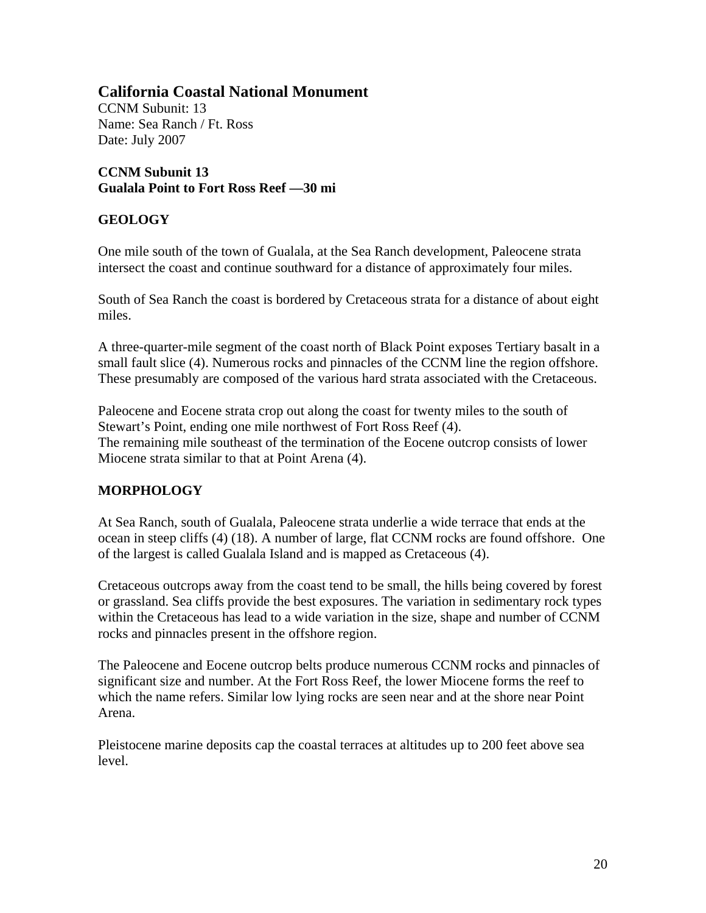## California Coastal National Monument

CCNM Subunit: 13
Name: Sea Ranch / Ft. Ross
Date: July 2007

**CCNM Subunit 13**
**Gualala Point to Fort Ross Reef —30 mi**

### GEOLOGY

One mile south of the town of Gualala, at the Sea Ranch development, Paleocene strata intersect the coast and continue southward for a distance of approximately four miles.

South of Sea Ranch the coast is bordered by Cretaceous strata for a distance of about eight miles.

A three-quarter-mile segment of the coast north of Black Point exposes Tertiary basalt in a small fault slice (4). Numerous rocks and pinnacles of the CCNM line the region offshore. These presumably are composed of the various hard strata associated with the Cretaceous.

Paleocene and Eocene strata crop out along the coast for twenty miles to the south of Stewart's Point, ending one mile northwest of Fort Ross Reef (4).
The remaining mile southeast of the termination of the Eocene outcrop consists of lower Miocene strata similar to that at Point Arena (4).

### MORPHOLOGY

At Sea Ranch, south of Gualala, Paleocene strata underlie a wide terrace that ends at the ocean in steep cliffs (4) (18). A number of large, flat CCNM rocks are found offshore. One of the largest is called Gualala Island and is mapped as Cretaceous (4).

Cretaceous outcrops away from the coast tend to be small, the hills being covered by forest or grassland. Sea cliffs provide the best exposures. The variation in sedimentary rock types within the Cretaceous has lead to a wide variation in the size, shape and number of CCNM rocks and pinnacles present in the offshore region.

The Paleocene and Eocene outcrop belts produce numerous CCNM rocks and pinnacles of significant size and number. At the Fort Ross Reef, the lower Miocene forms the reef to which the name refers. Similar low lying rocks are seen near and at the shore near Point Arena.

Pleistocene marine deposits cap the coastal terraces at altitudes up to 200 feet above sea level.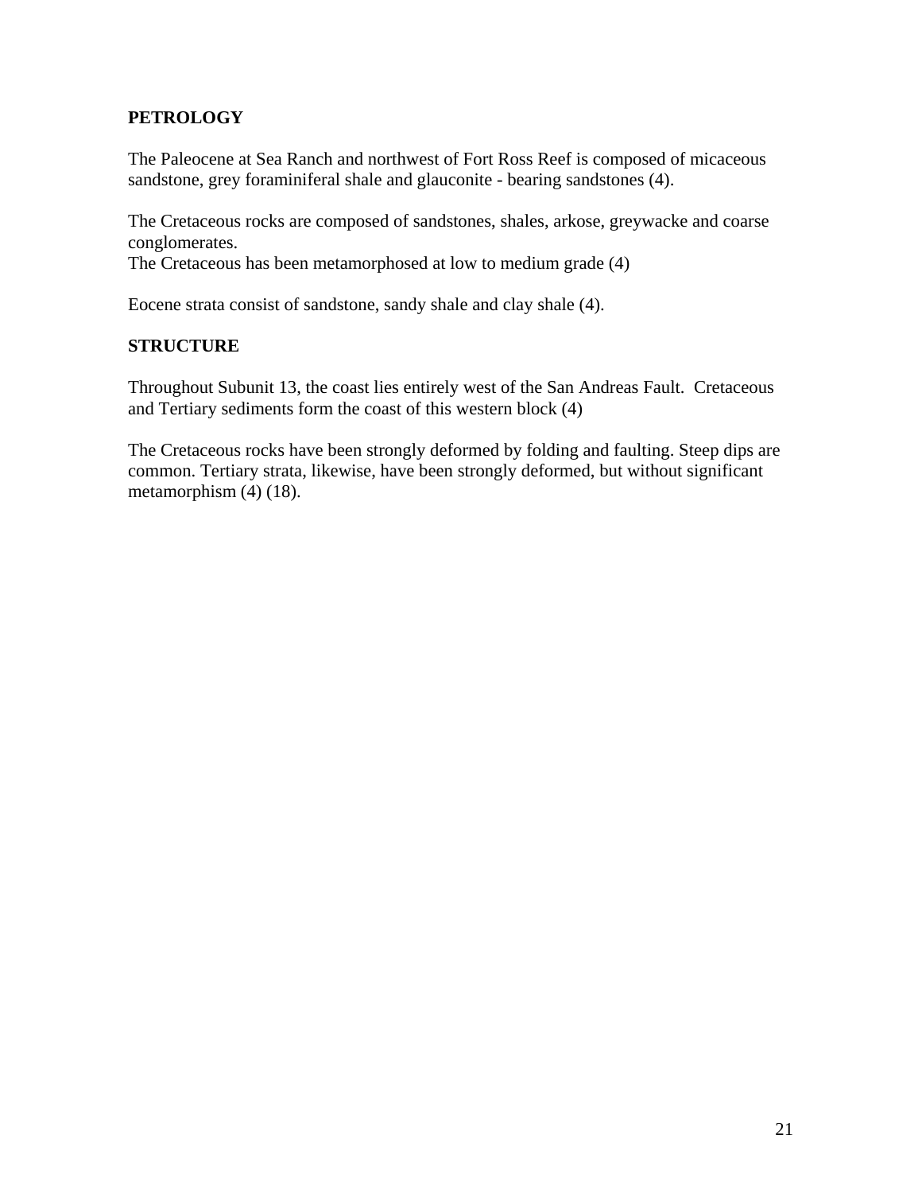## PETROLOGY

The Paleocene at Sea Ranch and northwest of Fort Ross Reef is composed of micaceous sandstone, grey foraminiferal shale and glauconite - bearing sandstones (4).

The Cretaceous rocks are composed of sandstones, shales, arkose, greywacke and coarse conglomerates.
The Cretaceous has been metamorphosed at low to medium grade (4)

Eocene strata consist of sandstone, sandy shale and clay shale (4).

## STRUCTURE

Throughout Subunit 13, the coast lies entirely west of the San Andreas Fault. Cretaceous and Tertiary sediments form the coast of this western block (4)

The Cretaceous rocks have been strongly deformed by folding and faulting. Steep dips are common. Tertiary strata, likewise, have been strongly deformed, but without significant metamorphism (4) (18).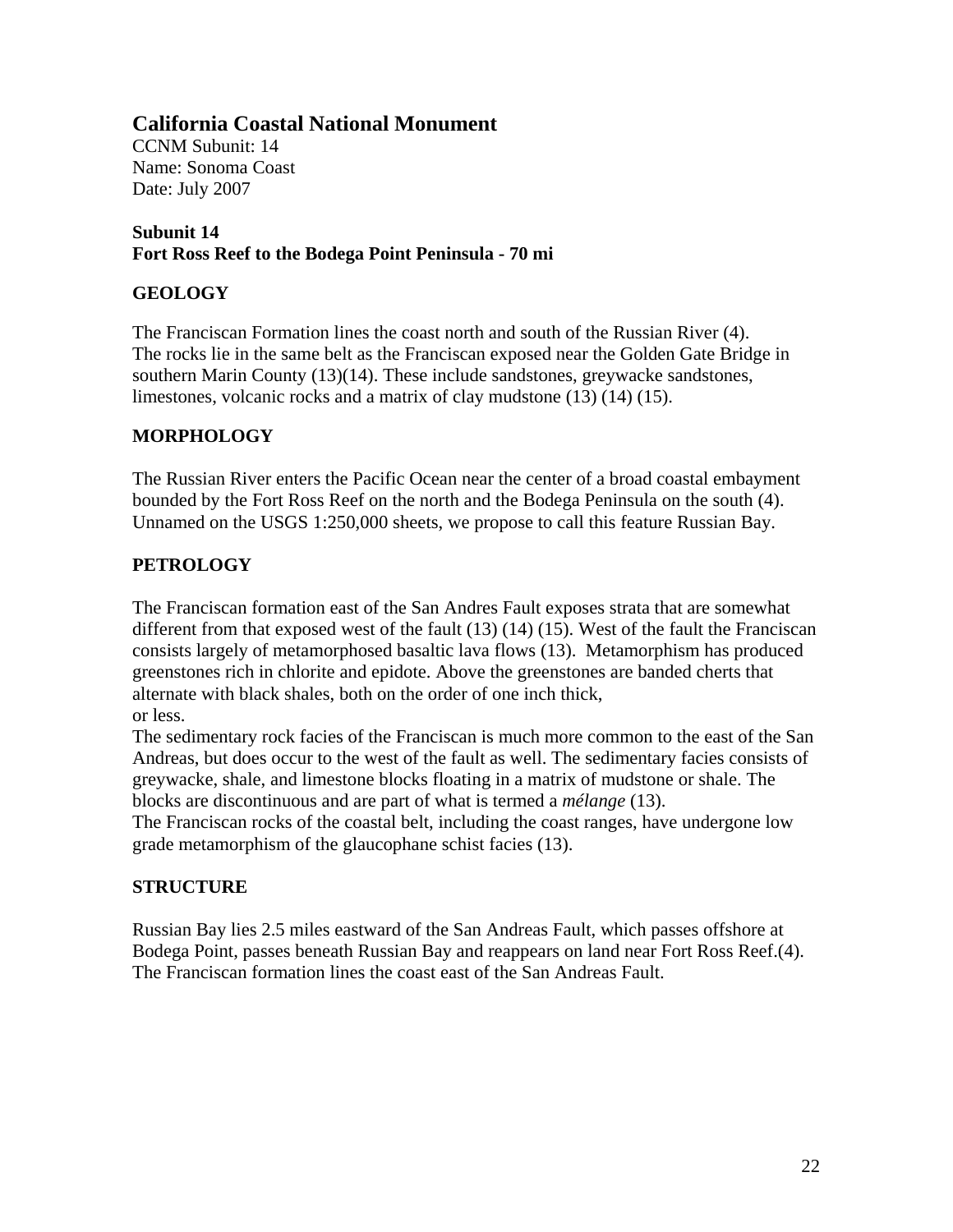## California Coastal National Monument

CCNM Subunit: 14
Name: Sonoma Coast
Date: July 2007

**Subunit 14**
**Fort Ross Reef to the Bodega Point Peninsula - 70 mi**

### GEOLOGY

The Franciscan Formation lines the coast north and south of the Russian River (4). The rocks lie in the same belt as the Franciscan exposed near the Golden Gate Bridge in southern Marin County (13)(14). These include sandstones, greywacke sandstones, limestones, volcanic rocks and a matrix of clay mudstone (13) (14) (15).

### MORPHOLOGY

The Russian River enters the Pacific Ocean near the center of a broad coastal embayment bounded by the Fort Ross Reef on the north and the Bodega Peninsula on the south (4). Unnamed on the USGS 1:250,000 sheets, we propose to call this feature Russian Bay.

### PETROLOGY

The Franciscan formation east of the San Andres Fault exposes strata that are somewhat different from that exposed west of the fault (13) (14) (15). West of the fault the Franciscan consists largely of metamorphosed basaltic lava flows (13). Metamorphism has produced greenstones rich in chlorite and epidote. Above the greenstones are banded cherts that alternate with black shales, both on the order of one inch thick, or less.

The sedimentary rock facies of the Franciscan is much more common to the east of the San Andreas, but does occur to the west of the fault as well. The sedimentary facies consists of greywacke, shale, and limestone blocks floating in a matrix of mudstone or shale. The blocks are discontinuous and are part of what is termed a *mélange* (13).

The Franciscan rocks of the coastal belt, including the coast ranges, have undergone low grade metamorphism of the glaucophane schist facies (13).

### STRUCTURE

Russian Bay lies 2.5 miles eastward of the San Andreas Fault, which passes offshore at Bodega Point, passes beneath Russian Bay and reappears on land near Fort Ross Reef.(4). The Franciscan formation lines the coast east of the San Andreas Fault.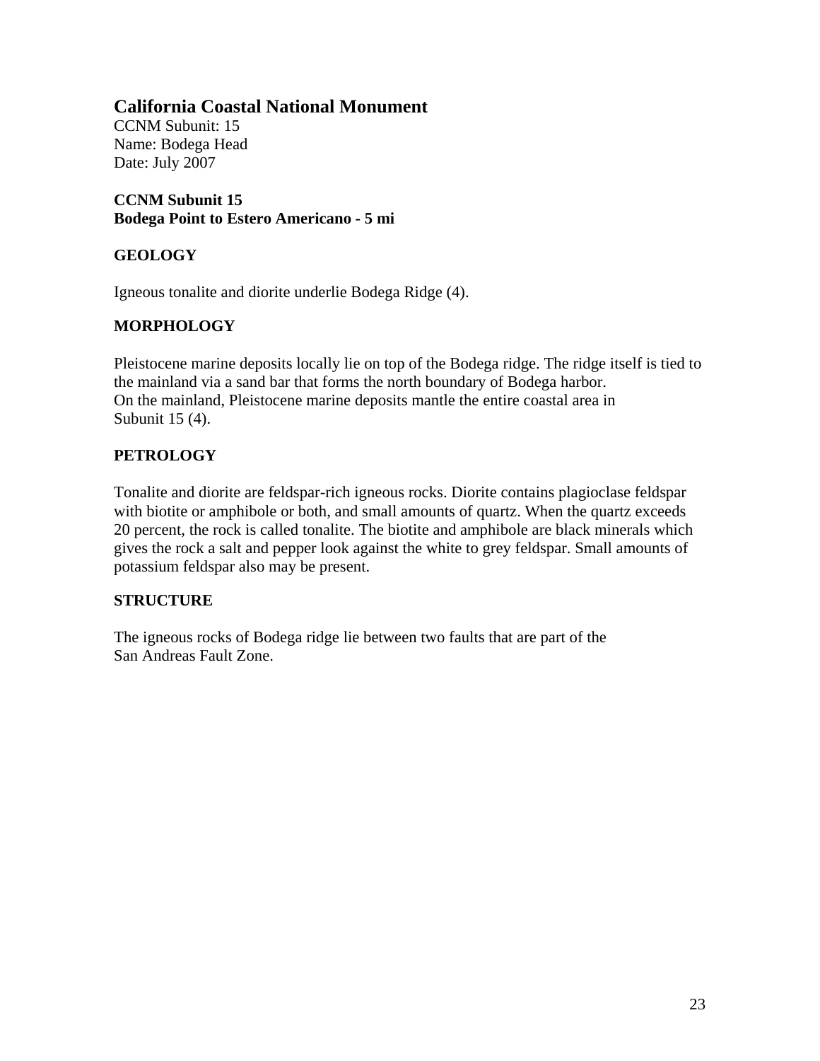## California Coastal National Monument

CCNM Subunit: 15
Name: Bodega Head
Date: July 2007

**CCNM Subunit 15**
**Bodega Point to Estero Americano - 5 mi**

### GEOLOGY

Igneous tonalite and diorite underlie Bodega Ridge (4).

### MORPHOLOGY

Pleistocene marine deposits locally lie on top of the Bodega ridge. The ridge itself is tied to the mainland via a sand bar that forms the north boundary of Bodega harbor.
On the mainland, Pleistocene marine deposits mantle the entire coastal area in Subunit 15 (4).

### PETROLOGY

Tonalite and diorite are feldspar-rich igneous rocks. Diorite contains plagioclase feldspar with biotite or amphibole or both, and small amounts of quartz. When the quartz exceeds 20 percent, the rock is called tonalite. The biotite and amphibole are black minerals which gives the rock a salt and pepper look against the white to grey feldspar. Small amounts of potassium feldspar also may be present.

### STRUCTURE

The igneous rocks of Bodega ridge lie between two faults that are part of the San Andreas Fault Zone.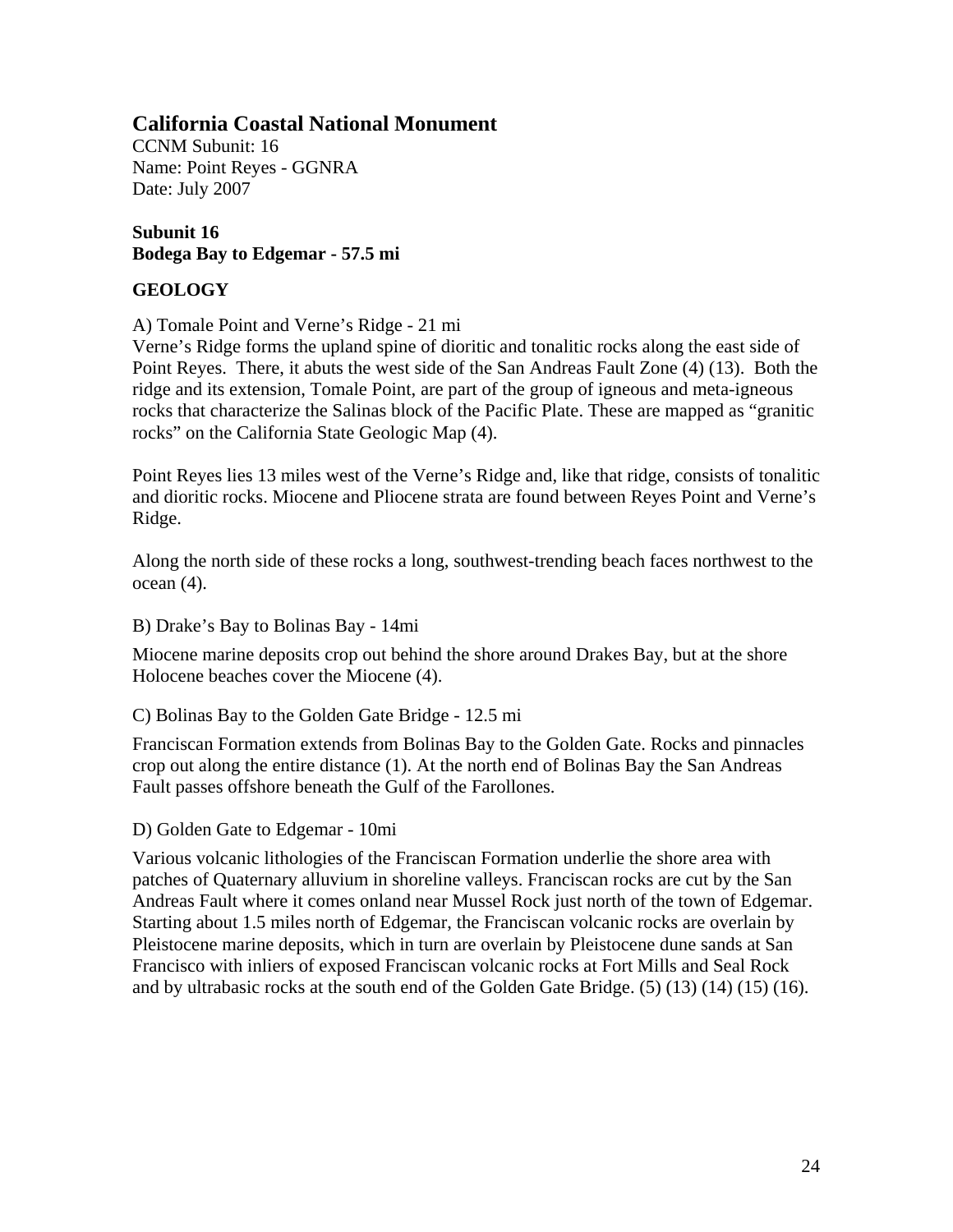## California Coastal National Monument

CCNM Subunit: 16
Name: Point Reyes - GGNRA
Date: July 2007

**Subunit 16**
**Bodega Bay to Edgemar - 57.5 mi**

**GEOLOGY**

A) Tomale Point and Verne's Ridge - 21 mi
Verne's Ridge forms the upland spine of dioritic and tonalitic rocks along the east side of Point Reyes. There, it abuts the west side of the San Andreas Fault Zone (4) (13). Both the ridge and its extension, Tomale Point, are part of the group of igneous and meta-igneous rocks that characterize the Salinas block of the Pacific Plate. These are mapped as "granitic rocks" on the California State Geologic Map (4).

Point Reyes lies 13 miles west of the Verne's Ridge and, like that ridge, consists of tonalitic and dioritic rocks. Miocene and Pliocene strata are found between Reyes Point and Verne's Ridge.

Along the north side of these rocks a long, southwest-trending beach faces northwest to the ocean (4).

B) Drake's Bay to Bolinas Bay - 14mi

Miocene marine deposits crop out behind the shore around Drakes Bay, but at the shore Holocene beaches cover the Miocene (4).

C) Bolinas Bay to the Golden Gate Bridge - 12.5 mi

Franciscan Formation extends from Bolinas Bay to the Golden Gate. Rocks and pinnacles crop out along the entire distance (1). At the north end of Bolinas Bay the San Andreas Fault passes offshore beneath the Gulf of the Farollones.

D) Golden Gate to Edgemar - 10mi

Various volcanic lithologies of the Franciscan Formation underlie the shore area with patches of Quaternary alluvium in shoreline valleys. Franciscan rocks are cut by the San Andreas Fault where it comes onland near Mussel Rock just north of the town of Edgemar. Starting about 1.5 miles north of Edgemar, the Franciscan volcanic rocks are overlain by Pleistocene marine deposits, which in turn are overlain by Pleistocene dune sands at San Francisco with inliers of exposed Franciscan volcanic rocks at Fort Mills and Seal Rock and by ultrabasic rocks at the south end of the Golden Gate Bridge. (5) (13) (14) (15) (16).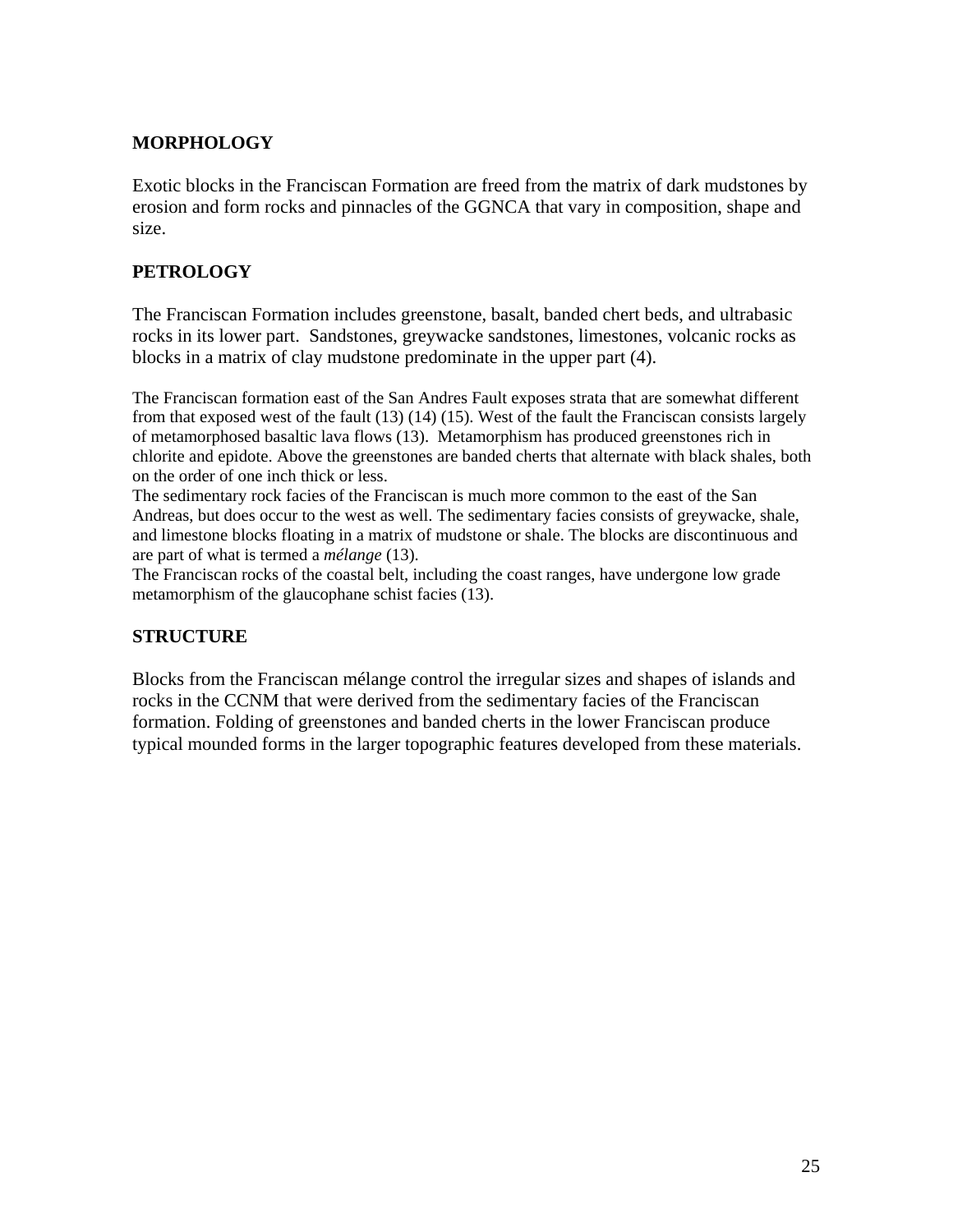## MORPHOLOGY

Exotic blocks in the Franciscan Formation are freed from the matrix of dark mudstones by erosion and form rocks and pinnacles of the GGNCA that vary in composition, shape and size.

## PETROLOGY

The Franciscan Formation includes greenstone, basalt, banded chert beds, and ultrabasic rocks in its lower part. Sandstones, greywacke sandstones, limestones, volcanic rocks as blocks in a matrix of clay mudstone predominate in the upper part (4).

The Franciscan formation east of the San Andres Fault exposes strata that are somewhat different from that exposed west of the fault (13) (14) (15). West of the fault the Franciscan consists largely of metamorphosed basaltic lava flows (13). Metamorphism has produced greenstones rich in chlorite and epidote. Above the greenstones are banded cherts that alternate with black shales, both on the order of one inch thick or less.

The sedimentary rock facies of the Franciscan is much more common to the east of the San Andreas, but does occur to the west as well. The sedimentary facies consists of greywacke, shale, and limestone blocks floating in a matrix of mudstone or shale. The blocks are discontinuous and are part of what is termed a *mélange* (13).

The Franciscan rocks of the coastal belt, including the coast ranges, have undergone low grade metamorphism of the glaucophane schist facies (13).

## STRUCTURE

Blocks from the Franciscan mélange control the irregular sizes and shapes of islands and rocks in the CCNM that were derived from the sedimentary facies of the Franciscan formation. Folding of greenstones and banded cherts in the lower Franciscan produce typical mounded forms in the larger topographic features developed from these materials.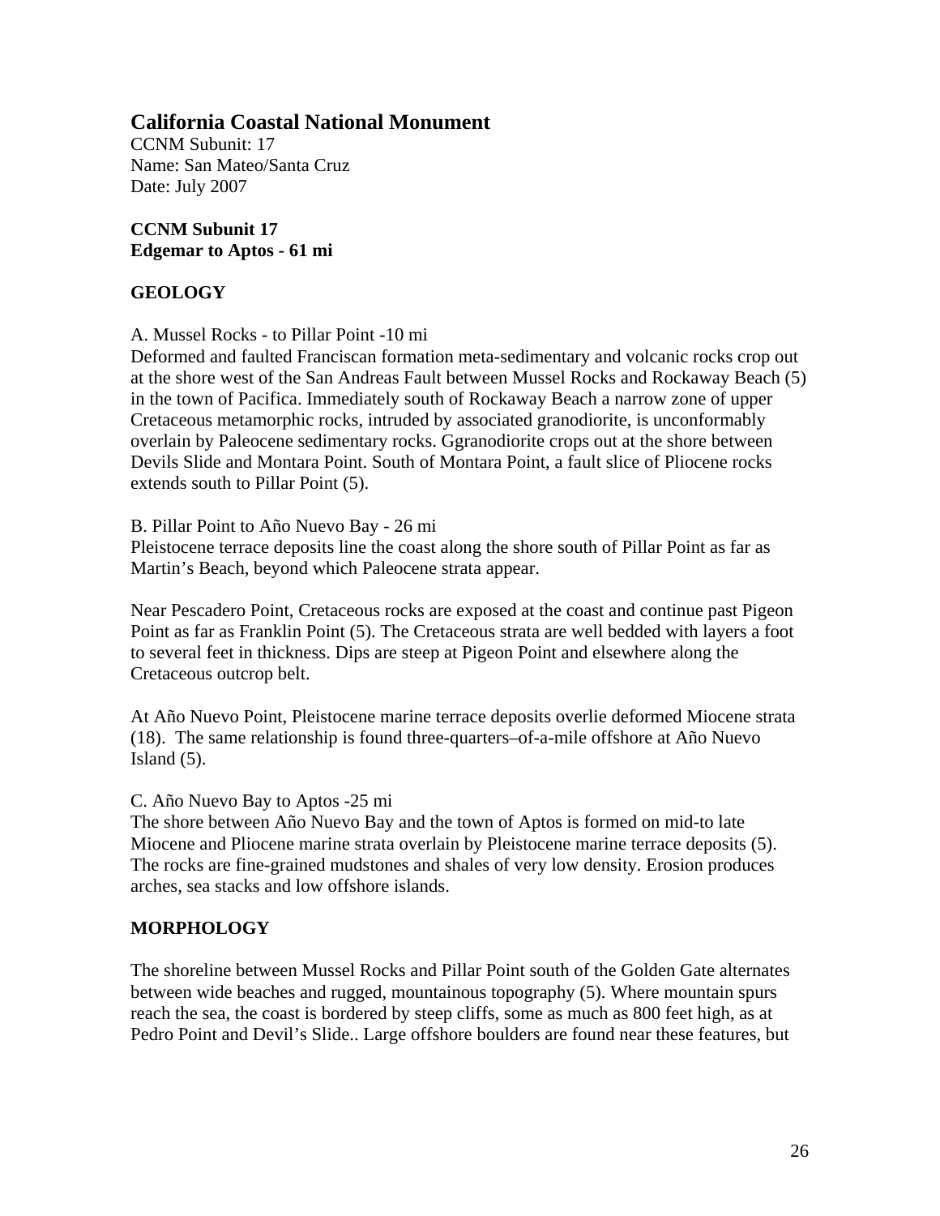## California Coastal National Monument

CCNM Subunit: 17
Name: San Mateo/Santa Cruz
Date: July 2007

**CCNM Subunit 17**
**Edgemar to Aptos - 61 mi**

### GEOLOGY

A. Mussel Rocks - to Pillar Point -10 mi
Deformed and faulted Franciscan formation meta-sedimentary and volcanic rocks crop out at the shore west of the San Andreas Fault between Mussel Rocks and Rockaway Beach (5) in the town of Pacifica. Immediately south of Rockaway Beach a narrow zone of upper Cretaceous metamorphic rocks, intruded by associated granodiorite, is unconformably overlain by Paleocene sedimentary rocks. Ggranodiorite crops out at the shore between Devils Slide and Montara Point. South of Montara Point, a fault slice of Pliocene rocks extends south to Pillar Point (5).

B. Pillar Point to Año Nuevo Bay - 26 mi
Pleistocene terrace deposits line the coast along the shore south of Pillar Point as far as Martin's Beach, beyond which Paleocene strata appear.

Near Pescadero Point, Cretaceous rocks are exposed at the coast and continue past Pigeon Point as far as Franklin Point (5). The Cretaceous strata are well bedded with layers a foot to several feet in thickness. Dips are steep at Pigeon Point and elsewhere along the Cretaceous outcrop belt.

At Año Nuevo Point, Pleistocene marine terrace deposits overlie deformed Miocene strata (18). The same relationship is found three-quarters–of-a-mile offshore at Año Nuevo Island (5).

C. Año Nuevo Bay to Aptos -25 mi
The shore between Año Nuevo Bay and the town of Aptos is formed on mid-to late Miocene and Pliocene marine strata overlain by Pleistocene marine terrace deposits (5). The rocks are fine-grained mudstones and shales of very low density. Erosion produces arches, sea stacks and low offshore islands.

### MORPHOLOGY

The shoreline between Mussel Rocks and Pillar Point south of the Golden Gate alternates between wide beaches and rugged, mountainous topography (5). Where mountain spurs reach the sea, the coast is bordered by steep cliffs, some as much as 800 feet high, as at Pedro Point and Devil's Slide.. Large offshore boulders are found near these features, but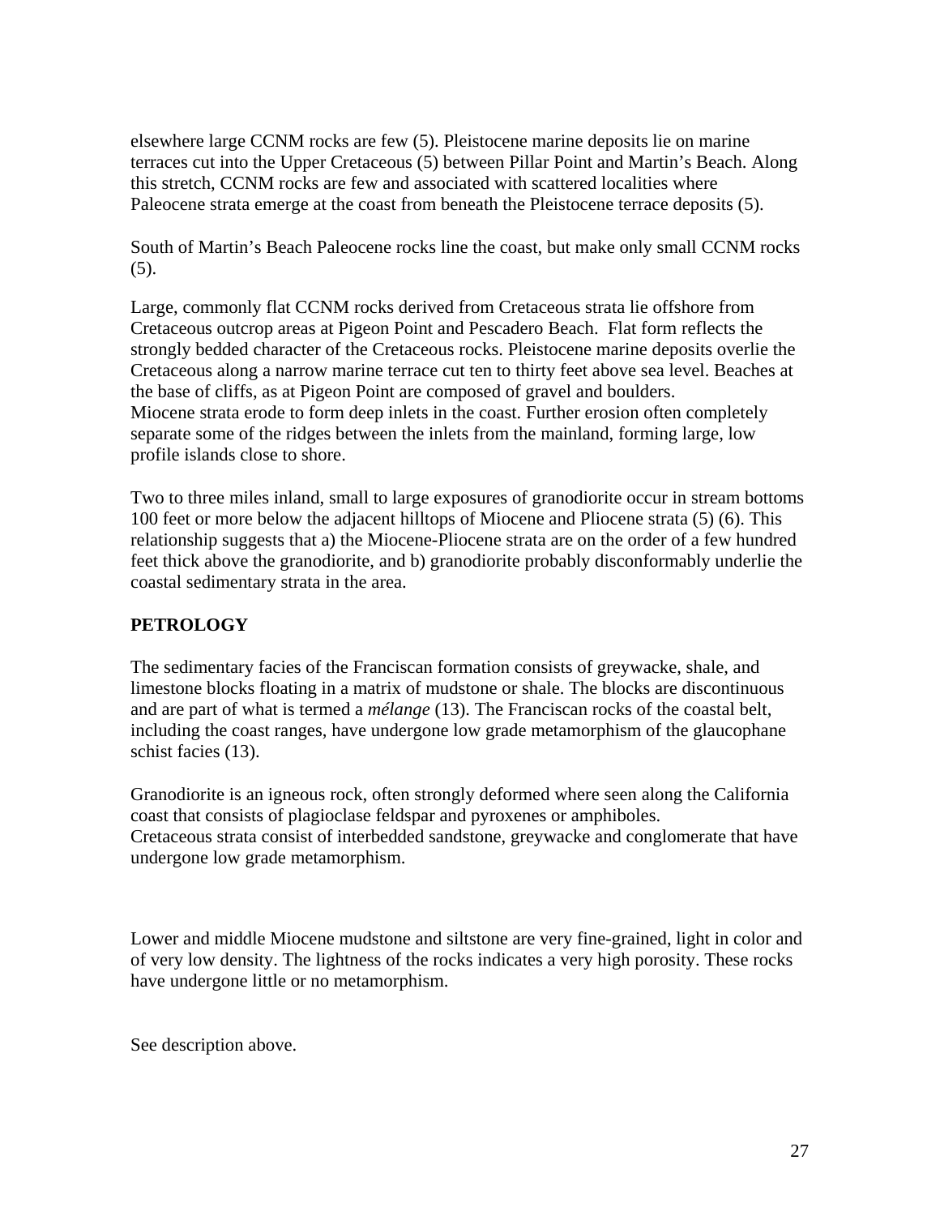elsewhere large CCNM rocks are few (5). Pleistocene marine deposits lie on marine terraces cut into the Upper Cretaceous (5) between Pillar Point and Martin's Beach. Along this stretch, CCNM rocks are few and associated with scattered localities where Paleocene strata emerge at the coast from beneath the Pleistocene terrace deposits (5).

South of Martin's Beach Paleocene rocks line the coast, but make only small CCNM rocks (5).

Large, commonly flat CCNM rocks derived from Cretaceous strata lie offshore from Cretaceous outcrop areas at Pigeon Point and Pescadero Beach. Flat form reflects the strongly bedded character of the Cretaceous rocks. Pleistocene marine deposits overlie the Cretaceous along a narrow marine terrace cut ten to thirty feet above sea level. Beaches at the base of cliffs, as at Pigeon Point are composed of gravel and boulders.
Miocene strata erode to form deep inlets in the coast. Further erosion often completely separate some of the ridges between the inlets from the mainland, forming large, low profile islands close to shore.

Two to three miles inland, small to large exposures of granodiorite occur in stream bottoms 100 feet or more below the adjacent hilltops of Miocene and Pliocene strata (5) (6). This relationship suggests that a) the Miocene-Pliocene strata are on the order of a few hundred feet thick above the granodiorite, and b) granodiorite probably disconformably underlie the coastal sedimentary strata in the area.

## PETROLOGY

The sedimentary facies of the Franciscan formation consists of greywacke, shale, and limestone blocks floating in a matrix of mudstone or shale. The blocks are discontinuous and are part of what is termed a *mélange* (13). The Franciscan rocks of the coastal belt, including the coast ranges, have undergone low grade metamorphism of the glaucophane schist facies (13).

Granodiorite is an igneous rock, often strongly deformed where seen along the California coast that consists of plagioclase feldspar and pyroxenes or amphiboles.
Cretaceous strata consist of interbedded sandstone, greywacke and conglomerate that have undergone low grade metamorphism.

Lower and middle Miocene mudstone and siltstone are very fine-grained, light in color and of very low density. The lightness of the rocks indicates a very high porosity. These rocks have undergone little or no metamorphism.

See description above.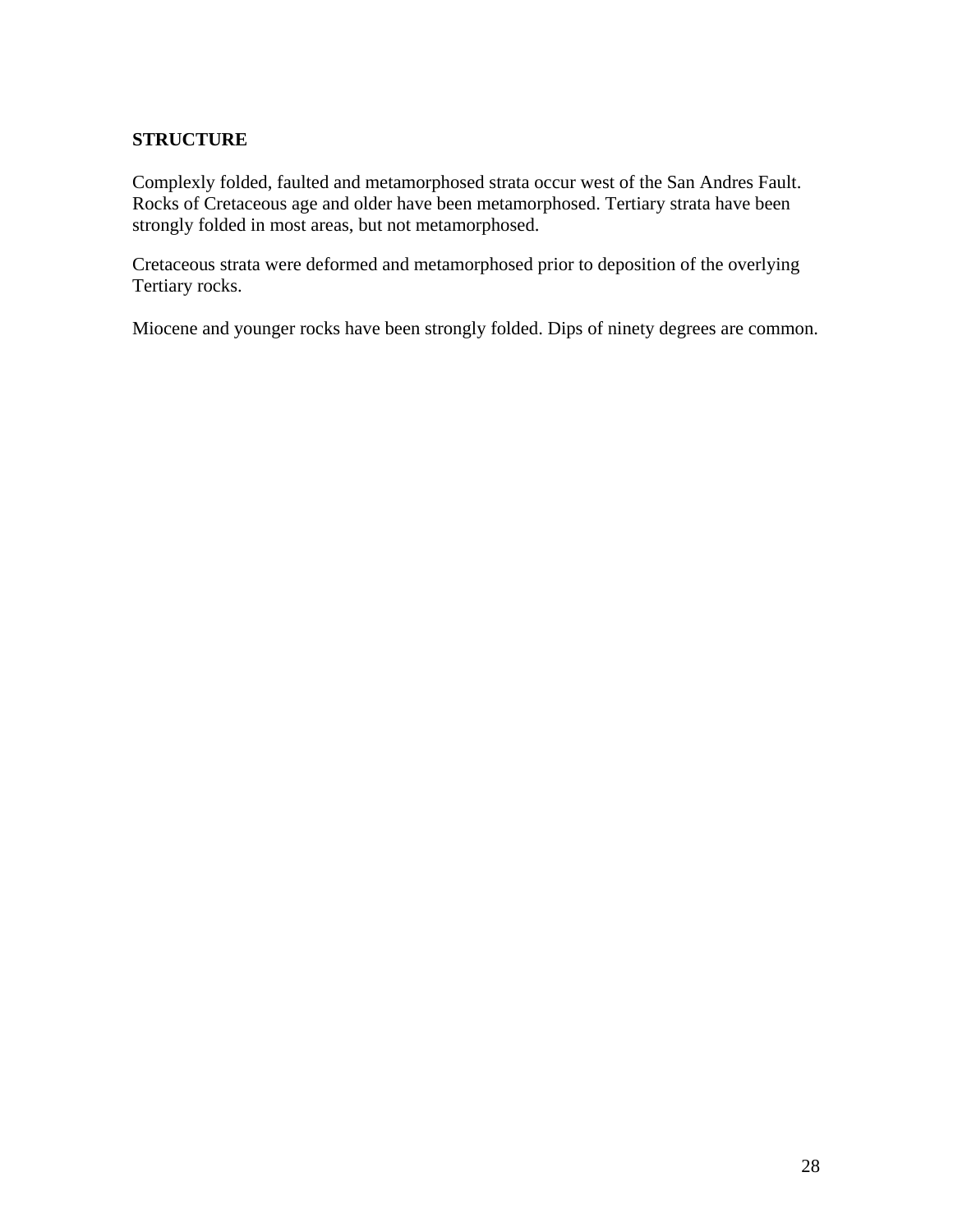## STRUCTURE

Complexly folded, faulted and metamorphosed strata occur west of the San Andres Fault. Rocks of Cretaceous age and older have been metamorphosed. Tertiary strata have been strongly folded in most areas, but not metamorphosed.

Cretaceous strata were deformed and metamorphosed prior to deposition of the overlying Tertiary rocks.

Miocene and younger rocks have been strongly folded. Dips of ninety degrees are common.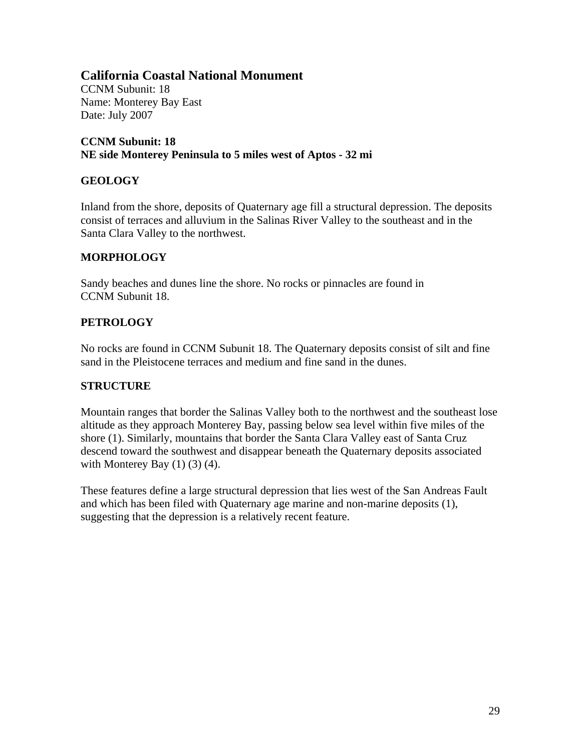## California Coastal National Monument

CCNM Subunit: 18
Name: Monterey Bay East
Date: July 2007

**CCNM Subunit: 18**
**NE side Monterey Peninsula to 5 miles west of Aptos - 32 mi**

### GEOLOGY

Inland from the shore, deposits of Quaternary age fill a structural depression. The deposits consist of terraces and alluvium in the Salinas River Valley to the southeast and in the Santa Clara Valley to the northwest.

### MORPHOLOGY

Sandy beaches and dunes line the shore. No rocks or pinnacles are found in CCNM Subunit 18.

### PETROLOGY

No rocks are found in CCNM Subunit 18. The Quaternary deposits consist of silt and fine sand in the Pleistocene terraces and medium and fine sand in the dunes.

### STRUCTURE

Mountain ranges that border the Salinas Valley both to the northwest and the southeast lose altitude as they approach Monterey Bay, passing below sea level within five miles of the shore (1). Similarly, mountains that border the Santa Clara Valley east of Santa Cruz descend toward the southwest and disappear beneath the Quaternary deposits associated with Monterey Bay (1) (3) (4).

These features define a large structural depression that lies west of the San Andreas Fault and which has been filed with Quaternary age marine and non-marine deposits (1), suggesting that the depression is a relatively recent feature.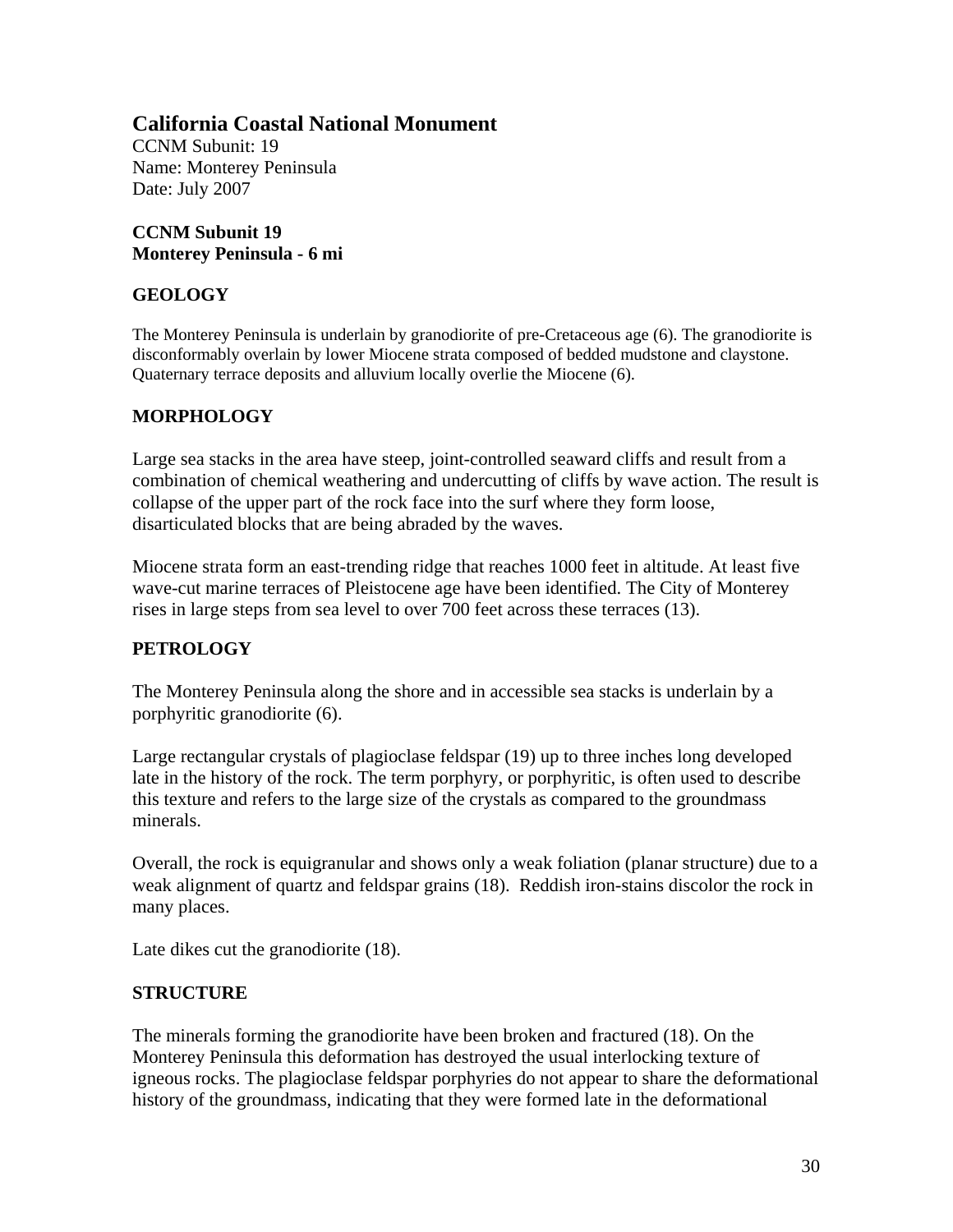# California Coastal National Monument

CCNM Subunit: 19
Name: Monterey Peninsula
Date: July 2007

**CCNM Subunit 19**
**Monterey Peninsula - 6 mi**

## GEOLOGY

The Monterey Peninsula is underlain by granodiorite of pre-Cretaceous age (6). The granodiorite is disconformably overlain by lower Miocene strata composed of bedded mudstone and claystone. Quaternary terrace deposits and alluvium locally overlie the Miocene (6).

## MORPHOLOGY

Large sea stacks in the area have steep, joint-controlled seaward cliffs and result from a combination of chemical weathering and undercutting of cliffs by wave action. The result is collapse of the upper part of the rock face into the surf where they form loose, disarticulated blocks that are being abraded by the waves.

Miocene strata form an east-trending ridge that reaches 1000 feet in altitude. At least five wave-cut marine terraces of Pleistocene age have been identified. The City of Monterey rises in large steps from sea level to over 700 feet across these terraces (13).

## PETROLOGY

The Monterey Peninsula along the shore and in accessible sea stacks is underlain by a porphyritic granodiorite (6).

Large rectangular crystals of plagioclase feldspar (19) up to three inches long developed late in the history of the rock. The term porphyry, or porphyritic, is often used to describe this texture and refers to the large size of the crystals as compared to the groundmass minerals.

Overall, the rock is equigranular and shows only a weak foliation (planar structure) due to a weak alignment of quartz and feldspar grains (18). Reddish iron-stains discolor the rock in many places.

Late dikes cut the granodiorite (18).

## STRUCTURE

The minerals forming the granodiorite have been broken and fractured (18). On the Monterey Peninsula this deformation has destroyed the usual interlocking texture of igneous rocks. The plagioclase feldspar porphyries do not appear to share the deformational history of the groundmass, indicating that they were formed late in the deformational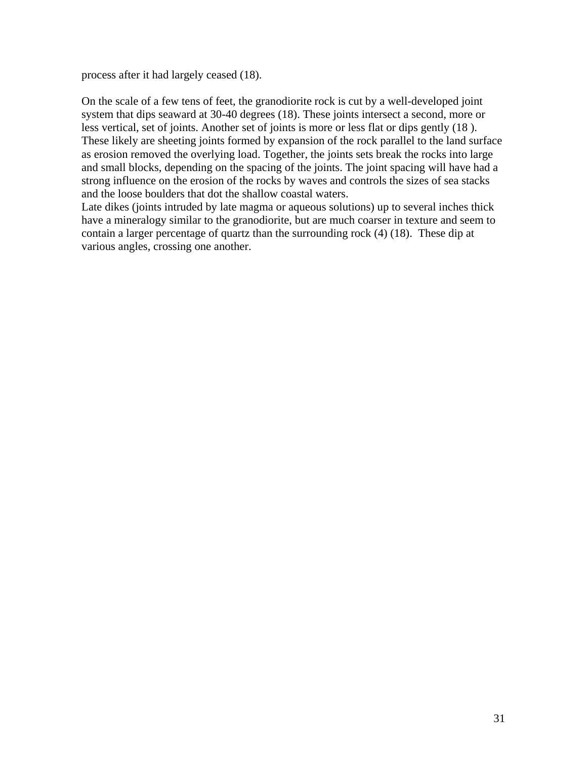process after it had largely ceased (18).

On the scale of a few tens of feet, the granodiorite rock is cut by a well-developed joint system that dips seaward at 30-40 degrees (18). These joints intersect a second, more or less vertical, set of joints. Another set of joints is more or less flat or dips gently (18 ). These likely are sheeting joints formed by expansion of the rock parallel to the land surface as erosion removed the overlying load. Together, the joints sets break the rocks into large and small blocks, depending on the spacing of the joints. The joint spacing will have had a strong influence on the erosion of the rocks by waves and controls the sizes of sea stacks and the loose boulders that dot the shallow coastal waters.

Late dikes (joints intruded by late magma or aqueous solutions) up to several inches thick have a mineralogy similar to the granodiorite, but are much coarser in texture and seem to contain a larger percentage of quartz than the surrounding rock (4) (18). These dip at various angles, crossing one another.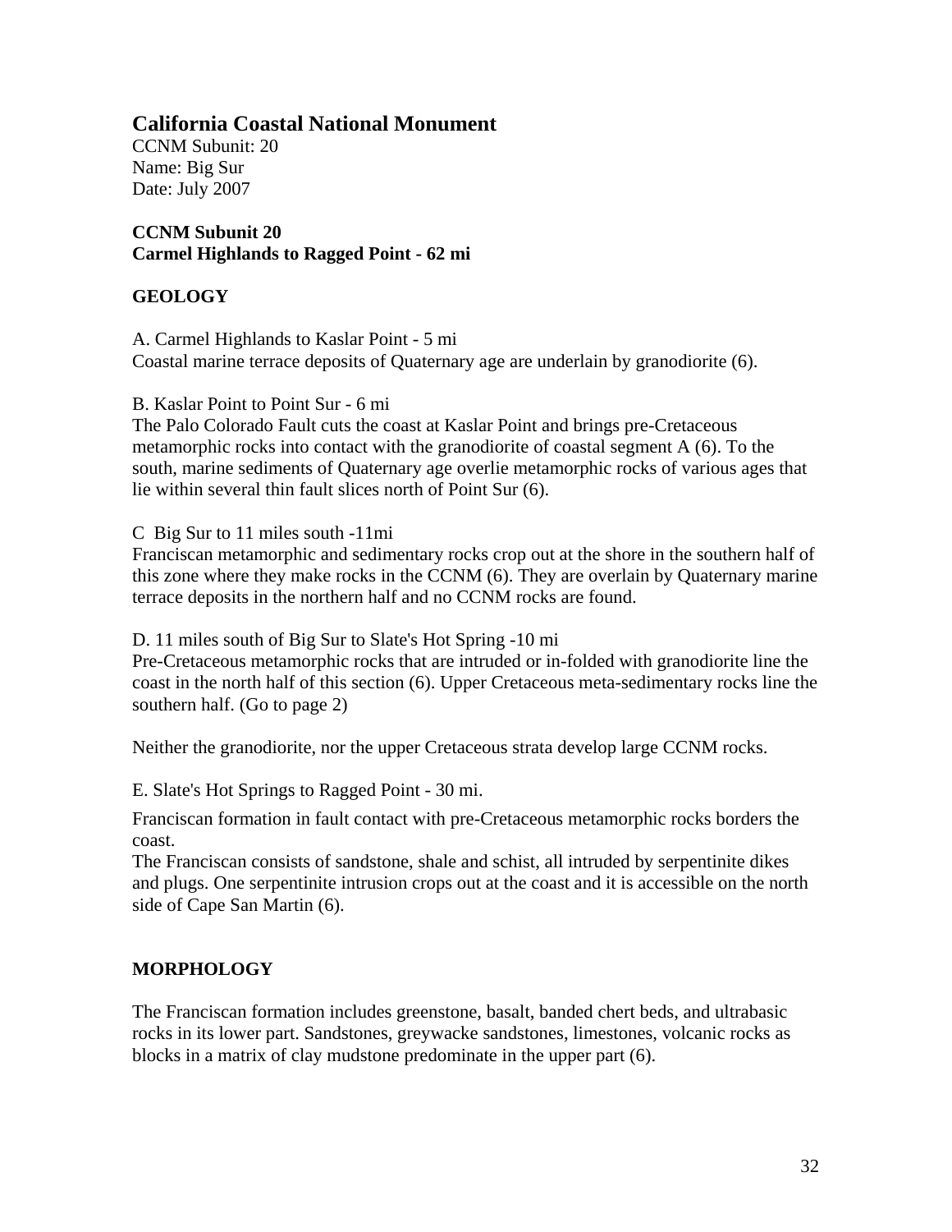## California Coastal National Monument

CCNM Subunit: 20
Name: Big Sur
Date: July 2007

**CCNM Subunit 20**
**Carmel Highlands to Ragged Point - 62 mi**

### GEOLOGY

A. Carmel Highlands to Kaslar Point - 5 mi
Coastal marine terrace deposits of Quaternary age are underlain by granodiorite (6).

B. Kaslar Point to Point Sur - 6 mi
The Palo Colorado Fault cuts the coast at Kaslar Point and brings pre-Cretaceous metamorphic rocks into contact with the granodiorite of coastal segment A (6). To the south, marine sediments of Quaternary age overlie metamorphic rocks of various ages that lie within several thin fault slices north of Point Sur (6).

C Big Sur to 11 miles south -11mi
Franciscan metamorphic and sedimentary rocks crop out at the shore in the southern half of this zone where they make rocks in the CCNM (6). They are overlain by Quaternary marine terrace deposits in the northern half and no CCNM rocks are found.

D. 11 miles south of Big Sur to Slate's Hot Spring -10 mi
Pre-Cretaceous metamorphic rocks that are intruded or in-folded with granodiorite line the coast in the north half of this section (6). Upper Cretaceous meta-sedimentary rocks line the southern half. (Go to page 2)

Neither the granodiorite, nor the upper Cretaceous strata develop large CCNM rocks.

E. Slate's Hot Springs to Ragged Point - 30 mi.

Franciscan formation in fault contact with pre-Cretaceous metamorphic rocks borders the coast.
The Franciscan consists of sandstone, shale and schist, all intruded by serpentinite dikes and plugs. One serpentinite intrusion crops out at the coast and it is accessible on the north side of Cape San Martin (6).

### MORPHOLOGY

The Franciscan formation includes greenstone, basalt, banded chert beds, and ultrabasic rocks in its lower part. Sandstones, greywacke sandstones, limestones, volcanic rocks as blocks in a matrix of clay mudstone predominate in the upper part (6).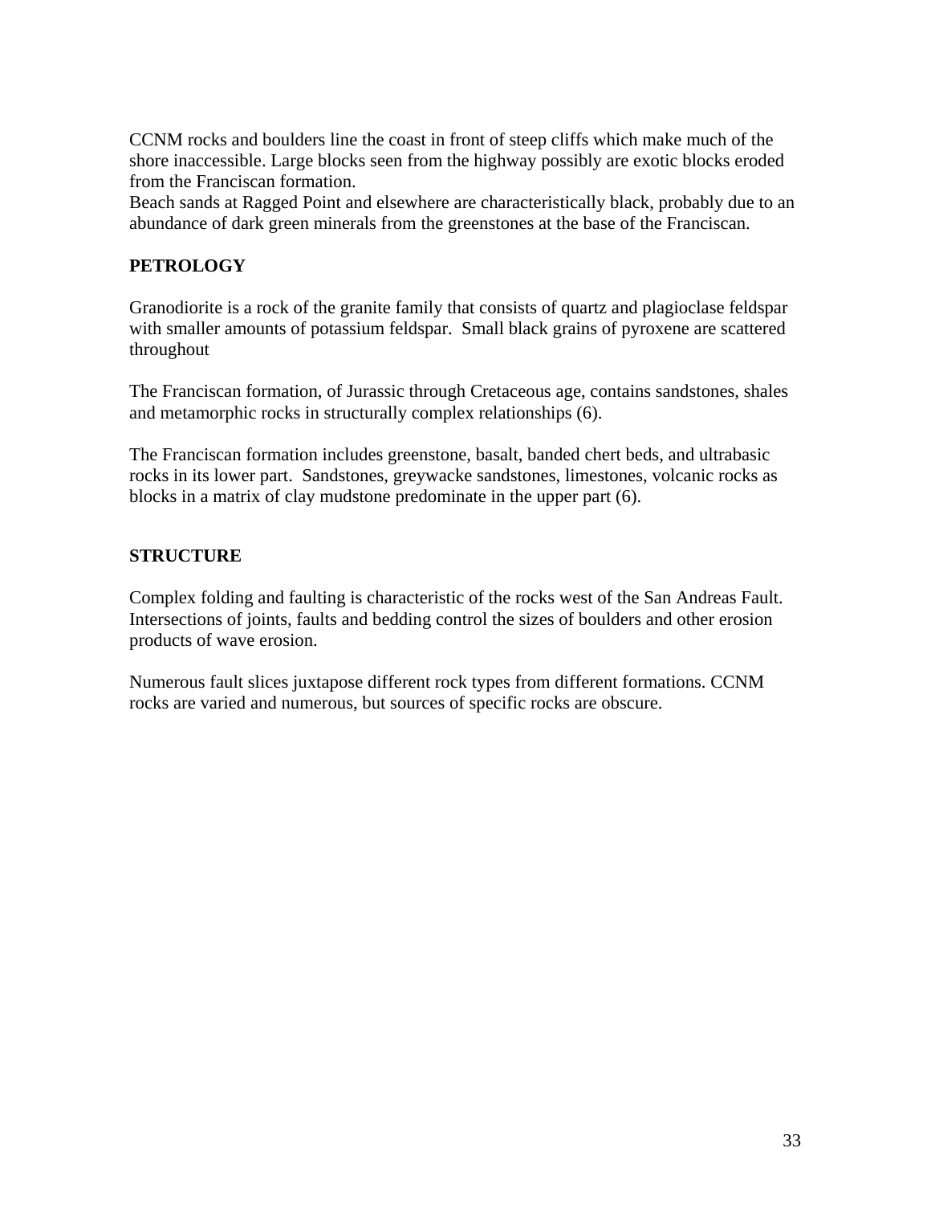CCNM rocks and boulders line the coast in front of steep cliffs which make much of the shore inaccessible. Large blocks seen from the highway possibly are exotic blocks eroded from the Franciscan formation.
Beach sands at Ragged Point and elsewhere are characteristically black, probably due to an abundance of dark green minerals from the greenstones at the base of the Franciscan.

**PETROLOGY**

Granodiorite is a rock of the granite family that consists of quartz and plagioclase feldspar with smaller amounts of potassium feldspar. Small black grains of pyroxene are scattered throughout

The Franciscan formation, of Jurassic through Cretaceous age, contains sandstones, shales and metamorphic rocks in structurally complex relationships (6).

The Franciscan formation includes greenstone, basalt, banded chert beds, and ultrabasic rocks in its lower part. Sandstones, greywacke sandstones, limestones, volcanic rocks as blocks in a matrix of clay mudstone predominate in the upper part (6).

**STRUCTURE**

Complex folding and faulting is characteristic of the rocks west of the San Andreas Fault. Intersections of joints, faults and bedding control the sizes of boulders and other erosion products of wave erosion.

Numerous fault slices juxtapose different rock types from different formations. CCNM rocks are varied and numerous, but sources of specific rocks are obscure.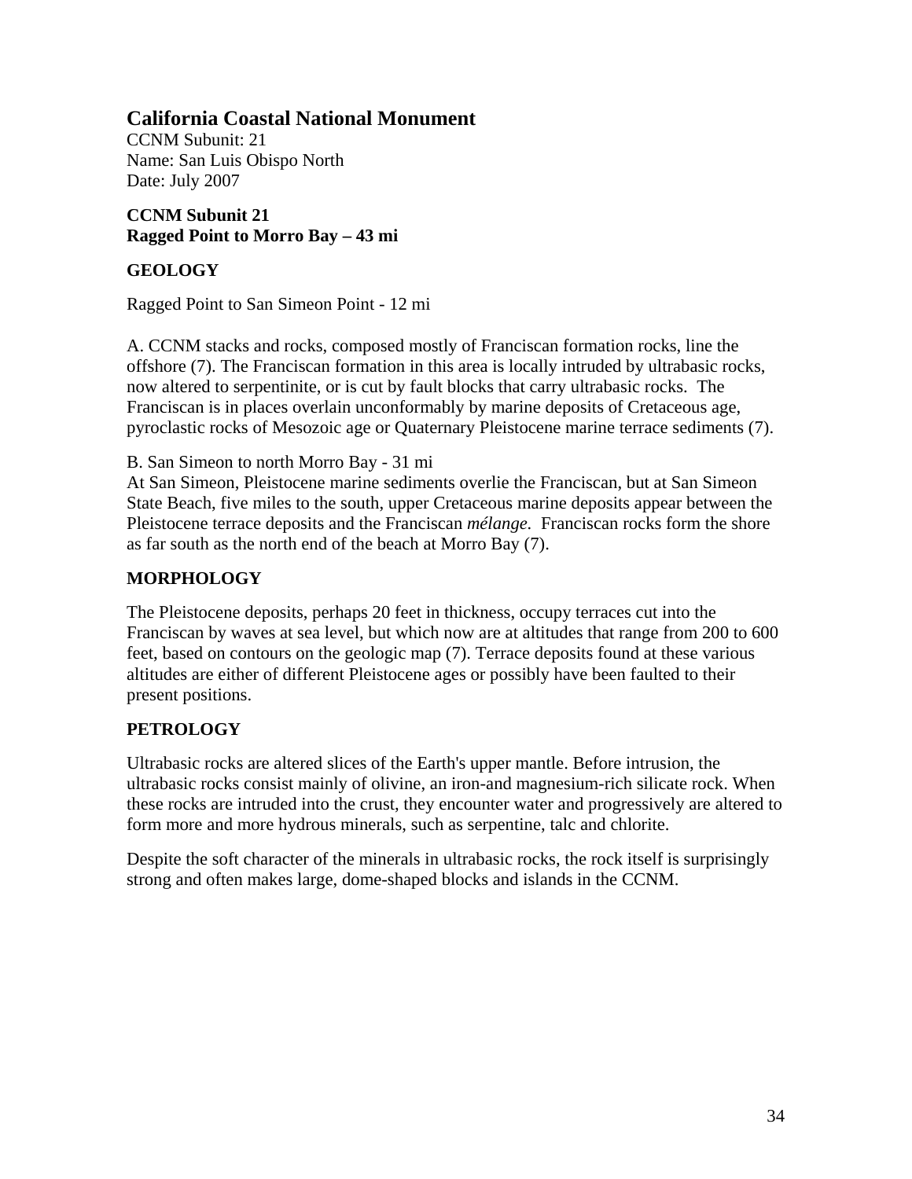## California Coastal National Monument

CCNM Subunit: 21
Name: San Luis Obispo North
Date: July 2007

**CCNM Subunit 21**
**Ragged Point to Morro Bay – 43 mi**

### GEOLOGY

Ragged Point to San Simeon Point - 12 mi

A. CCNM stacks and rocks, composed mostly of Franciscan formation rocks, line the offshore (7). The Franciscan formation in this area is locally intruded by ultrabasic rocks, now altered to serpentinite, or is cut by fault blocks that carry ultrabasic rocks. The Franciscan is in places overlain unconformably by marine deposits of Cretaceous age, pyroclastic rocks of Mesozoic age or Quaternary Pleistocene marine terrace sediments (7).

B. San Simeon to north Morro Bay - 31 mi
At San Simeon, Pleistocene marine sediments overlie the Franciscan, but at San Simeon State Beach, five miles to the south, upper Cretaceous marine deposits appear between the Pleistocene terrace deposits and the Franciscan *mélange*. Franciscan rocks form the shore as far south as the north end of the beach at Morro Bay (7).

### MORPHOLOGY

The Pleistocene deposits, perhaps 20 feet in thickness, occupy terraces cut into the Franciscan by waves at sea level, but which now are at altitudes that range from 200 to 600 feet, based on contours on the geologic map (7). Terrace deposits found at these various altitudes are either of different Pleistocene ages or possibly have been faulted to their present positions.

### PETROLOGY

Ultrabasic rocks are altered slices of the Earth's upper mantle. Before intrusion, the ultrabasic rocks consist mainly of olivine, an iron-and magnesium-rich silicate rock. When these rocks are intruded into the crust, they encounter water and progressively are altered to form more and more hydrous minerals, such as serpentine, talc and chlorite.

Despite the soft character of the minerals in ultrabasic rocks, the rock itself is surprisingly strong and often makes large, dome-shaped blocks and islands in the CCNM.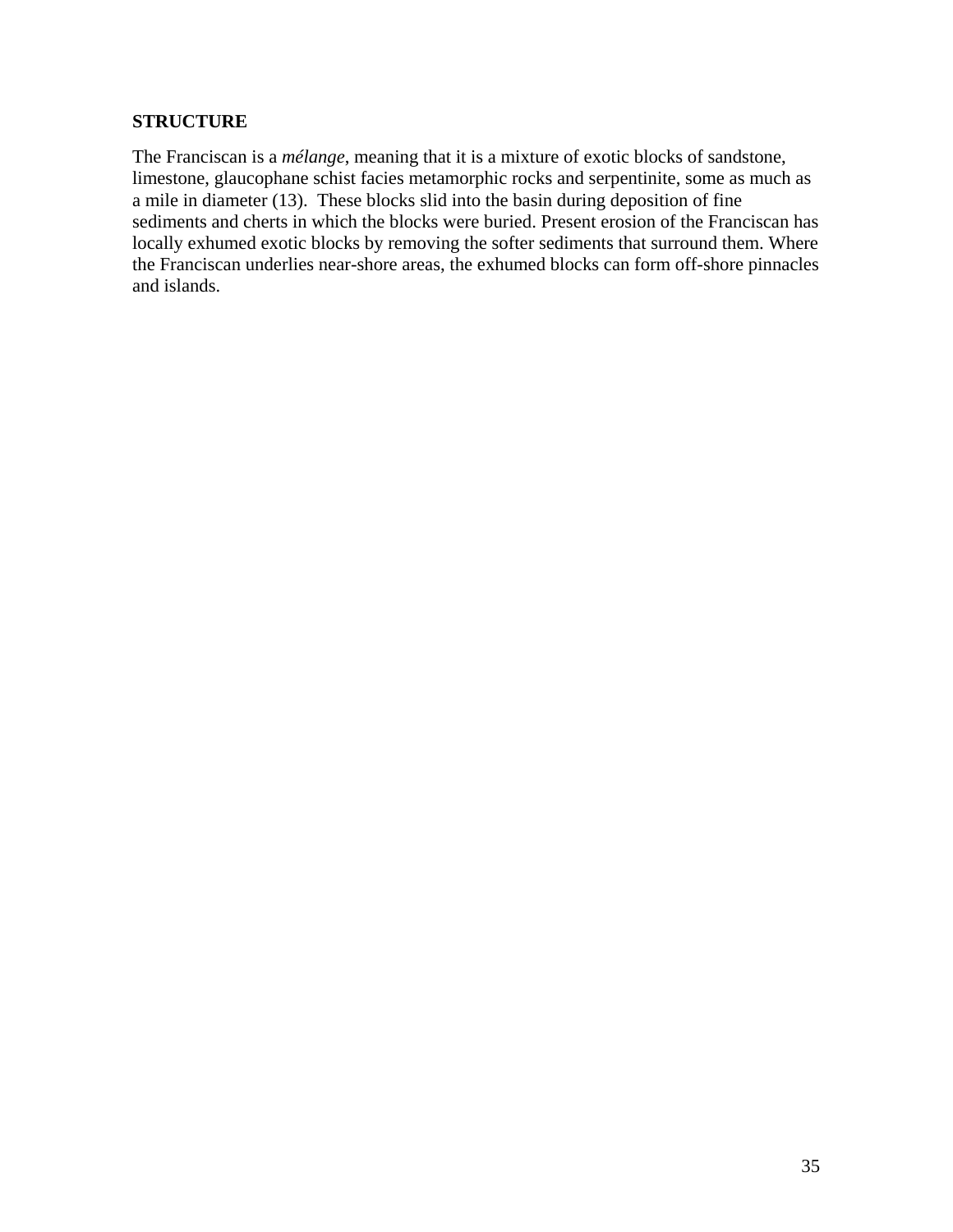## STRUCTURE

The Franciscan is a *mélange*, meaning that it is a mixture of exotic blocks of sandstone, limestone, glaucophane schist facies metamorphic rocks and serpentinite, some as much as a mile in diameter (13). These blocks slid into the basin during deposition of fine sediments and cherts in which the blocks were buried. Present erosion of the Franciscan has locally exhumed exotic blocks by removing the softer sediments that surround them. Where the Franciscan underlies near-shore areas, the exhumed blocks can form off-shore pinnacles and islands.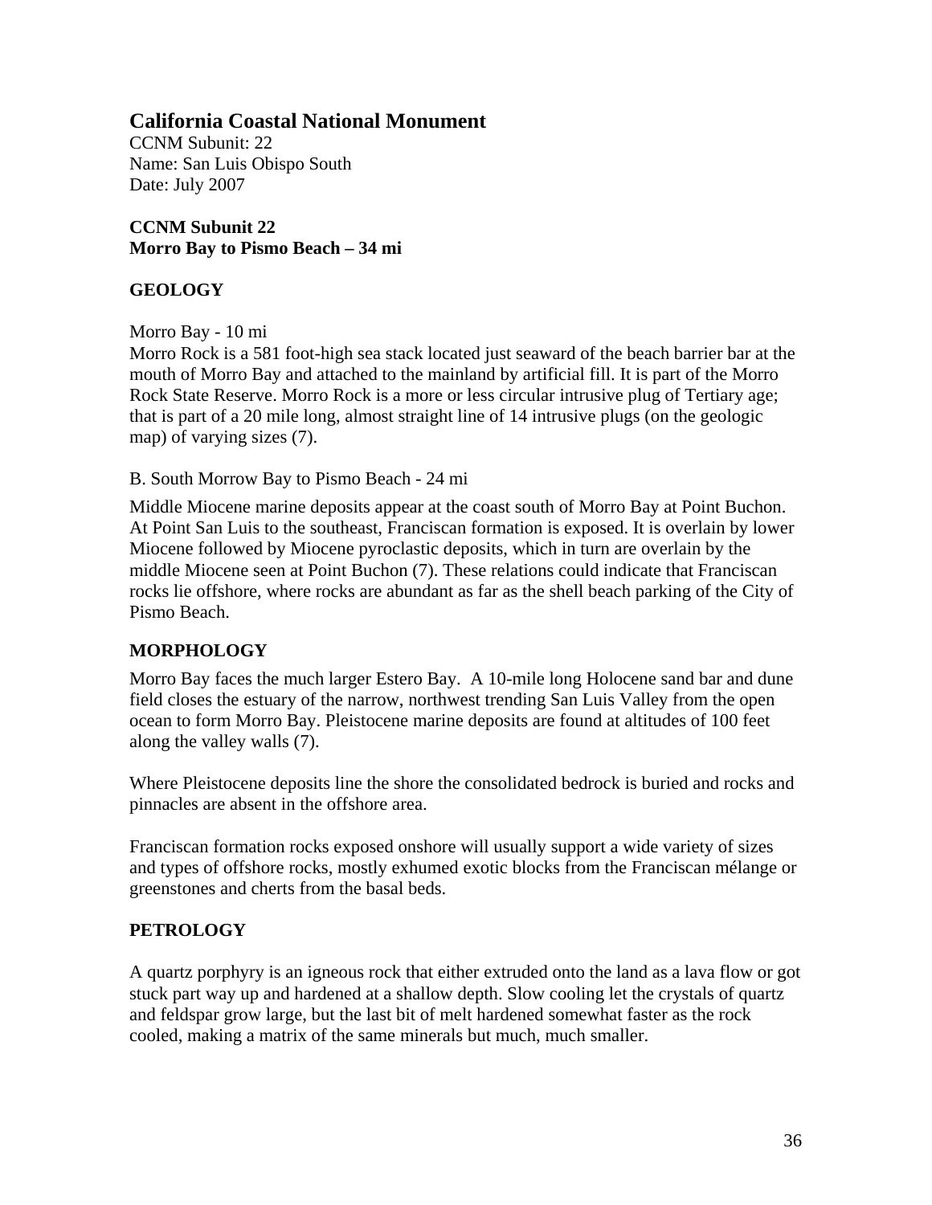## California Coastal National Monument

CCNM Subunit: 22
Name: San Luis Obispo South
Date: July 2007

**CCNM Subunit 22**
**Morro Bay to Pismo Beach – 34 mi**

### GEOLOGY

Morro Bay - 10 mi
Morro Rock is a 581 foot-high sea stack located just seaward of the beach barrier bar at the mouth of Morro Bay and attached to the mainland by artificial fill. It is part of the Morro Rock State Reserve. Morro Rock is a more or less circular intrusive plug of Tertiary age; that is part of a 20 mile long, almost straight line of 14 intrusive plugs (on the geologic map) of varying sizes (7).

B. South Morrow Bay to Pismo Beach - 24 mi

Middle Miocene marine deposits appear at the coast south of Morro Bay at Point Buchon. At Point San Luis to the southeast, Franciscan formation is exposed. It is overlain by lower Miocene followed by Miocene pyroclastic deposits, which in turn are overlain by the middle Miocene seen at Point Buchon (7). These relations could indicate that Franciscan rocks lie offshore, where rocks are abundant as far as the shell beach parking of the City of Pismo Beach.

### MORPHOLOGY

Morro Bay faces the much larger Estero Bay. A 10-mile long Holocene sand bar and dune field closes the estuary of the narrow, northwest trending San Luis Valley from the open ocean to form Morro Bay. Pleistocene marine deposits are found at altitudes of 100 feet along the valley walls (7).

Where Pleistocene deposits line the shore the consolidated bedrock is buried and rocks and pinnacles are absent in the offshore area.

Franciscan formation rocks exposed onshore will usually support a wide variety of sizes and types of offshore rocks, mostly exhumed exotic blocks from the Franciscan mélange or greenstones and cherts from the basal beds.

### PETROLOGY

A quartz porphyry is an igneous rock that either extruded onto the land as a lava flow or got stuck part way up and hardened at a shallow depth. Slow cooling let the crystals of quartz and feldspar grow large, but the last bit of melt hardened somewhat faster as the rock cooled, making a matrix of the same minerals but much, much smaller.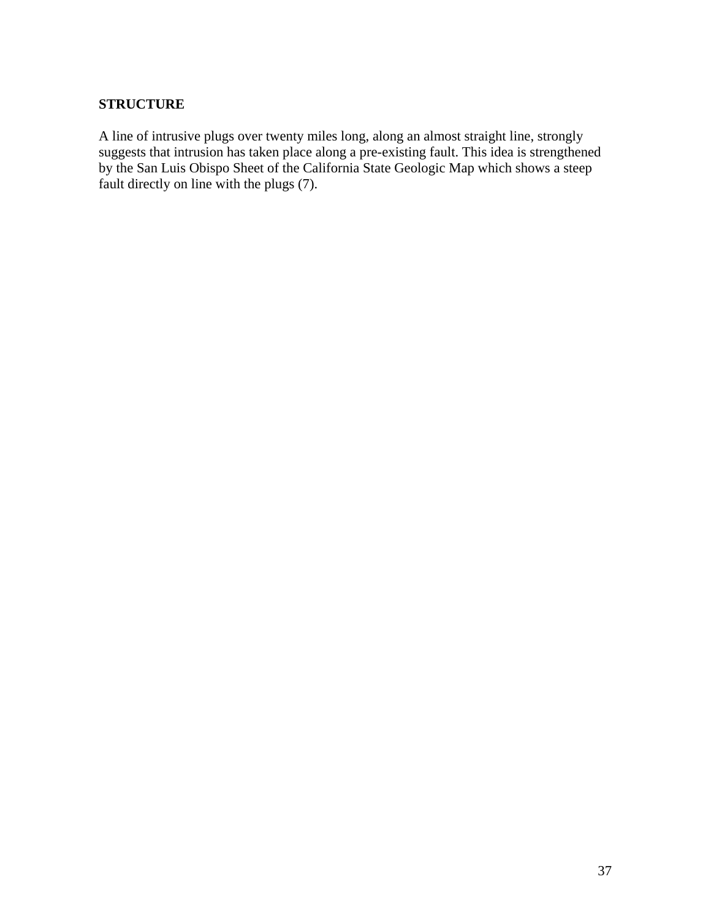## STRUCTURE

A line of intrusive plugs over twenty miles long, along an almost straight line, strongly suggests that intrusion has taken place along a pre-existing fault. This idea is strengthened by the San Luis Obispo Sheet of the California State Geologic Map which shows a steep fault directly on line with the plugs (7).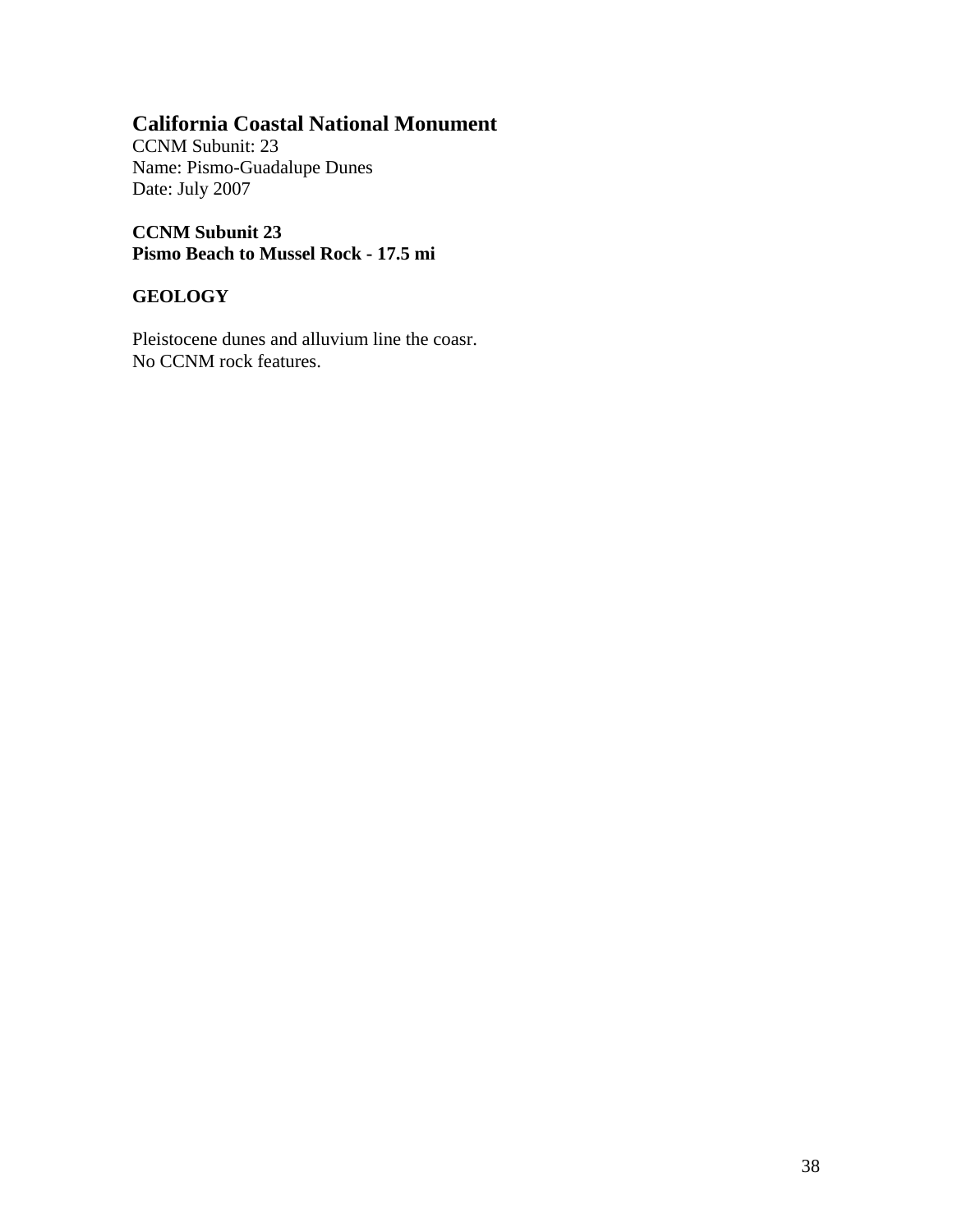# California Coastal National Monument

CCNM Subunit: 23
Name: Pismo-Guadalupe Dunes
Date: July 2007

**CCNM Subunit 23**
**Pismo Beach to Mussel Rock - 17.5 mi**

## GEOLOGY

Pleistocene dunes and alluvium line the coasr.
No CCNM rock features.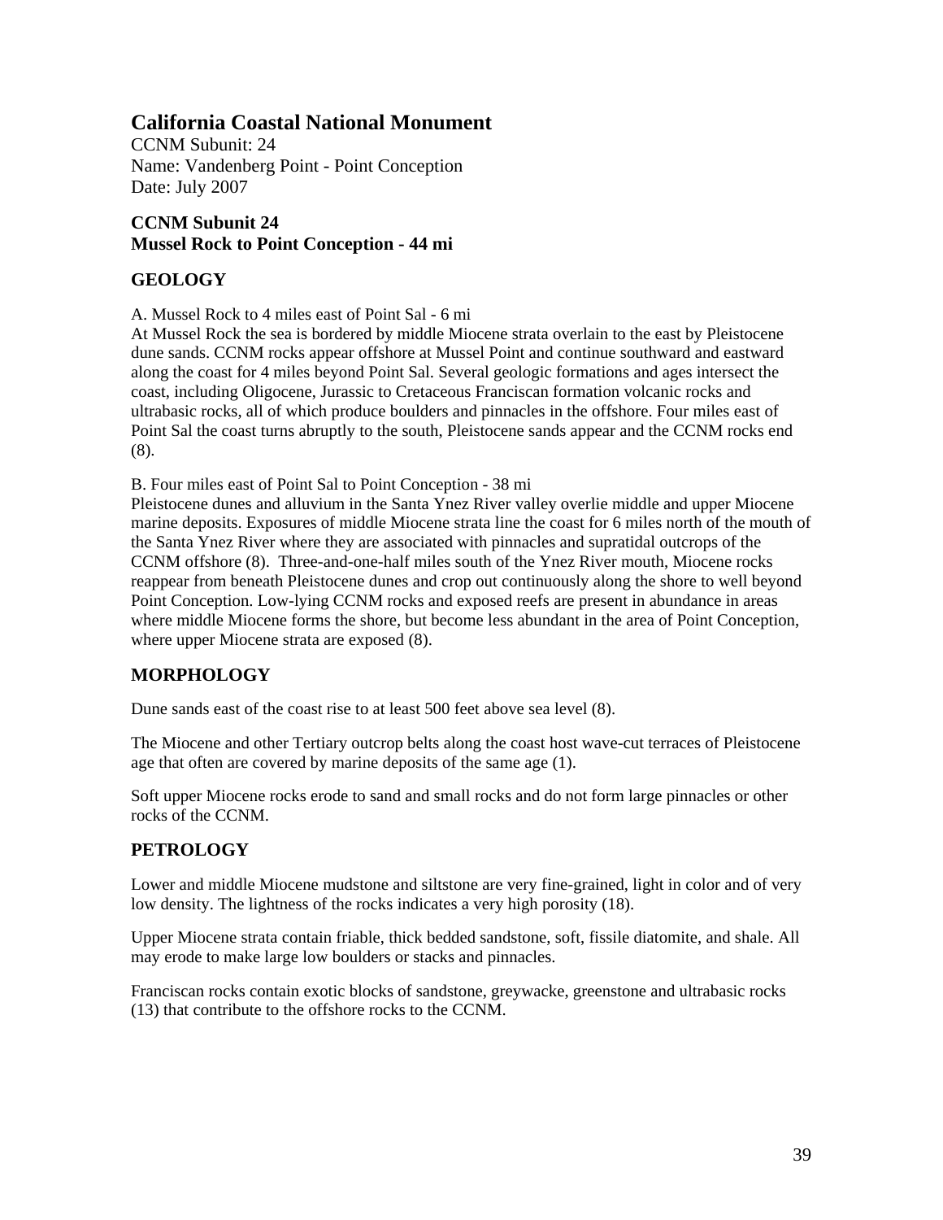## California Coastal National Monument

CCNM Subunit: 24
Name: Vandenberg Point - Point Conception
Date: July 2007

**CCNM Subunit 24**
**Mussel Rock to Point Conception - 44 mi**

### GEOLOGY

A. Mussel Rock to 4 miles east of Point Sal - 6 mi
At Mussel Rock the sea is bordered by middle Miocene strata overlain to the east by Pleistocene dune sands. CCNM rocks appear offshore at Mussel Point and continue southward and eastward along the coast for 4 miles beyond Point Sal. Several geologic formations and ages intersect the coast, including Oligocene, Jurassic to Cretaceous Franciscan formation volcanic rocks and ultrabasic rocks, all of which produce boulders and pinnacles in the offshore. Four miles east of Point Sal the coast turns abruptly to the south, Pleistocene sands appear and the CCNM rocks end (8).

B. Four miles east of Point Sal to Point Conception - 38 mi
Pleistocene dunes and alluvium in the Santa Ynez River valley overlie middle and upper Miocene marine deposits. Exposures of middle Miocene strata line the coast for 6 miles north of the mouth of the Santa Ynez River where they are associated with pinnacles and supratidal outcrops of the CCNM offshore (8). Three-and-one-half miles south of the Ynez River mouth, Miocene rocks reappear from beneath Pleistocene dunes and crop out continuously along the shore to well beyond Point Conception. Low-lying CCNM rocks and exposed reefs are present in abundance in areas where middle Miocene forms the shore, but become less abundant in the area of Point Conception, where upper Miocene strata are exposed (8).

### MORPHOLOGY

Dune sands east of the coast rise to at least 500 feet above sea level (8).

The Miocene and other Tertiary outcrop belts along the coast host wave-cut terraces of Pleistocene age that often are covered by marine deposits of the same age (1).

Soft upper Miocene rocks erode to sand and small rocks and do not form large pinnacles or other rocks of the CCNM.

### PETROLOGY

Lower and middle Miocene mudstone and siltstone are very fine-grained, light in color and of very low density. The lightness of the rocks indicates a very high porosity (18).

Upper Miocene strata contain friable, thick bedded sandstone, soft, fissile diatomite, and shale. All may erode to make large low boulders or stacks and pinnacles.

Franciscan rocks contain exotic blocks of sandstone, greywacke, greenstone and ultrabasic rocks (13) that contribute to the offshore rocks to the CCNM.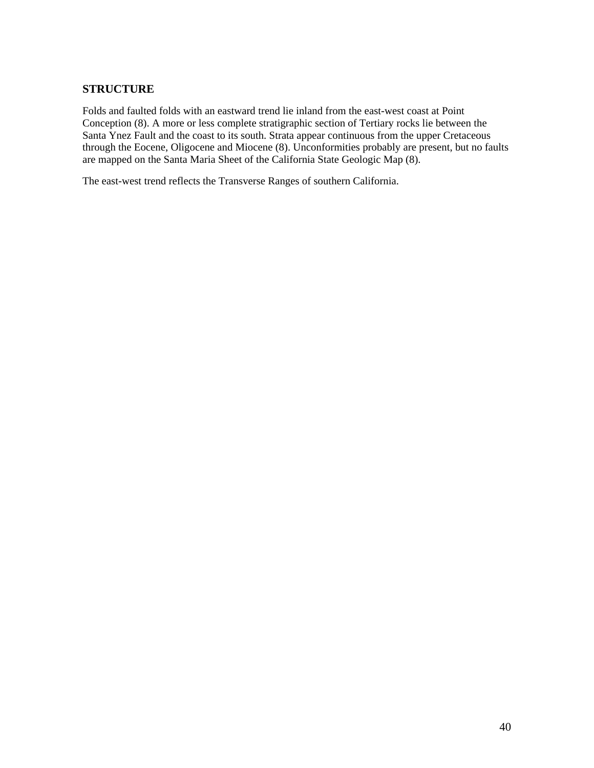## STRUCTURE

Folds and faulted folds with an eastward trend lie inland from the east-west coast at Point Conception (8). A more or less complete stratigraphic section of Tertiary rocks lie between the Santa Ynez Fault and the coast to its south. Strata appear continuous from the upper Cretaceous through the Eocene, Oligocene and Miocene (8). Unconformities probably are present, but no faults are mapped on the Santa Maria Sheet of the California State Geologic Map (8).

The east-west trend reflects the Transverse Ranges of southern California.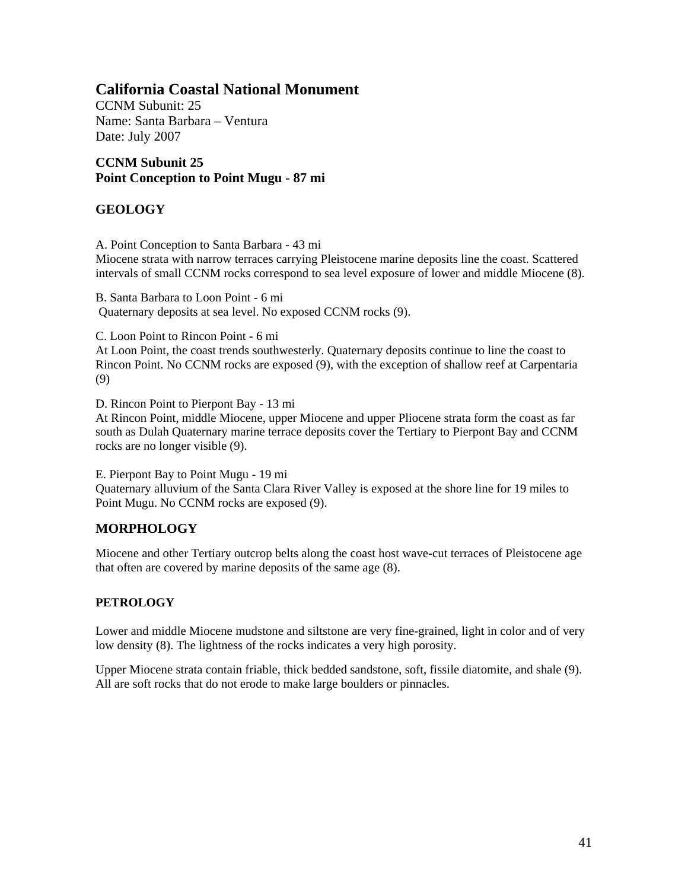# California Coastal National Monument

CCNM Subunit: 25
Name: Santa Barbara – Ventura
Date: July 2007

**CCNM Subunit 25**
**Point Conception to Point Mugu - 87 mi**

## GEOLOGY

A. Point Conception to Santa Barbara - 43 mi
Miocene strata with narrow terraces carrying Pleistocene marine deposits line the coast. Scattered intervals of small CCNM rocks correspond to sea level exposure of lower and middle Miocene (8).

B. Santa Barbara to Loon Point - 6 mi
Quaternary deposits at sea level. No exposed CCNM rocks (9).

C. Loon Point to Rincon Point - 6 mi
At Loon Point, the coast trends southwesterly. Quaternary deposits continue to line the coast to Rincon Point. No CCNM rocks are exposed (9), with the exception of shallow reef at Carpentaria (9)

D. Rincon Point to Pierpont Bay - 13 mi
At Rincon Point, middle Miocene, upper Miocene and upper Pliocene strata form the coast as far south as Dulah Quaternary marine terrace deposits cover the Tertiary to Pierpont Bay and CCNM rocks are no longer visible (9).

E. Pierpont Bay to Point Mugu - 19 mi
Quaternary alluvium of the Santa Clara River Valley is exposed at the shore line for 19 miles to Point Mugu. No CCNM rocks are exposed (9).

## MORPHOLOGY

Miocene and other Tertiary outcrop belts along the coast host wave-cut terraces of Pleistocene age that often are covered by marine deposits of the same age (8).

### PETROLOGY

Lower and middle Miocene mudstone and siltstone are very fine-grained, light in color and of very low density (8). The lightness of the rocks indicates a very high porosity.

Upper Miocene strata contain friable, thick bedded sandstone, soft, fissile diatomite, and shale (9). All are soft rocks that do not erode to make large boulders or pinnacles.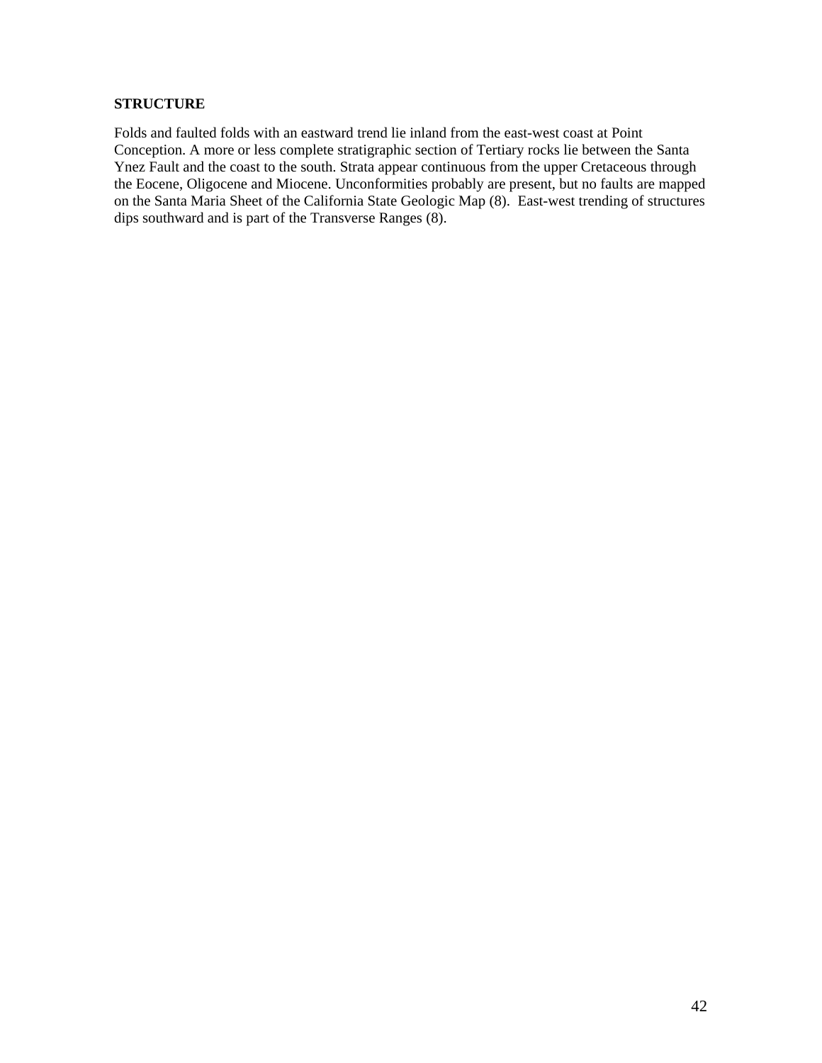**STRUCTURE**

Folds and faulted folds with an eastward trend lie inland from the east-west coast at Point Conception. A more or less complete stratigraphic section of Tertiary rocks lie between the Santa Ynez Fault and the coast to the south. Strata appear continuous from the upper Cretaceous through the Eocene, Oligocene and Miocene. Unconformities probably are present, but no faults are mapped on the Santa Maria Sheet of the California State Geologic Map (8). East-west trending of structures dips southward and is part of the Transverse Ranges (8).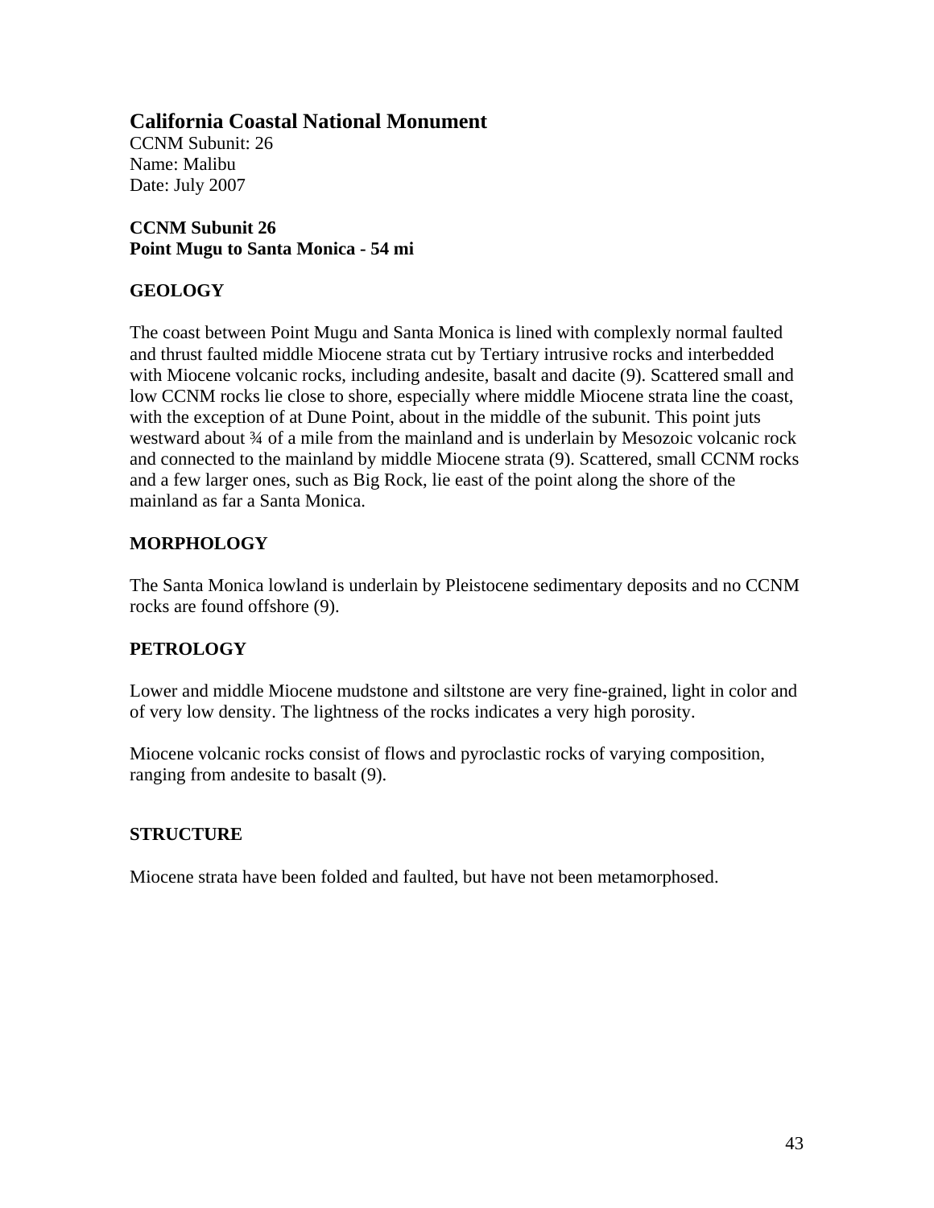## California Coastal National Monument

CCNM Subunit: 26
Name: Malibu
Date: July 2007

**CCNM Subunit 26**
**Point Mugu to Santa Monica - 54 mi**

### GEOLOGY

The coast between Point Mugu and Santa Monica is lined with complexly normal faulted and thrust faulted middle Miocene strata cut by Tertiary intrusive rocks and interbedded with Miocene volcanic rocks, including andesite, basalt and dacite (9). Scattered small and low CCNM rocks lie close to shore, especially where middle Miocene strata line the coast, with the exception of at Dune Point, about in the middle of the subunit. This point juts westward about ¾ of a mile from the mainland and is underlain by Mesozoic volcanic rock and connected to the mainland by middle Miocene strata (9). Scattered, small CCNM rocks and a few larger ones, such as Big Rock, lie east of the point along the shore of the mainland as far a Santa Monica.

### MORPHOLOGY

The Santa Monica lowland is underlain by Pleistocene sedimentary deposits and no CCNM rocks are found offshore (9).

### PETROLOGY

Lower and middle Miocene mudstone and siltstone are very fine-grained, light in color and of very low density. The lightness of the rocks indicates a very high porosity.

Miocene volcanic rocks consist of flows and pyroclastic rocks of varying composition, ranging from andesite to basalt (9).

### STRUCTURE

Miocene strata have been folded and faulted, but have not been metamorphosed.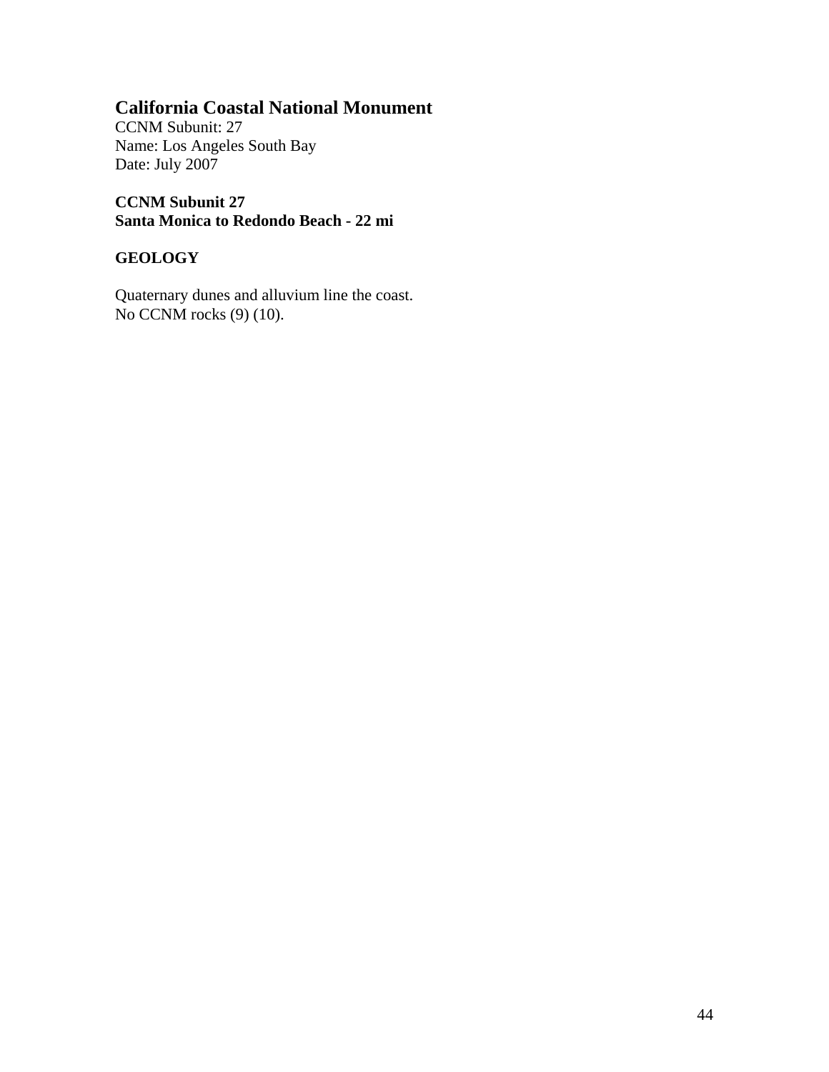## California Coastal National Monument

CCNM Subunit: 27
Name: Los Angeles South Bay
Date: July 2007

**CCNM Subunit 27**
**Santa Monica to Redondo Beach - 22 mi**

### GEOLOGY

Quaternary dunes and alluvium line the coast.
No CCNM rocks (9) (10).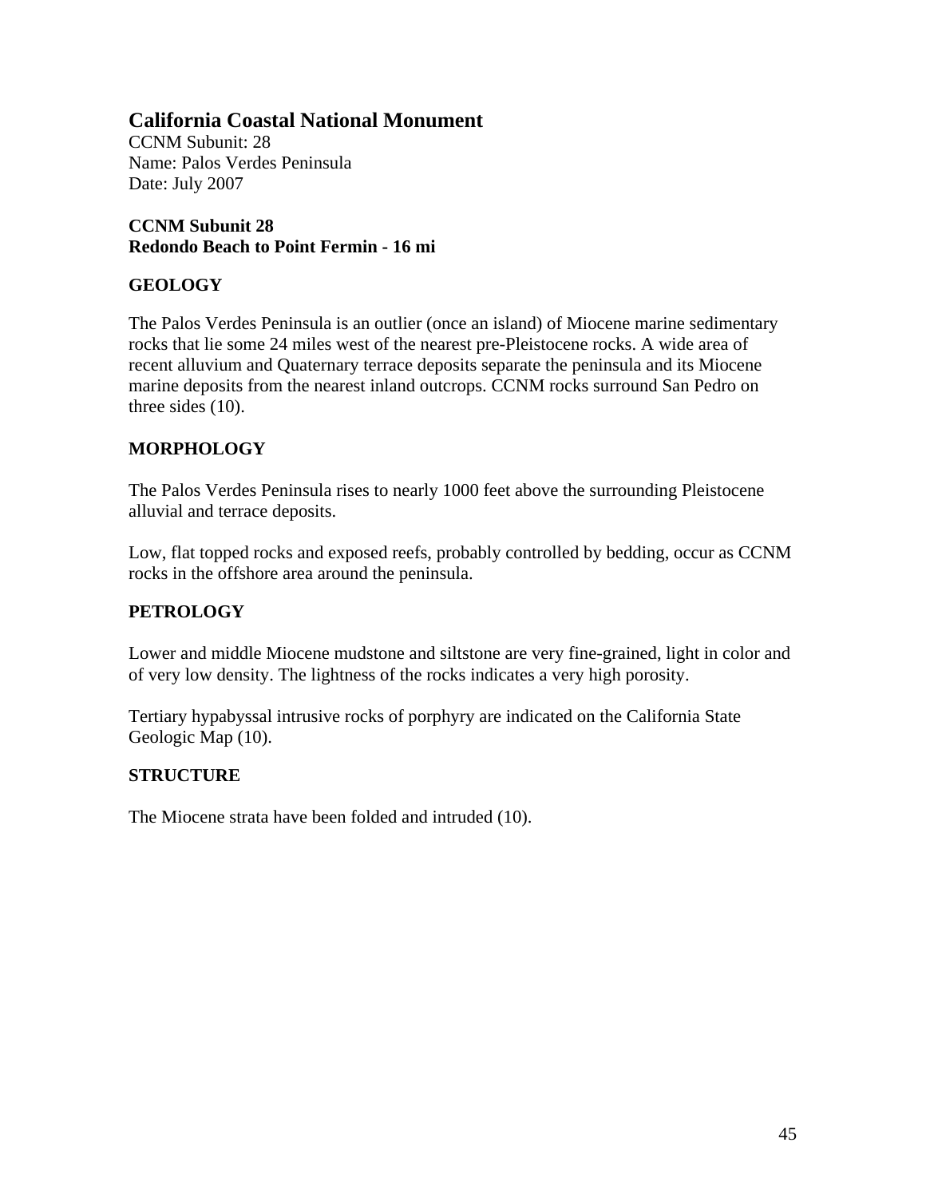## California Coastal National Monument

CCNM Subunit: 28
Name: Palos Verdes Peninsula
Date: July 2007

**CCNM Subunit 28**
**Redondo Beach to Point Fermin - 16 mi**

### GEOLOGY

The Palos Verdes Peninsula is an outlier (once an island) of Miocene marine sedimentary rocks that lie some 24 miles west of the nearest pre-Pleistocene rocks. A wide area of recent alluvium and Quaternary terrace deposits separate the peninsula and its Miocene marine deposits from the nearest inland outcrops. CCNM rocks surround San Pedro on three sides (10).

### MORPHOLOGY

The Palos Verdes Peninsula rises to nearly 1000 feet above the surrounding Pleistocene alluvial and terrace deposits.

Low, flat topped rocks and exposed reefs, probably controlled by bedding, occur as CCNM rocks in the offshore area around the peninsula.

### PETROLOGY

Lower and middle Miocene mudstone and siltstone are very fine-grained, light in color and of very low density. The lightness of the rocks indicates a very high porosity.

Tertiary hypabyssal intrusive rocks of porphyry are indicated on the California State Geologic Map (10).

### STRUCTURE

The Miocene strata have been folded and intruded (10).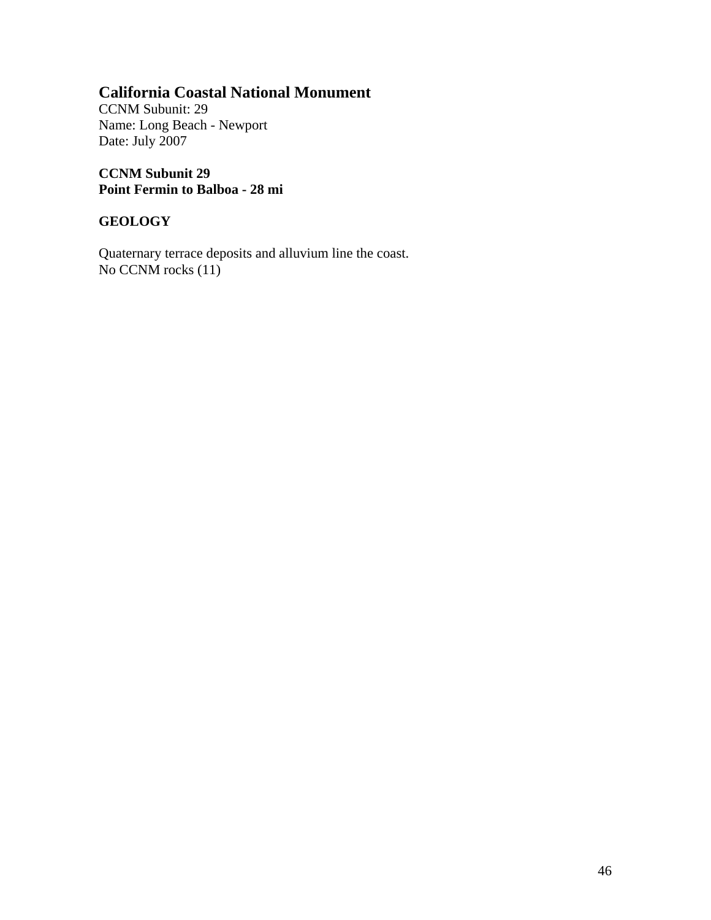# California Coastal National Monument

CCNM Subunit: 29
Name: Long Beach - Newport
Date: July 2007

**CCNM Subunit 29**
**Point Fermin to Balboa - 28 mi**

**GEOLOGY**

Quaternary terrace deposits and alluvium line the coast.
No CCNM rocks (11)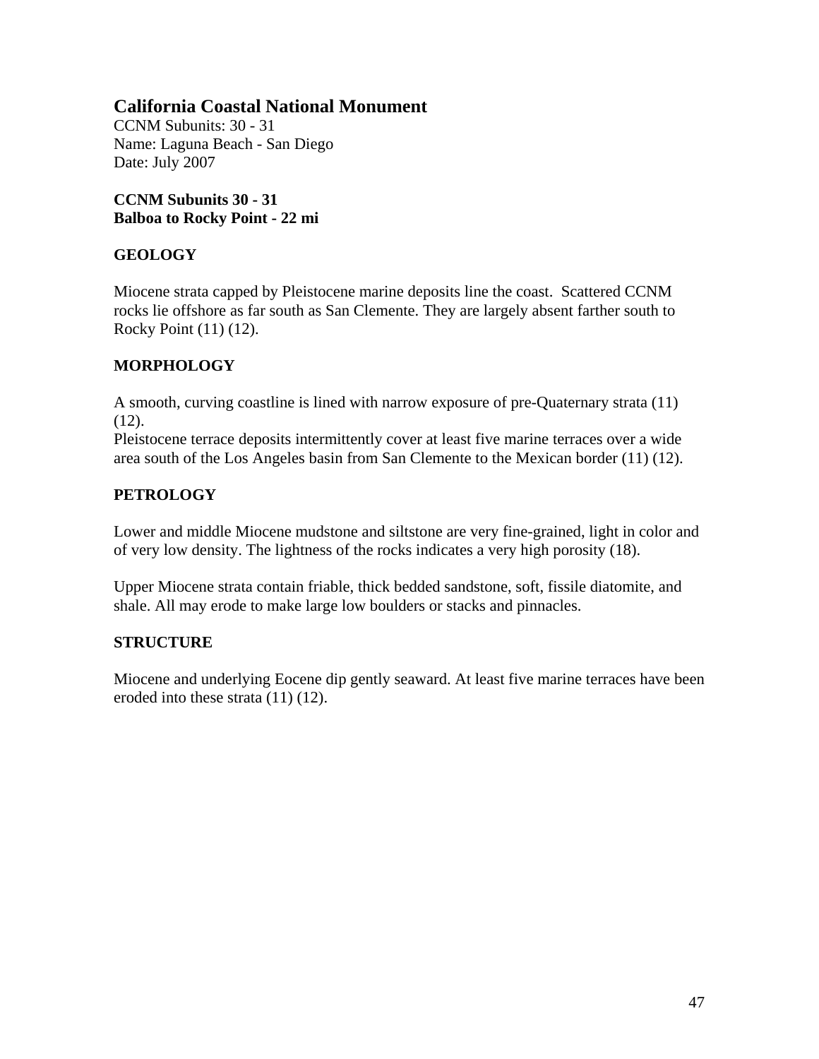# California Coastal National Monument

CCNM Subunits: 30 - 31
Name: Laguna Beach - San Diego
Date: July 2007

**CCNM Subunits 30 - 31**
**Balboa to Rocky Point - 22 mi**

## GEOLOGY

Miocene strata capped by Pleistocene marine deposits line the coast. Scattered CCNM rocks lie offshore as far south as San Clemente. They are largely absent farther south to Rocky Point (11) (12).

## MORPHOLOGY

A smooth, curving coastline is lined with narrow exposure of pre-Quaternary strata (11) (12).
Pleistocene terrace deposits intermittently cover at least five marine terraces over a wide area south of the Los Angeles basin from San Clemente to the Mexican border (11) (12).

## PETROLOGY

Lower and middle Miocene mudstone and siltstone are very fine-grained, light in color and of very low density. The lightness of the rocks indicates a very high porosity (18).

Upper Miocene strata contain friable, thick bedded sandstone, soft, fissile diatomite, and shale. All may erode to make large low boulders or stacks and pinnacles.

## STRUCTURE

Miocene and underlying Eocene dip gently seaward. At least five marine terraces have been eroded into these strata (11) (12).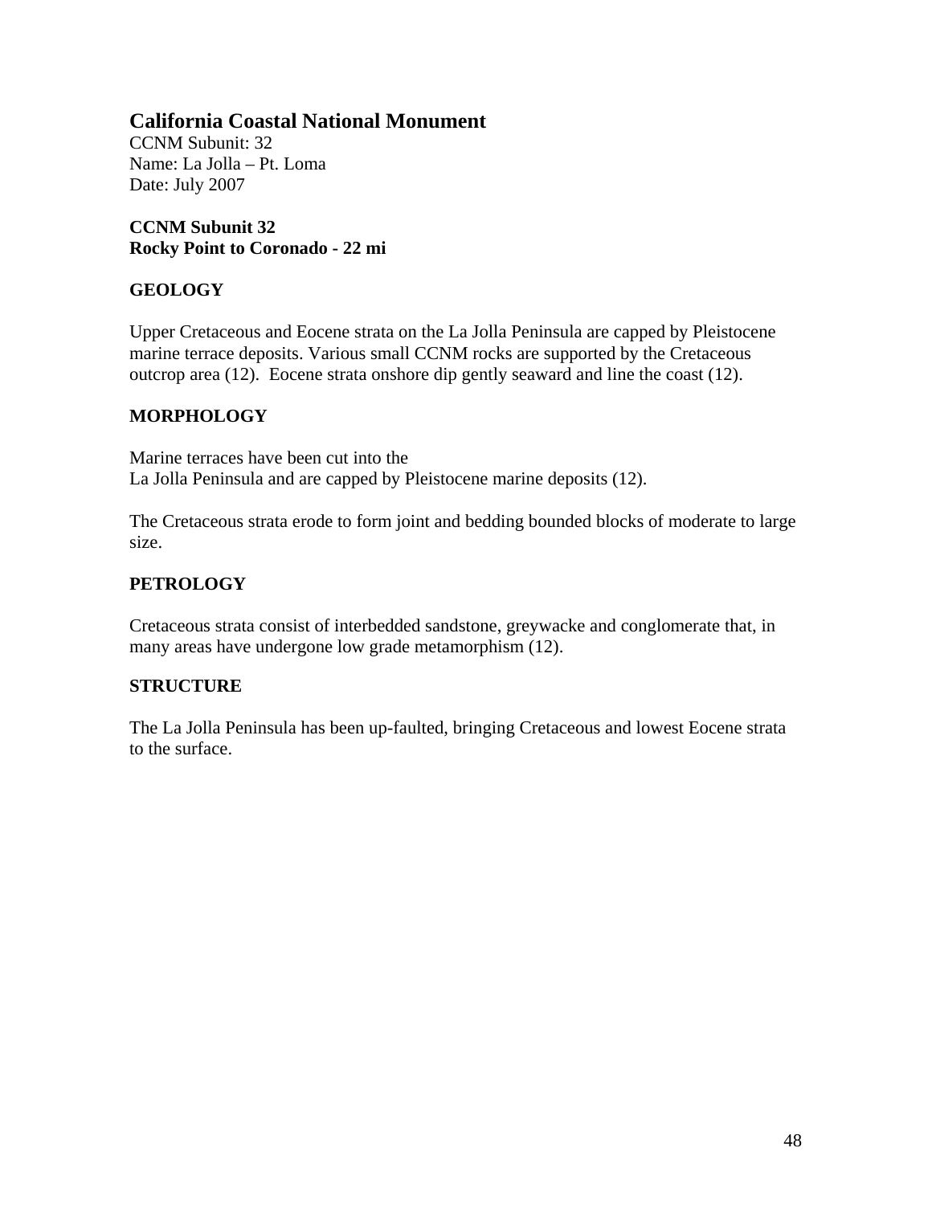## California Coastal National Monument

CCNM Subunit: 32
Name: La Jolla – Pt. Loma
Date: July 2007

**CCNM Subunit 32**
**Rocky Point to Coronado - 22 mi**

### GEOLOGY

Upper Cretaceous and Eocene strata on the La Jolla Peninsula are capped by Pleistocene marine terrace deposits. Various small CCNM rocks are supported by the Cretaceous outcrop area (12). Eocene strata onshore dip gently seaward and line the coast (12).

### MORPHOLOGY

Marine terraces have been cut into the
La Jolla Peninsula and are capped by Pleistocene marine deposits (12).

The Cretaceous strata erode to form joint and bedding bounded blocks of moderate to large size.

### PETROLOGY

Cretaceous strata consist of interbedded sandstone, greywacke and conglomerate that, in many areas have undergone low grade metamorphism (12).

### STRUCTURE

The La Jolla Peninsula has been up-faulted, bringing Cretaceous and lowest Eocene strata to the surface.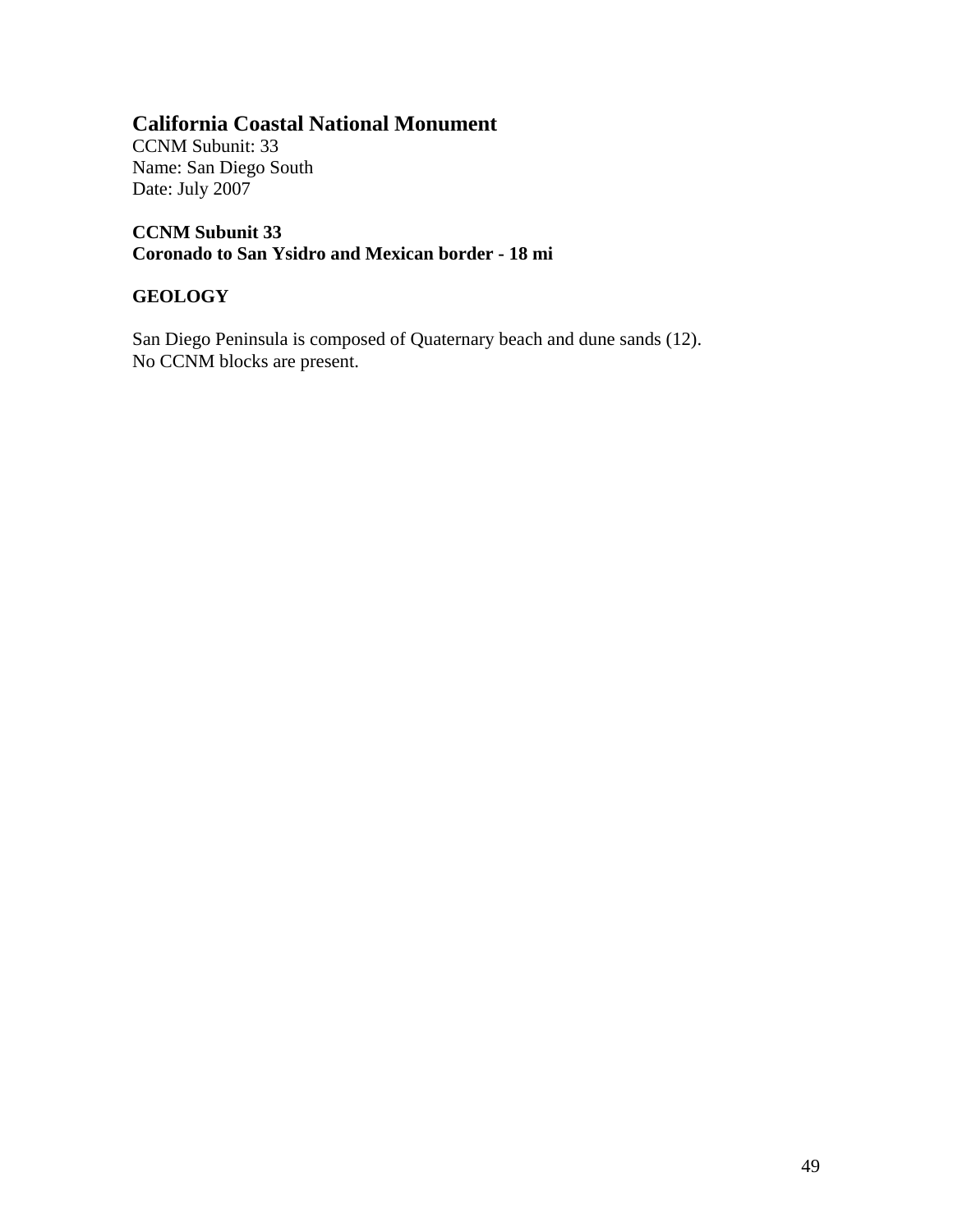# California Coastal National Monument

CCNM Subunit: 33
Name: San Diego South
Date: July 2007

**CCNM Subunit 33**
**Coronado to San Ysidro and Mexican border - 18 mi**

## GEOLOGY

San Diego Peninsula is composed of Quaternary beach and dune sands (12).
No CCNM blocks are present.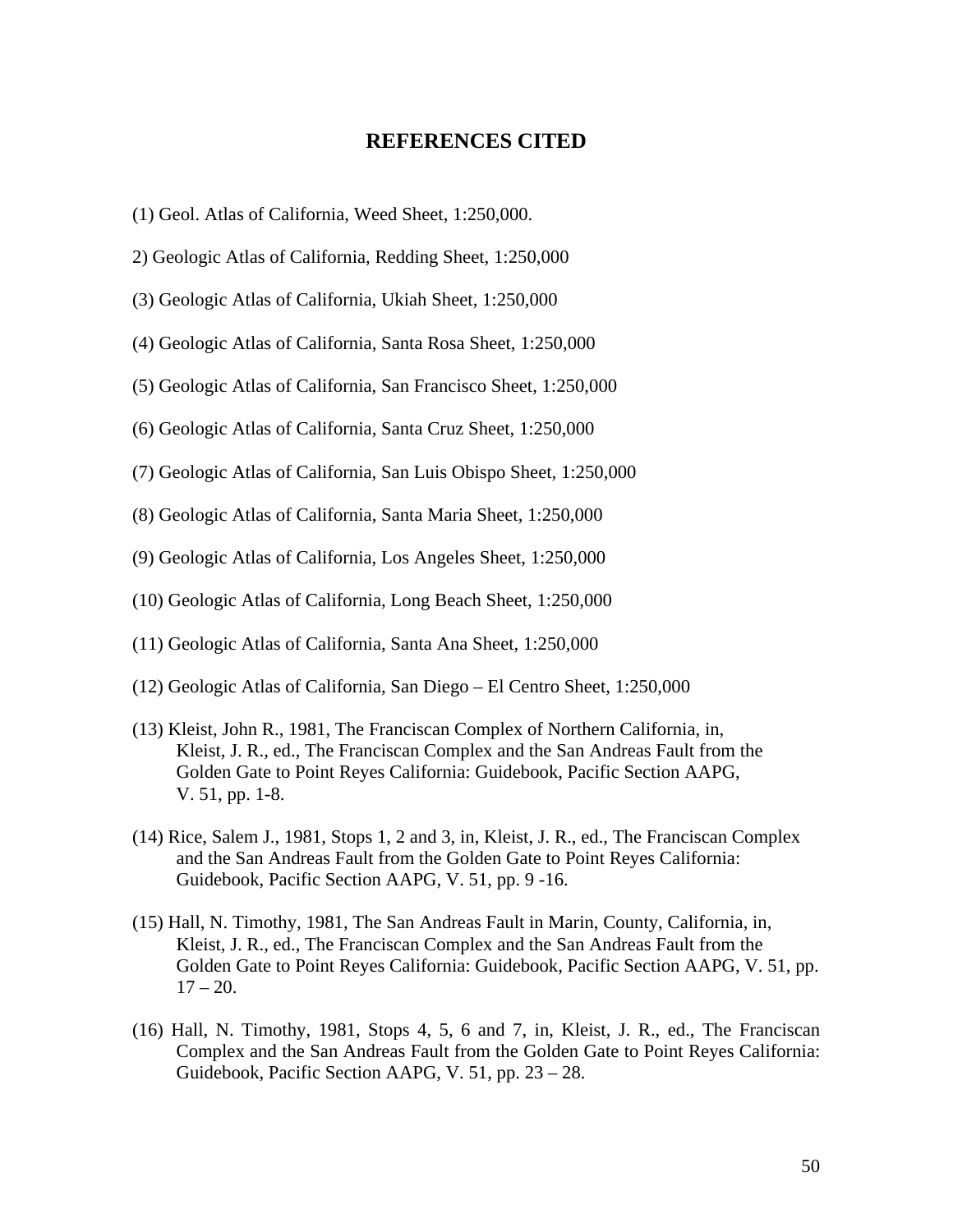# REFERENCES CITED

(1) Geol. Atlas of California, Weed Sheet, 1:250,000.

2) Geologic Atlas of California, Redding Sheet, 1:250,000

(3) Geologic Atlas of California, Ukiah Sheet, 1:250,000

(4) Geologic Atlas of California, Santa Rosa Sheet, 1:250,000

(5) Geologic Atlas of California, San Francisco Sheet, 1:250,000

(6) Geologic Atlas of California, Santa Cruz Sheet, 1:250,000

(7) Geologic Atlas of California, San Luis Obispo Sheet, 1:250,000

(8) Geologic Atlas of California, Santa Maria Sheet, 1:250,000

(9) Geologic Atlas of California, Los Angeles Sheet, 1:250,000

(10) Geologic Atlas of California, Long Beach Sheet, 1:250,000

(11) Geologic Atlas of California, Santa Ana Sheet, 1:250,000

(12) Geologic Atlas of California, San Diego – El Centro Sheet, 1:250,000

(13) Kleist, John R., 1981, The Franciscan Complex of Northern California, in, Kleist, J. R., ed., The Franciscan Complex and the San Andreas Fault from the Golden Gate to Point Reyes California: Guidebook, Pacific Section AAPG, V. 51, pp. 1-8.

(14) Rice, Salem J., 1981, Stops 1, 2 and 3, in, Kleist, J. R., ed., The Franciscan Complex and the San Andreas Fault from the Golden Gate to Point Reyes California: Guidebook, Pacific Section AAPG, V. 51, pp. 9 -16.

(15) Hall, N. Timothy, 1981, The San Andreas Fault in Marin, County, California, in, Kleist, J. R., ed., The Franciscan Complex and the San Andreas Fault from the Golden Gate to Point Reyes California: Guidebook, Pacific Section AAPG, V. 51, pp. 17 – 20.

(16) Hall, N. Timothy, 1981, Stops 4, 5, 6 and 7, in, Kleist, J. R., ed., The Franciscan Complex and the San Andreas Fault from the Golden Gate to Point Reyes California: Guidebook, Pacific Section AAPG, V. 51, pp. 23 – 28.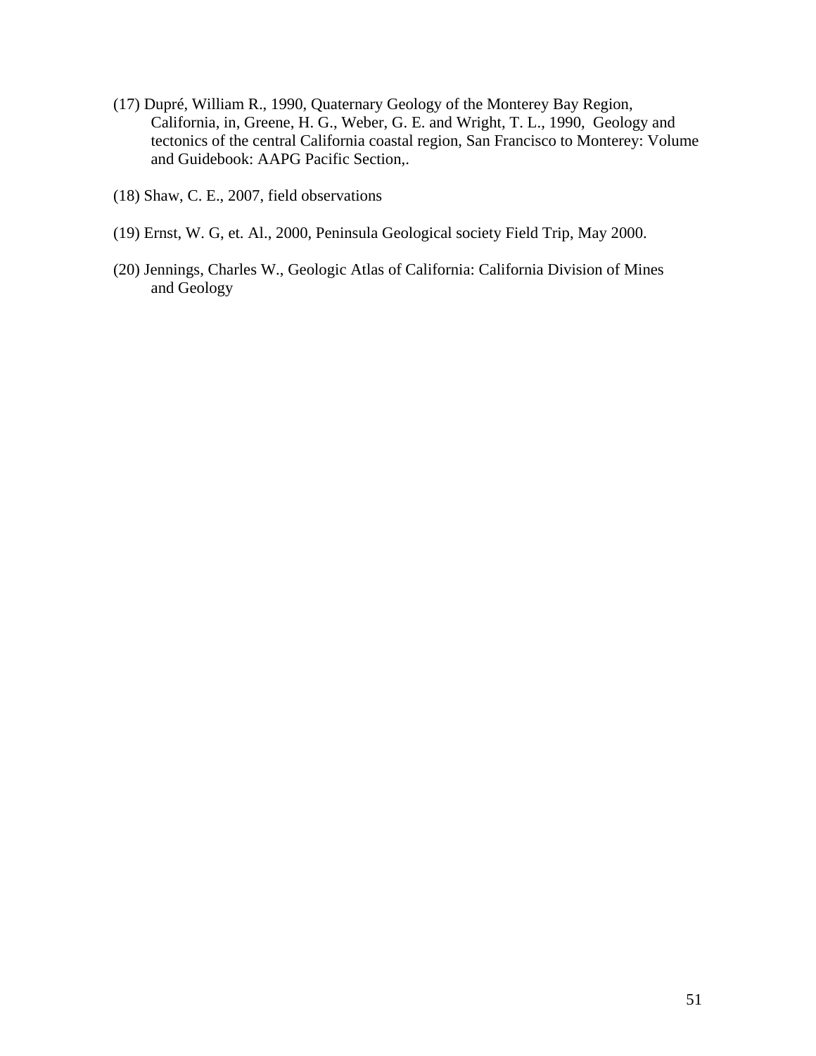(17) Dupré, William R., 1990, Quaternary Geology of the Monterey Bay Region, California, in, Greene, H. G., Weber, G. E. and Wright, T. L., 1990, Geology and tectonics of the central California coastal region, San Francisco to Monterey: Volume and Guidebook: AAPG Pacific Section,.

(18) Shaw, C. E., 2007, field observations

(19) Ernst, W. G, et. Al., 2000, Peninsula Geological society Field Trip, May 2000.

(20) Jennings, Charles W., Geologic Atlas of California: California Division of Mines and Geology